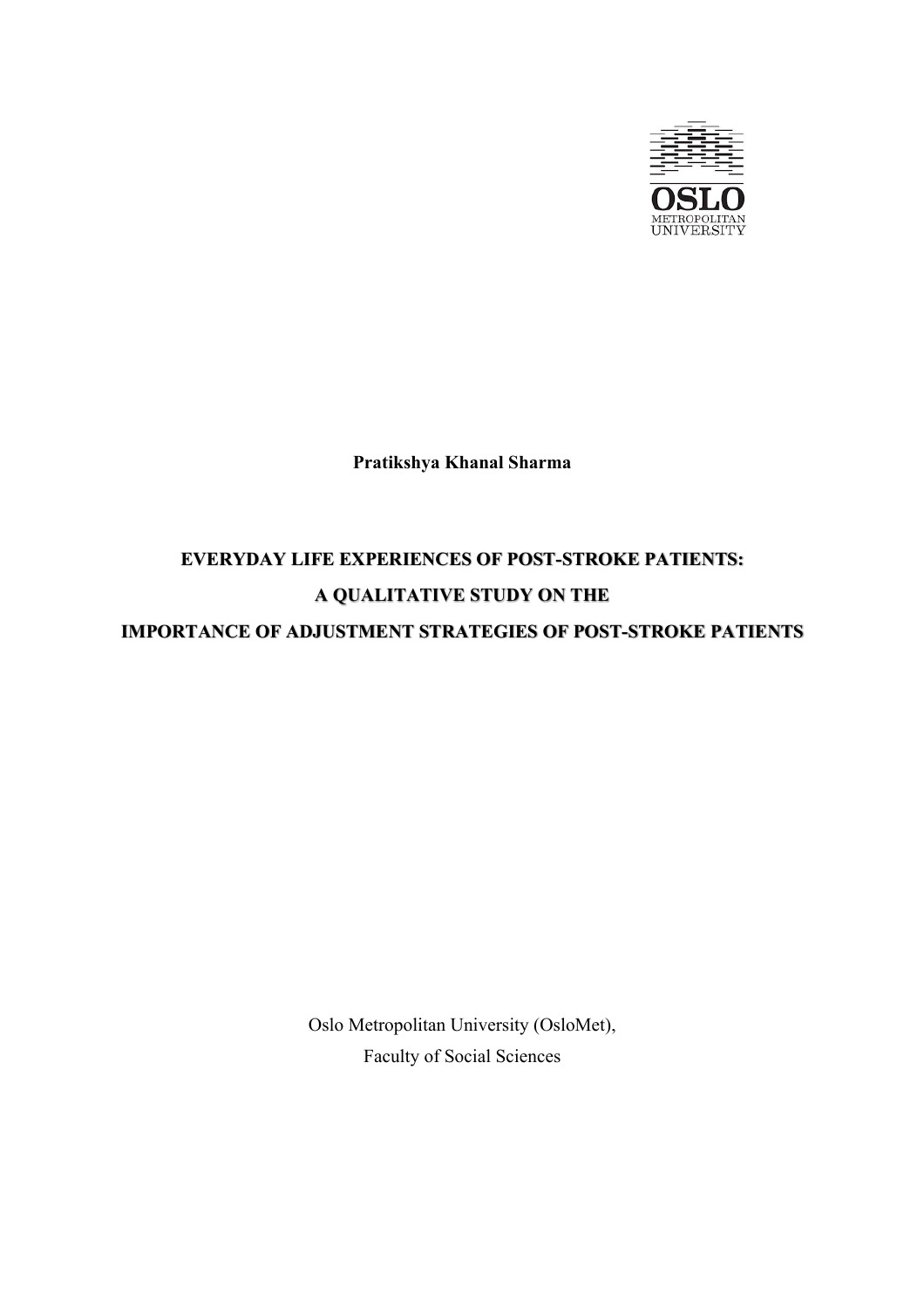**Pratikshya Khanal Sharma**

# EVERYDAY LIFE EXPERIENCES OF POST-STROKE PATIENTS: A QUALITATIVE STUDY ON THE IMPORTANCE OF ADJUSTMENT STRATEGIES OF POST-STROKE PATIENTS

Oslo Metropolitan University (OsloMet),
Faculty of Social Sciences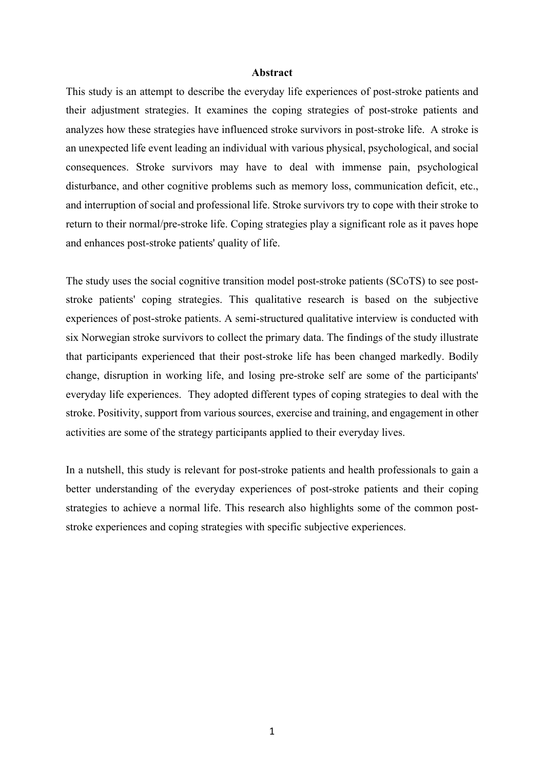# Abstract

This study is an attempt to describe the everyday life experiences of post-stroke patients and their adjustment strategies. It examines the coping strategies of post-stroke patients and analyzes how these strategies have influenced stroke survivors in post-stroke life. A stroke is an unexpected life event leading an individual with various physical, psychological, and social consequences. Stroke survivors may have to deal with immense pain, psychological disturbance, and other cognitive problems such as memory loss, communication deficit, etc., and interruption of social and professional life. Stroke survivors try to cope with their stroke to return to their normal/pre-stroke life. Coping strategies play a significant role as it paves hope and enhances post-stroke patients' quality of life.

The study uses the social cognitive transition model post-stroke patients (SCoTS) to see post-stroke patients' coping strategies. This qualitative research is based on the subjective experiences of post-stroke patients. A semi-structured qualitative interview is conducted with six Norwegian stroke survivors to collect the primary data. The findings of the study illustrate that participants experienced that their post-stroke life has been changed markedly. Bodily change, disruption in working life, and losing pre-stroke self are some of the participants' everyday life experiences. They adopted different types of coping strategies to deal with the stroke. Positivity, support from various sources, exercise and training, and engagement in other activities are some of the strategy participants applied to their everyday lives.

In a nutshell, this study is relevant for post-stroke patients and health professionals to gain a better understanding of the everyday experiences of post-stroke patients and their coping strategies to achieve a normal life. This research also highlights some of the common post-stroke experiences and coping strategies with specific subjective experiences.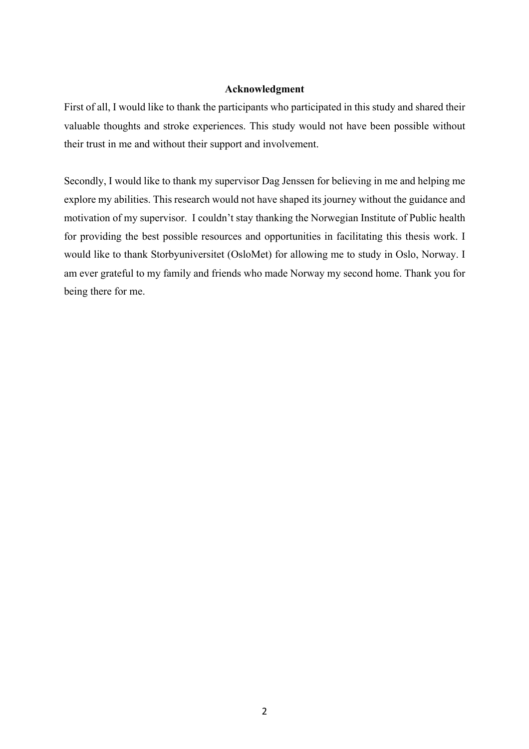# Acknowledgment

First of all, I would like to thank the participants who participated in this study and shared their valuable thoughts and stroke experiences. This study would not have been possible without their trust in me and without their support and involvement.

Secondly, I would like to thank my supervisor Dag Jenssen for believing in me and helping me explore my abilities. This research would not have shaped its journey without the guidance and motivation of my supervisor. I couldn't stay thanking the Norwegian Institute of Public health for providing the best possible resources and opportunities in facilitating this thesis work. I would like to thank Storbyuniversitet (OsloMet) for allowing me to study in Oslo, Norway. I am ever grateful to my family and friends who made Norway my second home. Thank you for being there for me.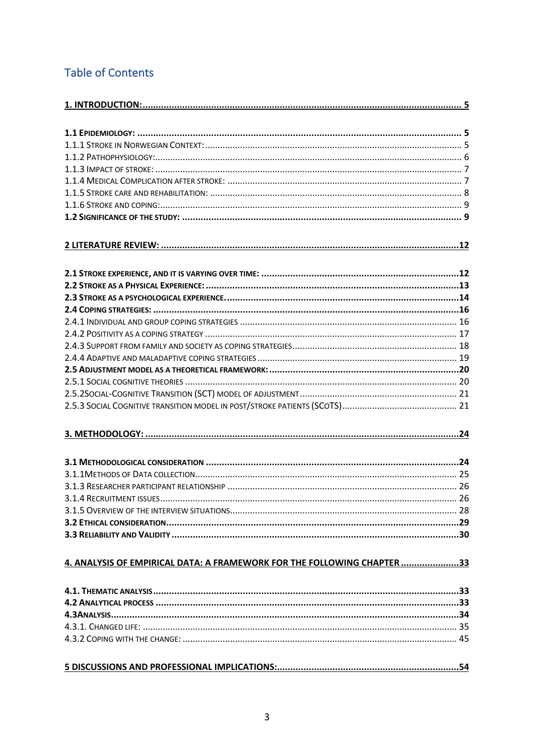## Table of Contents

**1. INTRODUCTION:** 5

**1.1 EPIDEMIOLOGY:** 5

1.1.1 STROKE IN NORWEGIAN CONTEXT: 5

1.1.2 PATHOPHYSIOLOGY: 6

1.1.3 IMPACT OF STROKE: 7

1.1.4 MEDICAL COMPLICATION AFTER STROKE: 7

1.1.5 STROKE CARE AND REHABILITATION: 8

1.1.6 STROKE AND COPING: 9

**1.2 SIGNIFICANCE OF THE STUDY:** 9

**2 LITERATURE REVIEW:** 12

**2.1 STROKE EXPERIENCE, AND IT IS VARYING OVER TIME:** 12

**2.2 STROKE AS A PHYSICAL EXPERIENCE:** 13

**2.3 STROKE AS A PSYCHOLOGICAL EXPERIENCE.** 14

**2.4 COPING STRATEGIES:** 16

2.4.1 INDIVIDUAL AND GROUP COPING STRATEGIES 16

2.4.2 POSITIVITY AS A COPING STRATEGY 17

2.4.3 SUPPORT FROM FAMILY AND SOCIETY AS COPING STRATEGIES 18

2.4.4 ADAPTIVE AND MALADAPTIVE COPING STRATEGIES 19

**2.5 ADJUSTMENT MODEL AS A THEORETICAL FRAMEWORK:** 20

2.5.1 SOCIAL COGNITIVE THEORIES 20

2.5.2SOCIAL-COGNITIVE TRANSITION (SCT) MODEL OF ADJUSTMENT 21

2.5.3 SOCIAL COGNITIVE TRANSITION MODEL IN POST/STROKE PATIENTS (SCOTS) 21

**3. METHODOLOGY:** 24

**3.1 METHODOLOGICAL CONSIDERATION** 24

3.1.1METHODS OF DATA COLLECTION 25

3.1.3 RESEARCHER PARTICIPANT RELATIONSHIP 26

3.1.4 RECRUITMENT ISSUES 26

3.1.5 OVERVIEW OF THE INTERVIEW SITUATIONS 28

**3.2 ETHICAL CONSIDERATION** 29

**3.3 RELIABILITY AND VALIDITY** 30

**4. ANALYSIS OF EMPIRICAL DATA: A FRAMEWORK FOR THE FOLLOWING CHAPTER** 33

**4.1. THEMATIC ANALYSIS** 33

**4.2 ANALYTICAL PROCESS** 33

**4.3ANALYSIS** 34

4.3.1. CHANGED LIFE: 35

4.3.2 COPING WITH THE CHANGE: 45

**5 DISCUSSIONS AND PROFESSIONAL IMPLICATIONS:** 54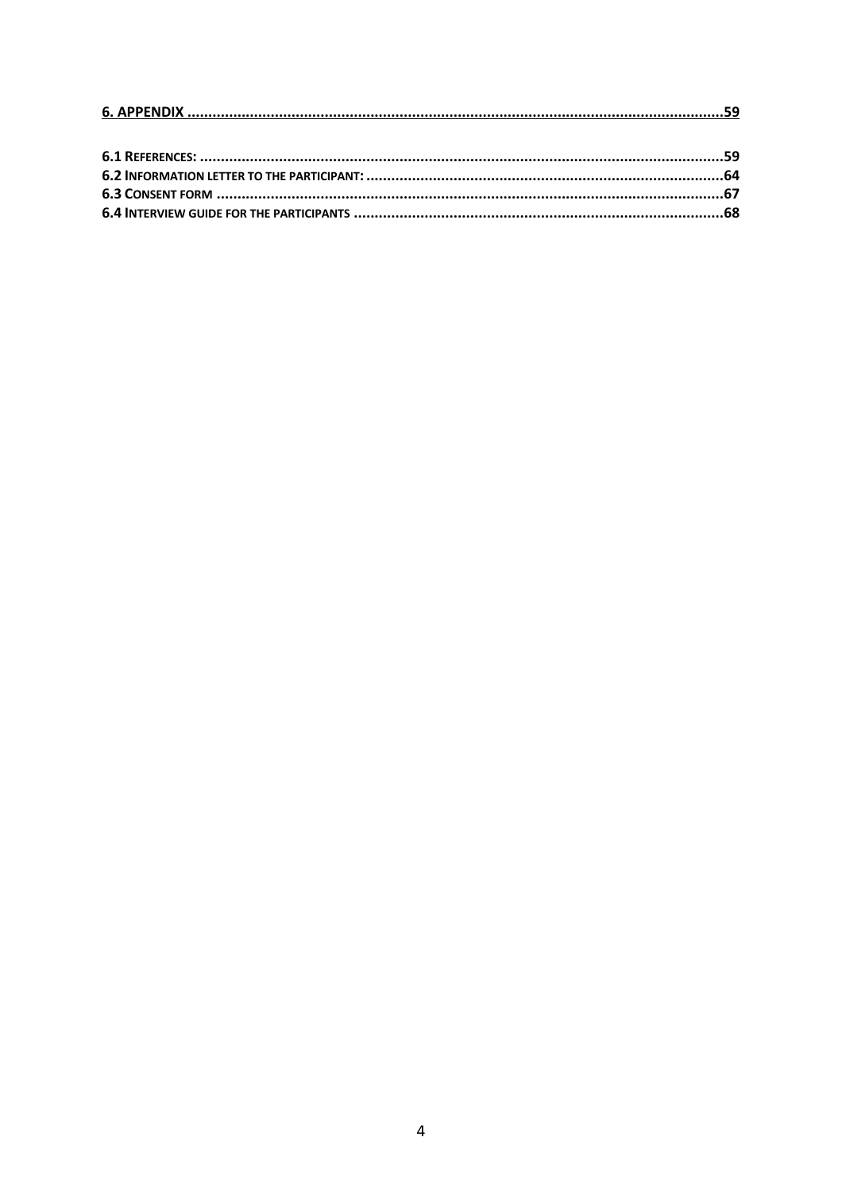**6. APPENDIX ................................................................................................................................59**

**6.1 REFERENCES: .............................................................................................................................59**
**6.2 INFORMATION LETTER TO THE PARTICIPANT: .....................................................................................64**
**6.3 CONSENT FORM .........................................................................................................................67**
**6.4 INTERVIEW GUIDE FOR THE PARTICIPANTS ........................................................................................68**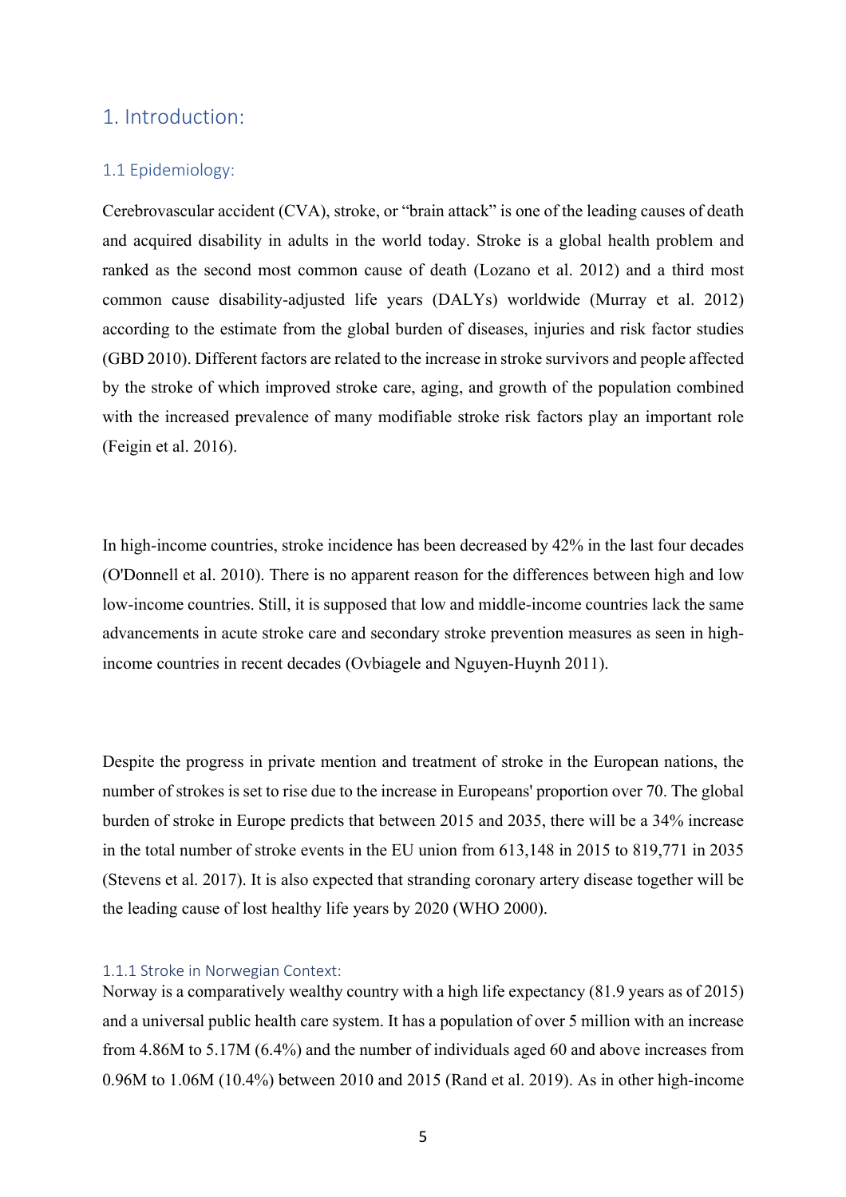# 1. Introduction:

## 1.1 Epidemiology:

Cerebrovascular accident (CVA), stroke, or "brain attack" is one of the leading causes of death and acquired disability in adults in the world today. Stroke is a global health problem and ranked as the second most common cause of death (Lozano et al. 2012) and a third most common cause disability-adjusted life years (DALYs) worldwide (Murray et al. 2012) according to the estimate from the global burden of diseases, injuries and risk factor studies (GBD 2010). Different factors are related to the increase in stroke survivors and people affected by the stroke of which improved stroke care, aging, and growth of the population combined with the increased prevalence of many modifiable stroke risk factors play an important role (Feigin et al. 2016).

In high-income countries, stroke incidence has been decreased by 42% in the last four decades (O'Donnell et al. 2010). There is no apparent reason for the differences between high and low low-income countries. Still, it is supposed that low and middle-income countries lack the same advancements in acute stroke care and secondary stroke prevention measures as seen in high-income countries in recent decades (Ovbiagele and Nguyen-Huynh 2011).

Despite the progress in private mention and treatment of stroke in the European nations, the number of strokes is set to rise due to the increase in Europeans' proportion over 70. The global burden of stroke in Europe predicts that between 2015 and 2035, there will be a 34% increase in the total number of stroke events in the EU union from 613,148 in 2015 to 819,771 in 2035 (Stevens et al. 2017). It is also expected that stranding coronary artery disease together will be the leading cause of lost healthy life years by 2020 (WHO 2000).

### 1.1.1 Stroke in Norwegian Context:

Norway is a comparatively wealthy country with a high life expectancy (81.9 years as of 2015) and a universal public health care system. It has a population of over 5 million with an increase from 4.86M to 5.17M (6.4%) and the number of individuals aged 60 and above increases from 0.96M to 1.06M (10.4%) between 2010 and 2015 (Rand et al. 2019). As in other high-income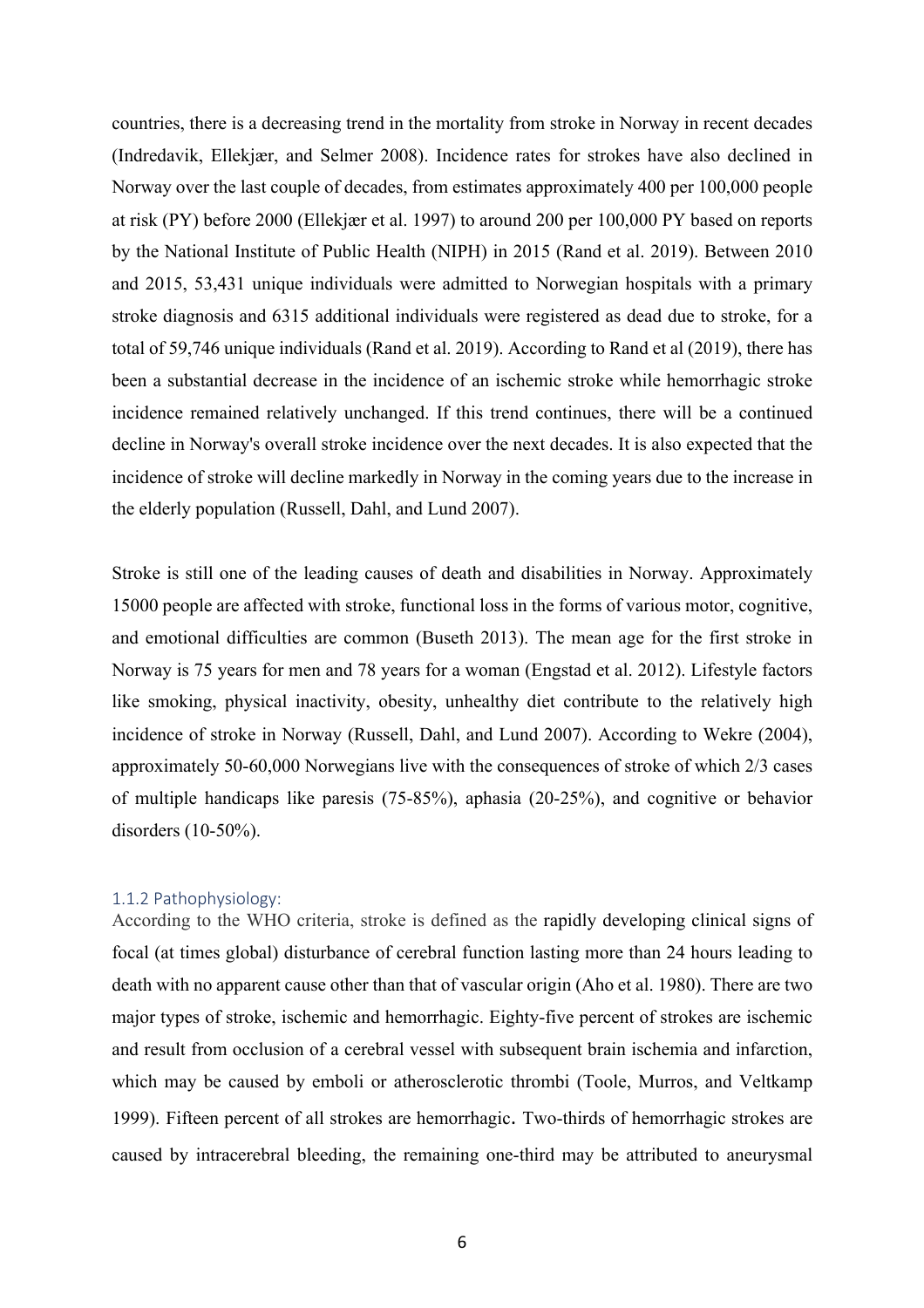countries, there is a decreasing trend in the mortality from stroke in Norway in recent decades (Indredavik, Ellekjær, and Selmer 2008). Incidence rates for strokes have also declined in Norway over the last couple of decades, from estimates approximately 400 per 100,000 people at risk (PY) before 2000 (Ellekjær et al. 1997) to around 200 per 100,000 PY based on reports by the National Institute of Public Health (NIPH) in 2015 (Rand et al. 2019). Between 2010 and 2015, 53,431 unique individuals were admitted to Norwegian hospitals with a primary stroke diagnosis and 6315 additional individuals were registered as dead due to stroke, for a total of 59,746 unique individuals (Rand et al. 2019). According to Rand et al (2019), there has been a substantial decrease in the incidence of an ischemic stroke while hemorrhagic stroke incidence remained relatively unchanged. If this trend continues, there will be a continued decline in Norway's overall stroke incidence over the next decades. It is also expected that the incidence of stroke will decline markedly in Norway in the coming years due to the increase in the elderly population (Russell, Dahl, and Lund 2007).

Stroke is still one of the leading causes of death and disabilities in Norway. Approximately 15000 people are affected with stroke, functional loss in the forms of various motor, cognitive, and emotional difficulties are common (Buseth 2013). The mean age for the first stroke in Norway is 75 years for men and 78 years for a woman (Engstad et al. 2012). Lifestyle factors like smoking, physical inactivity, obesity, unhealthy diet contribute to the relatively high incidence of stroke in Norway (Russell, Dahl, and Lund 2007). According to Wekre (2004), approximately 50-60,000 Norwegians live with the consequences of stroke of which 2/3 cases of multiple handicaps like paresis (75-85%), aphasia (20-25%), and cognitive or behavior disorders (10-50%).

### 1.1.2 Pathophysiology:

According to the WHO criteria, stroke is defined as the rapidly developing clinical signs of focal (at times global) disturbance of cerebral function lasting more than 24 hours leading to death with no apparent cause other than that of vascular origin (Aho et al. 1980). There are two major types of stroke, ischemic and hemorrhagic. Eighty-five percent of strokes are ischemic and result from occlusion of a cerebral vessel with subsequent brain ischemia and infarction, which may be caused by emboli or atherosclerotic thrombi (Toole, Murros, and Veltkamp 1999). Fifteen percent of all strokes are hemorrhagic. Two-thirds of hemorrhagic strokes are caused by intracerebral bleeding, the remaining one-third may be attributed to aneurysmal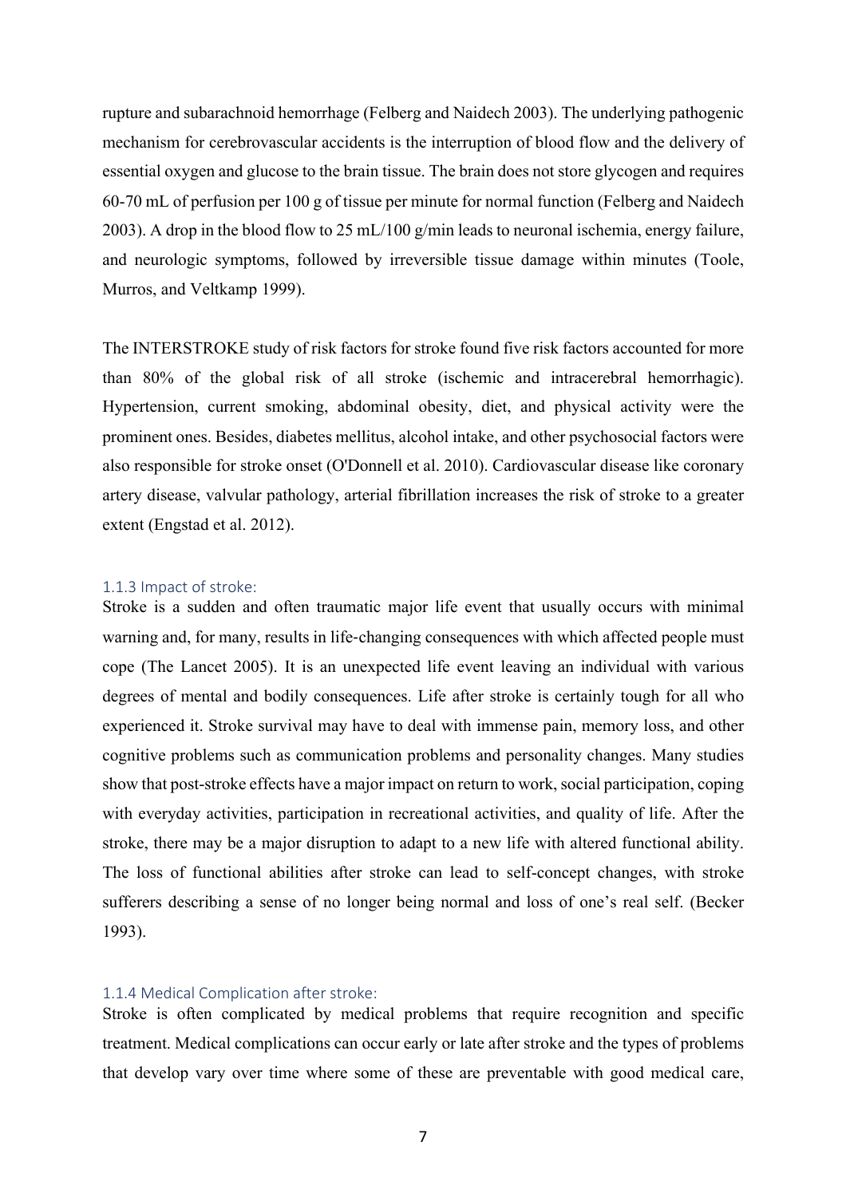rupture and subarachnoid hemorrhage (Felberg and Naidech 2003). The underlying pathogenic mechanism for cerebrovascular accidents is the interruption of blood flow and the delivery of essential oxygen and glucose to the brain tissue. The brain does not store glycogen and requires 60-70 mL of perfusion per 100 g of tissue per minute for normal function (Felberg and Naidech 2003). A drop in the blood flow to 25 mL/100 g/min leads to neuronal ischemia, energy failure, and neurologic symptoms, followed by irreversible tissue damage within minutes (Toole, Murros, and Veltkamp 1999).

The INTERSTROKE study of risk factors for stroke found five risk factors accounted for more than 80% of the global risk of all stroke (ischemic and intracerebral hemorrhagic). Hypertension, current smoking, abdominal obesity, diet, and physical activity were the prominent ones. Besides, diabetes mellitus, alcohol intake, and other psychosocial factors were also responsible for stroke onset (O'Donnell et al. 2010). Cardiovascular disease like coronary artery disease, valvular pathology, arterial fibrillation increases the risk of stroke to a greater extent (Engstad et al. 2012).

### 1.1.3 Impact of stroke:

Stroke is a sudden and often traumatic major life event that usually occurs with minimal warning and, for many, results in life-changing consequences with which affected people must cope (The Lancet 2005). It is an unexpected life event leaving an individual with various degrees of mental and bodily consequences. Life after stroke is certainly tough for all who experienced it. Stroke survival may have to deal with immense pain, memory loss, and other cognitive problems such as communication problems and personality changes. Many studies show that post-stroke effects have a major impact on return to work, social participation, coping with everyday activities, participation in recreational activities, and quality of life. After the stroke, there may be a major disruption to adapt to a new life with altered functional ability. The loss of functional abilities after stroke can lead to self-concept changes, with stroke sufferers describing a sense of no longer being normal and loss of one's real self. (Becker 1993).

### 1.1.4 Medical Complication after stroke:

Stroke is often complicated by medical problems that require recognition and specific treatment. Medical complications can occur early or late after stroke and the types of problems that develop vary over time where some of these are preventable with good medical care,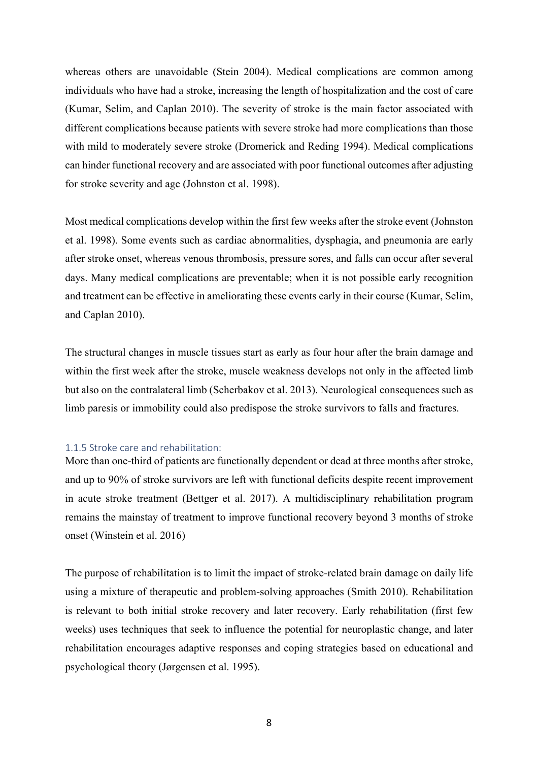whereas others are unavoidable (Stein 2004). Medical complications are common among individuals who have had a stroke, increasing the length of hospitalization and the cost of care (Kumar, Selim, and Caplan 2010). The severity of stroke is the main factor associated with different complications because patients with severe stroke had more complications than those with mild to moderately severe stroke (Dromerick and Reding 1994). Medical complications can hinder functional recovery and are associated with poor functional outcomes after adjusting for stroke severity and age (Johnston et al. 1998).

Most medical complications develop within the first few weeks after the stroke event (Johnston et al. 1998). Some events such as cardiac abnormalities, dysphagia, and pneumonia are early after stroke onset, whereas venous thrombosis, pressure sores, and falls can occur after several days. Many medical complications are preventable; when it is not possible early recognition and treatment can be effective in ameliorating these events early in their course (Kumar, Selim, and Caplan 2010).

The structural changes in muscle tissues start as early as four hour after the brain damage and within the first week after the stroke, muscle weakness develops not only in the affected limb but also on the contralateral limb (Scherbakov et al. 2013). Neurological consequences such as limb paresis or immobility could also predispose the stroke survivors to falls and fractures.

### 1.1.5 Stroke care and rehabilitation:

More than one-third of patients are functionally dependent or dead at three months after stroke, and up to 90% of stroke survivors are left with functional deficits despite recent improvement in acute stroke treatment (Bettger et al. 2017). A multidisciplinary rehabilitation program remains the mainstay of treatment to improve functional recovery beyond 3 months of stroke onset (Winstein et al. 2016)

The purpose of rehabilitation is to limit the impact of stroke-related brain damage on daily life using a mixture of therapeutic and problem-solving approaches (Smith 2010). Rehabilitation is relevant to both initial stroke recovery and later recovery. Early rehabilitation (first few weeks) uses techniques that seek to influence the potential for neuroplastic change, and later rehabilitation encourages adaptive responses and coping strategies based on educational and psychological theory (Jørgensen et al. 1995).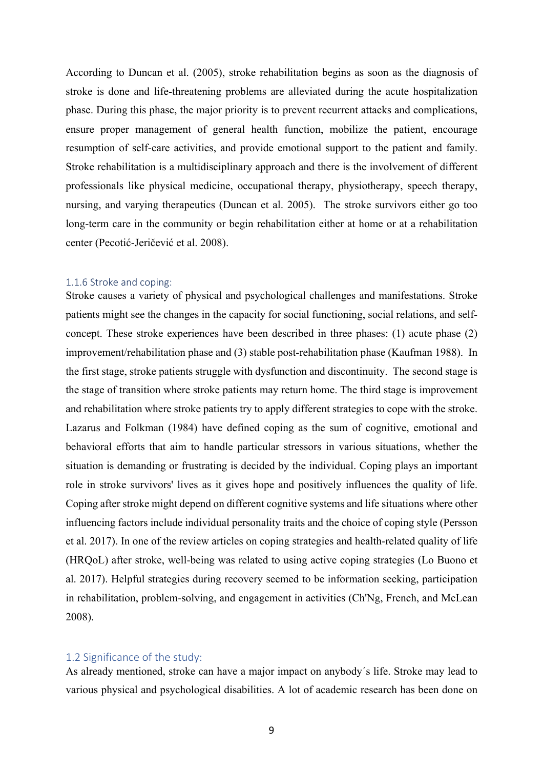According to Duncan et al. (2005), stroke rehabilitation begins as soon as the diagnosis of stroke is done and life-threatening problems are alleviated during the acute hospitalization phase. During this phase, the major priority is to prevent recurrent attacks and complications, ensure proper management of general health function, mobilize the patient, encourage resumption of self-care activities, and provide emotional support to the patient and family. Stroke rehabilitation is a multidisciplinary approach and there is the involvement of different professionals like physical medicine, occupational therapy, physiotherapy, speech therapy, nursing, and varying therapeutics (Duncan et al. 2005). The stroke survivors either go too long-term care in the community or begin rehabilitation either at home or at a rehabilitation center (Pecotić-Jeričević et al. 2008).

### 1.1.6 Stroke and coping:

Stroke causes a variety of physical and psychological challenges and manifestations. Stroke patients might see the changes in the capacity for social functioning, social relations, and self-concept. These stroke experiences have been described in three phases: (1) acute phase (2) improvement/rehabilitation phase and (3) stable post-rehabilitation phase (Kaufman 1988). In the first stage, stroke patients struggle with dysfunction and discontinuity. The second stage is the stage of transition where stroke patients may return home. The third stage is improvement and rehabilitation where stroke patients try to apply different strategies to cope with the stroke. Lazarus and Folkman (1984) have defined coping as the sum of cognitive, emotional and behavioral efforts that aim to handle particular stressors in various situations, whether the situation is demanding or frustrating is decided by the individual. Coping plays an important role in stroke survivors' lives as it gives hope and positively influences the quality of life. Coping after stroke might depend on different cognitive systems and life situations where other influencing factors include individual personality traits and the choice of coping style (Persson et al. 2017). In one of the review articles on coping strategies and health-related quality of life (HRQoL) after stroke, well-being was related to using active coping strategies (Lo Buono et al. 2017). Helpful strategies during recovery seemed to be information seeking, participation in rehabilitation, problem-solving, and engagement in activities (Ch'Ng, French, and McLean 2008).

## 1.2 Significance of the study:

As already mentioned, stroke can have a major impact on anybody´s life. Stroke may lead to various physical and psychological disabilities. A lot of academic research has been done on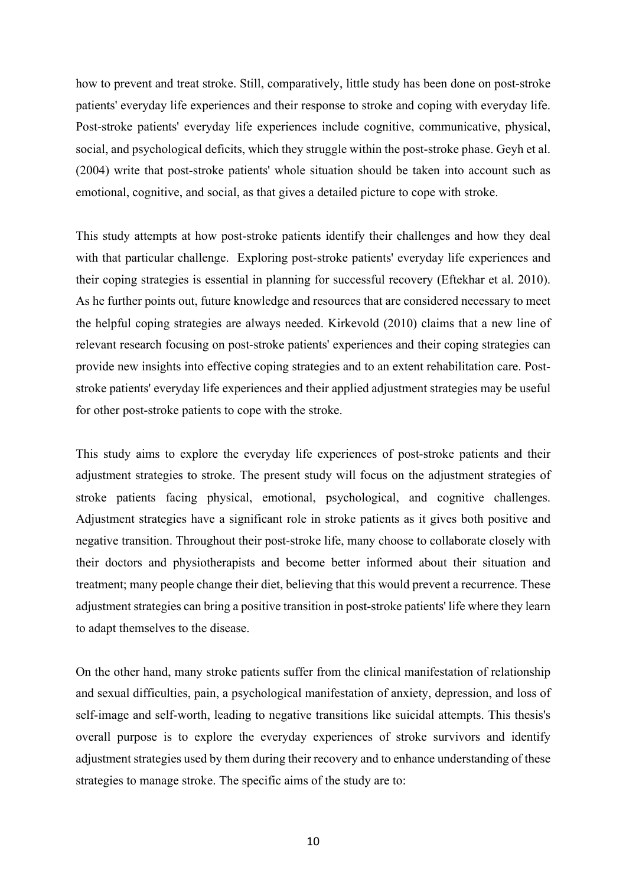how to prevent and treat stroke. Still, comparatively, little study has been done on post-stroke patients' everyday life experiences and their response to stroke and coping with everyday life. Post-stroke patients' everyday life experiences include cognitive, communicative, physical, social, and psychological deficits, which they struggle within the post-stroke phase. Geyh et al. (2004) write that post-stroke patients' whole situation should be taken into account such as emotional, cognitive, and social, as that gives a detailed picture to cope with stroke.

This study attempts at how post-stroke patients identify their challenges and how they deal with that particular challenge. Exploring post-stroke patients' everyday life experiences and their coping strategies is essential in planning for successful recovery (Eftekhar et al. 2010). As he further points out, future knowledge and resources that are considered necessary to meet the helpful coping strategies are always needed. Kirkevold (2010) claims that a new line of relevant research focusing on post-stroke patients' experiences and their coping strategies can provide new insights into effective coping strategies and to an extent rehabilitation care. Post-stroke patients' everyday life experiences and their applied adjustment strategies may be useful for other post-stroke patients to cope with the stroke.

This study aims to explore the everyday life experiences of post-stroke patients and their adjustment strategies to stroke. The present study will focus on the adjustment strategies of stroke patients facing physical, emotional, psychological, and cognitive challenges. Adjustment strategies have a significant role in stroke patients as it gives both positive and negative transition. Throughout their post-stroke life, many choose to collaborate closely with their doctors and physiotherapists and become better informed about their situation and treatment; many people change their diet, believing that this would prevent a recurrence. These adjustment strategies can bring a positive transition in post-stroke patients' life where they learn to adapt themselves to the disease.

On the other hand, many stroke patients suffer from the clinical manifestation of relationship and sexual difficulties, pain, a psychological manifestation of anxiety, depression, and loss of self-image and self-worth, leading to negative transitions like suicidal attempts. This thesis's overall purpose is to explore the everyday experiences of stroke survivors and identify adjustment strategies used by them during their recovery and to enhance understanding of these strategies to manage stroke. The specific aims of the study are to: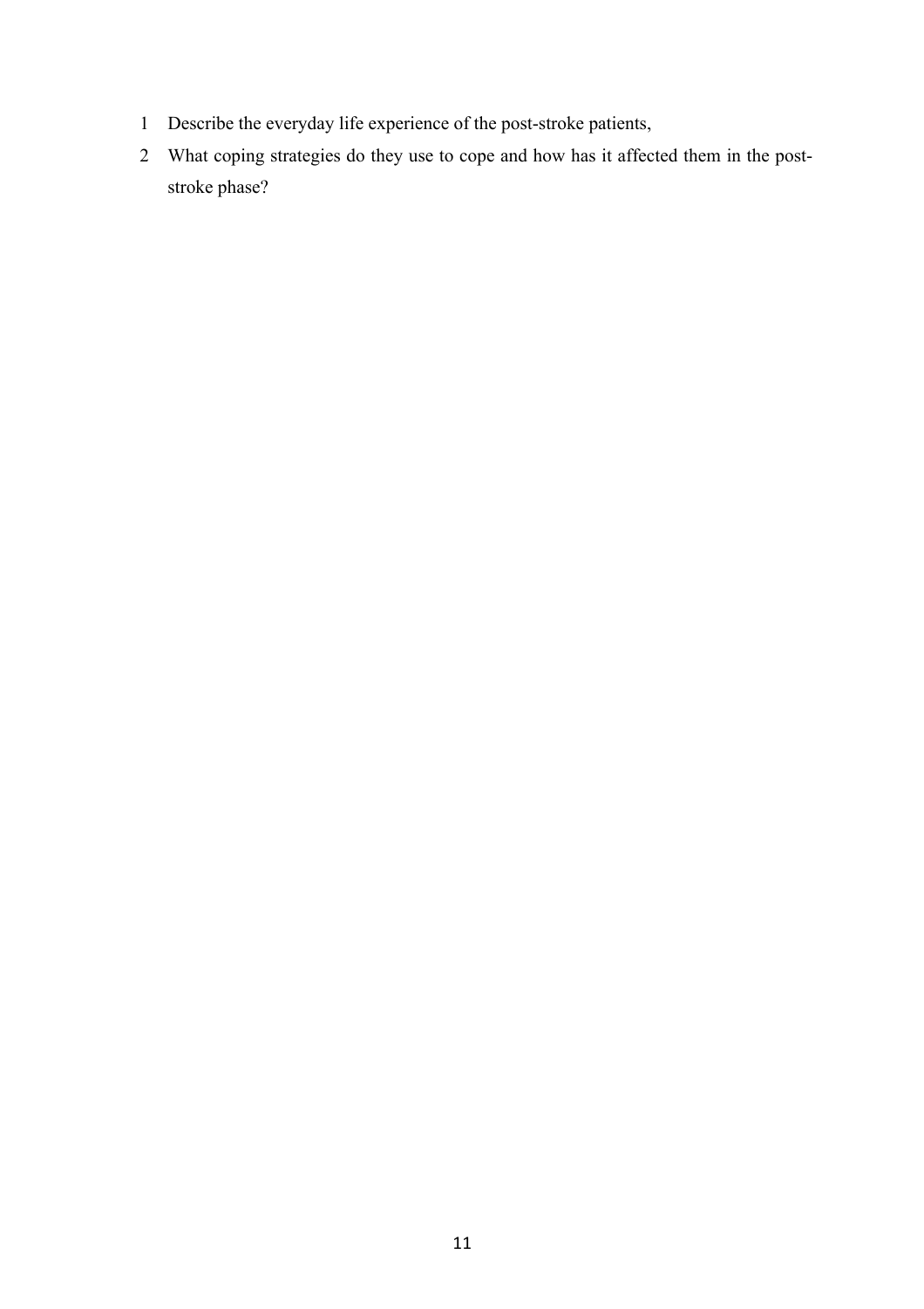1. Describe the everyday life experience of the post-stroke patients,
2. What coping strategies do they use to cope and how has it affected them in the post-stroke phase?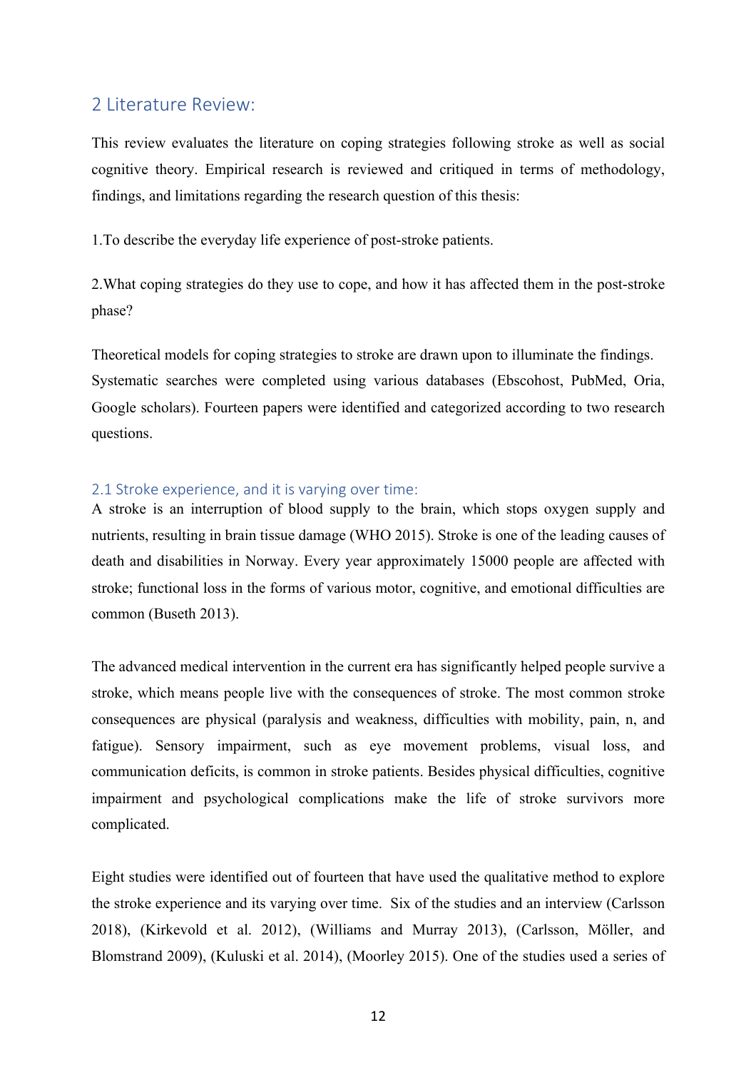## 2 Literature Review:

This review evaluates the literature on coping strategies following stroke as well as social cognitive theory. Empirical research is reviewed and critiqued in terms of methodology, findings, and limitations regarding the research question of this thesis:

1.To describe the everyday life experience of post-stroke patients.

2.What coping strategies do they use to cope, and how it has affected them in the post-stroke phase?

Theoretical models for coping strategies to stroke are drawn upon to illuminate the findings. Systematic searches were completed using various databases (Ebscohost, PubMed, Oria, Google scholars). Fourteen papers were identified and categorized according to two research questions.

### 2.1 Stroke experience, and it is varying over time:

A stroke is an interruption of blood supply to the brain, which stops oxygen supply and nutrients, resulting in brain tissue damage (WHO 2015). Stroke is one of the leading causes of death and disabilities in Norway. Every year approximately 15000 people are affected with stroke; functional loss in the forms of various motor, cognitive, and emotional difficulties are common (Buseth 2013).

The advanced medical intervention in the current era has significantly helped people survive a stroke, which means people live with the consequences of stroke. The most common stroke consequences are physical (paralysis and weakness, difficulties with mobility, pain, n, and fatigue). Sensory impairment, such as eye movement problems, visual loss, and communication deficits, is common in stroke patients. Besides physical difficulties, cognitive impairment and psychological complications make the life of stroke survivors more complicated.

Eight studies were identified out of fourteen that have used the qualitative method to explore the stroke experience and its varying over time. Six of the studies and an interview (Carlsson 2018), (Kirkevold et al. 2012), (Williams and Murray 2013), (Carlsson, Möller, and Blomstrand 2009), (Kuluski et al. 2014), (Moorley 2015). One of the studies used a series of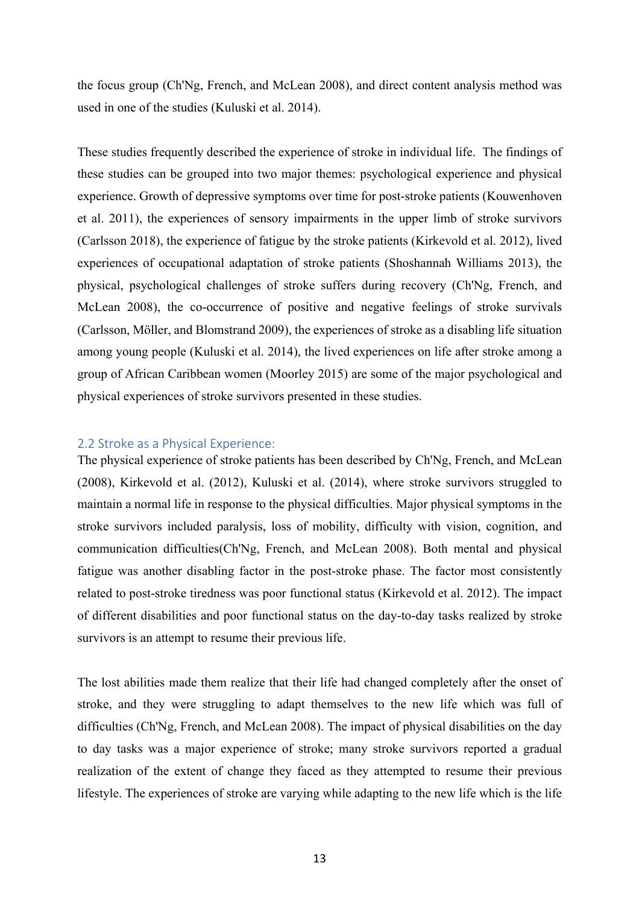the focus group (Ch'Ng, French, and McLean 2008), and direct content analysis method was used in one of the studies (Kuluski et al. 2014).

These studies frequently described the experience of stroke in individual life. The findings of these studies can be grouped into two major themes: psychological experience and physical experience. Growth of depressive symptoms over time for post-stroke patients (Kouwenhoven et al. 2011), the experiences of sensory impairments in the upper limb of stroke survivors (Carlsson 2018), the experience of fatigue by the stroke patients (Kirkevold et al. 2012), lived experiences of occupational adaptation of stroke patients (Shoshannah Williams 2013), the physical, psychological challenges of stroke suffers during recovery (Ch'Ng, French, and McLean 2008), the co-occurrence of positive and negative feelings of stroke survivals (Carlsson, Möller, and Blomstrand 2009), the experiences of stroke as a disabling life situation among young people (Kuluski et al. 2014), the lived experiences on life after stroke among a group of African Caribbean women (Moorley 2015) are some of the major psychological and physical experiences of stroke survivors presented in these studies.

## 2.2 Stroke as a Physical Experience:

The physical experience of stroke patients has been described by Ch'Ng, French, and McLean (2008), Kirkevold et al. (2012), Kuluski et al. (2014), where stroke survivors struggled to maintain a normal life in response to the physical difficulties. Major physical symptoms in the stroke survivors included paralysis, loss of mobility, difficulty with vision, cognition, and communication difficulties(Ch'Ng, French, and McLean 2008). Both mental and physical fatigue was another disabling factor in the post-stroke phase. The factor most consistently related to post-stroke tiredness was poor functional status (Kirkevold et al. 2012). The impact of different disabilities and poor functional status on the day-to-day tasks realized by stroke survivors is an attempt to resume their previous life.

The lost abilities made them realize that their life had changed completely after the onset of stroke, and they were struggling to adapt themselves to the new life which was full of difficulties (Ch'Ng, French, and McLean 2008). The impact of physical disabilities on the day to day tasks was a major experience of stroke; many stroke survivors reported a gradual realization of the extent of change they faced as they attempted to resume their previous lifestyle. The experiences of stroke are varying while adapting to the new life which is the life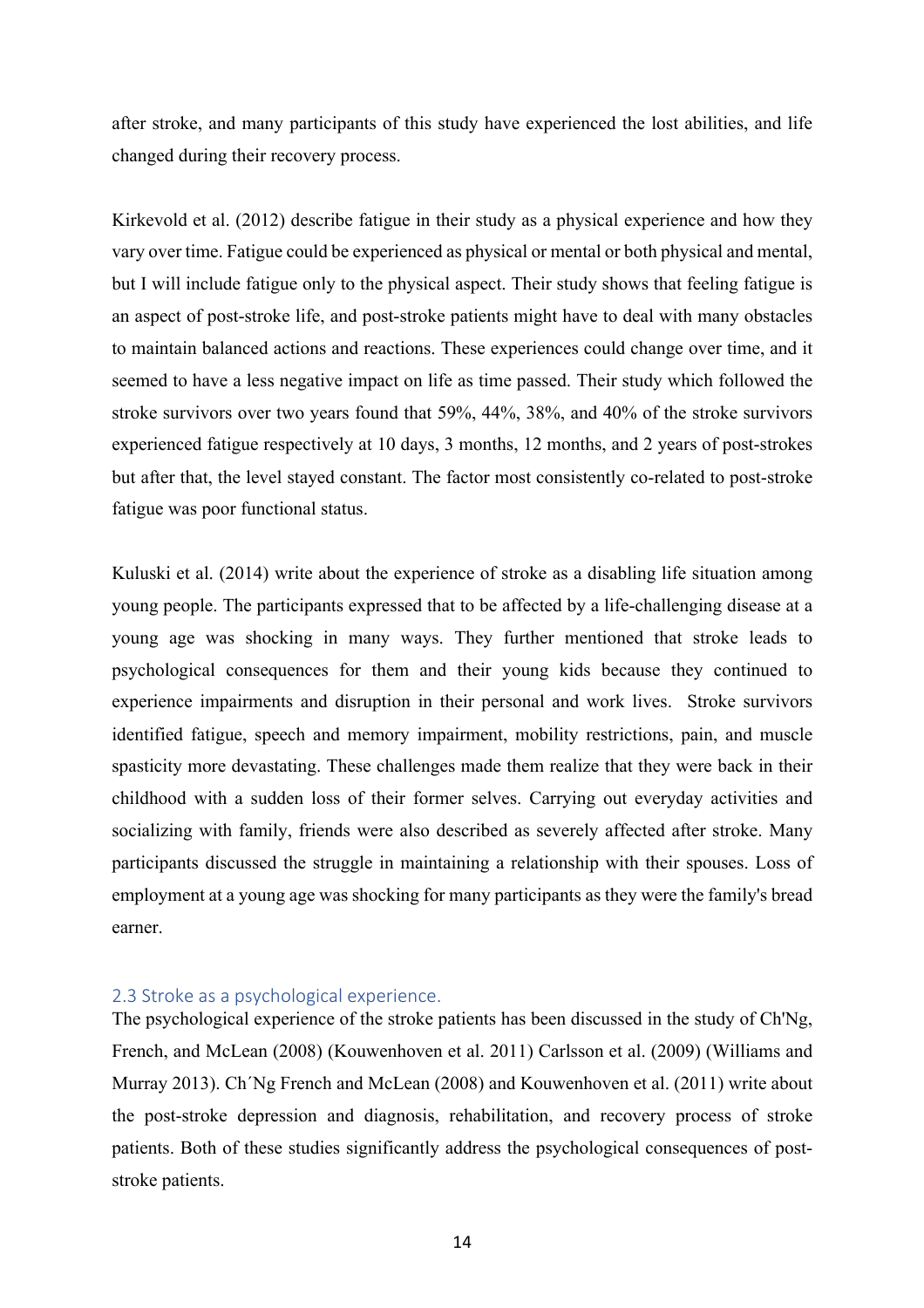after stroke, and many participants of this study have experienced the lost abilities, and life changed during their recovery process.

Kirkevold et al. (2012) describe fatigue in their study as a physical experience and how they vary over time. Fatigue could be experienced as physical or mental or both physical and mental, but I will include fatigue only to the physical aspect. Their study shows that feeling fatigue is an aspect of post-stroke life, and post-stroke patients might have to deal with many obstacles to maintain balanced actions and reactions. These experiences could change over time, and it seemed to have a less negative impact on life as time passed. Their study which followed the stroke survivors over two years found that 59%, 44%, 38%, and 40% of the stroke survivors experienced fatigue respectively at 10 days, 3 months, 12 months, and 2 years of post-strokes but after that, the level stayed constant. The factor most consistently co-related to post-stroke fatigue was poor functional status.

Kuluski et al. (2014) write about the experience of stroke as a disabling life situation among young people. The participants expressed that to be affected by a life-challenging disease at a young age was shocking in many ways. They further mentioned that stroke leads to psychological consequences for them and their young kids because they continued to experience impairments and disruption in their personal and work lives. Stroke survivors identified fatigue, speech and memory impairment, mobility restrictions, pain, and muscle spasticity more devastating. These challenges made them realize that they were back in their childhood with a sudden loss of their former selves. Carrying out everyday activities and socializing with family, friends were also described as severely affected after stroke. Many participants discussed the struggle in maintaining a relationship with their spouses. Loss of employment at a young age was shocking for many participants as they were the family's bread earner.

## 2.3 Stroke as a psychological experience.

The psychological experience of the stroke patients has been discussed in the study of Ch'Ng, French, and McLean (2008) (Kouwenhoven et al. 2011) Carlsson et al. (2009) (Williams and Murray 2013). Ch´Ng French and McLean (2008) and Kouwenhoven et al. (2011) write about the post-stroke depression and diagnosis, rehabilitation, and recovery process of stroke patients. Both of these studies significantly address the psychological consequences of post-stroke patients.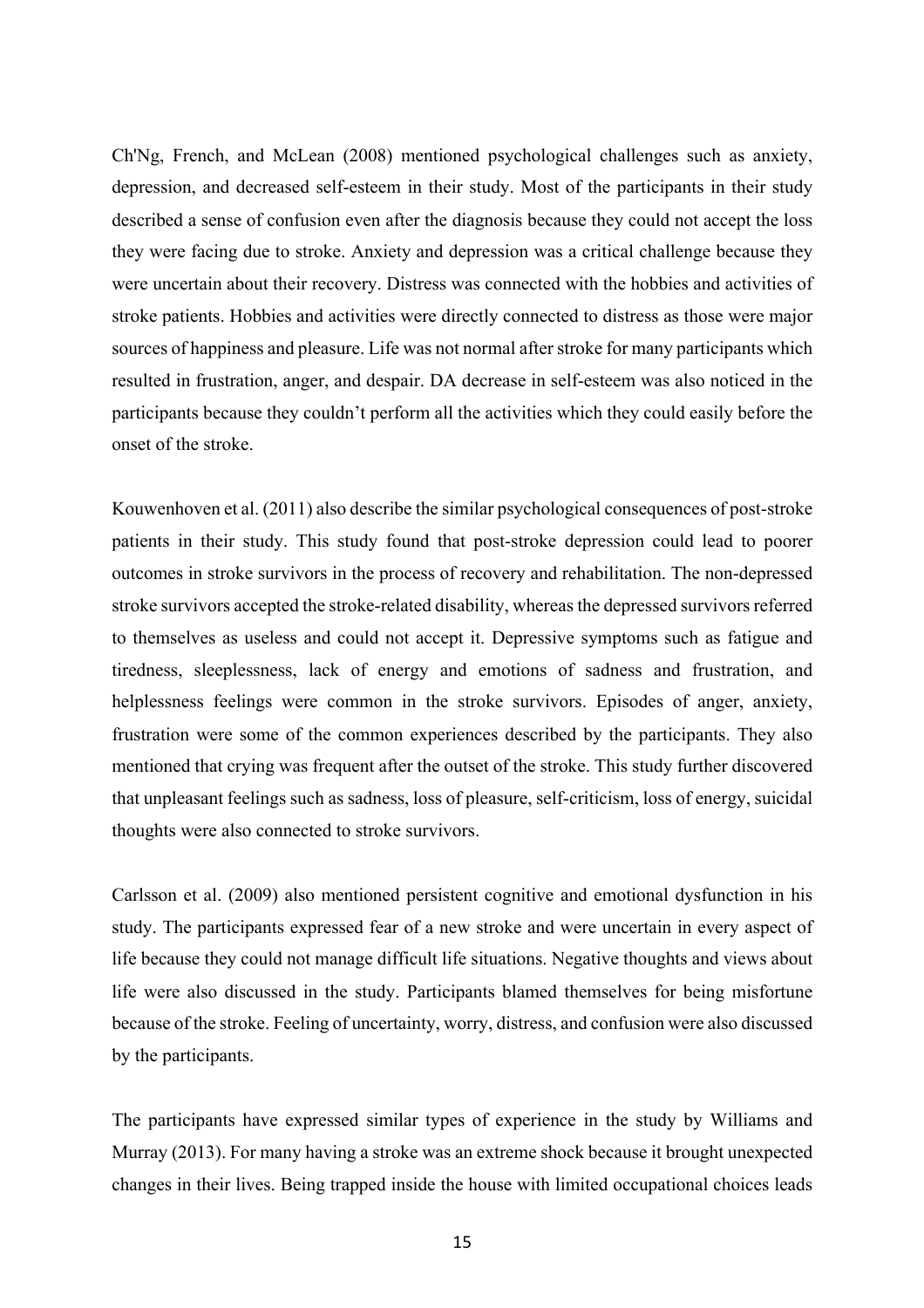Ch'Ng, French, and McLean (2008) mentioned psychological challenges such as anxiety, depression, and decreased self-esteem in their study. Most of the participants in their study described a sense of confusion even after the diagnosis because they could not accept the loss they were facing due to stroke. Anxiety and depression was a critical challenge because they were uncertain about their recovery. Distress was connected with the hobbies and activities of stroke patients. Hobbies and activities were directly connected to distress as those were major sources of happiness and pleasure. Life was not normal after stroke for many participants which resulted in frustration, anger, and despair. DA decrease in self-esteem was also noticed in the participants because they couldn't perform all the activities which they could easily before the onset of the stroke.

Kouwenhoven et al. (2011) also describe the similar psychological consequences of post-stroke patients in their study. This study found that post-stroke depression could lead to poorer outcomes in stroke survivors in the process of recovery and rehabilitation. The non-depressed stroke survivors accepted the stroke-related disability, whereas the depressed survivors referred to themselves as useless and could not accept it. Depressive symptoms such as fatigue and tiredness, sleeplessness, lack of energy and emotions of sadness and frustration, and helplessness feelings were common in the stroke survivors. Episodes of anger, anxiety, frustration were some of the common experiences described by the participants. They also mentioned that crying was frequent after the outset of the stroke. This study further discovered that unpleasant feelings such as sadness, loss of pleasure, self-criticism, loss of energy, suicidal thoughts were also connected to stroke survivors.

Carlsson et al. (2009) also mentioned persistent cognitive and emotional dysfunction in his study. The participants expressed fear of a new stroke and were uncertain in every aspect of life because they could not manage difficult life situations. Negative thoughts and views about life were also discussed in the study. Participants blamed themselves for being misfortune because of the stroke. Feeling of uncertainty, worry, distress, and confusion were also discussed by the participants.

The participants have expressed similar types of experience in the study by Williams and Murray (2013). For many having a stroke was an extreme shock because it brought unexpected changes in their lives. Being trapped inside the house with limited occupational choices leads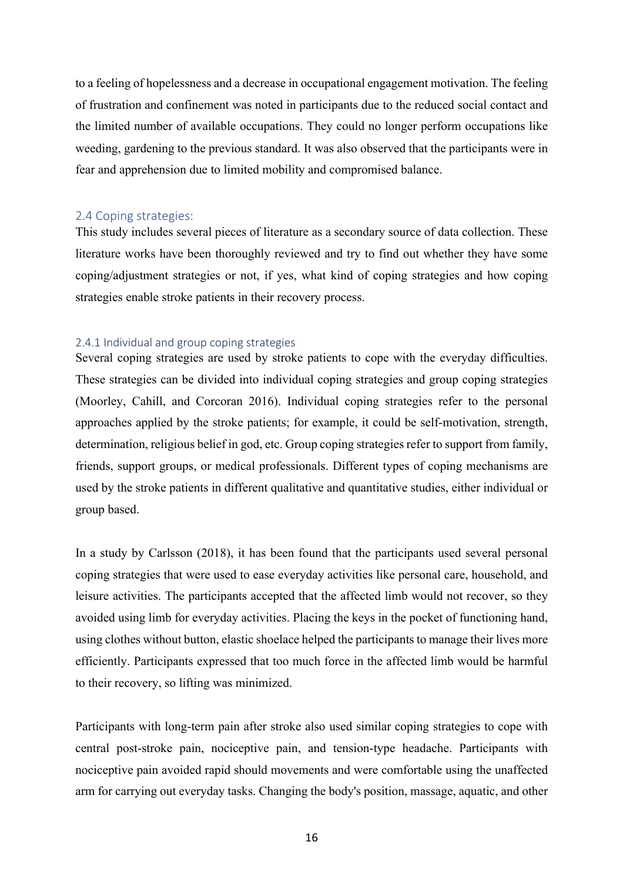to a feeling of hopelessness and a decrease in occupational engagement motivation. The feeling of frustration and confinement was noted in participants due to the reduced social contact and the limited number of available occupations. They could no longer perform occupations like weeding, gardening to the previous standard. It was also observed that the participants were in fear and apprehension due to limited mobility and compromised balance.

## 2.4 Coping strategies:

This study includes several pieces of literature as a secondary source of data collection. These literature works have been thoroughly reviewed and try to find out whether they have some coping/adjustment strategies or not, if yes, what kind of coping strategies and how coping strategies enable stroke patients in their recovery process.

### 2.4.1 Individual and group coping strategies

Several coping strategies are used by stroke patients to cope with the everyday difficulties. These strategies can be divided into individual coping strategies and group coping strategies (Moorley, Cahill, and Corcoran 2016). Individual coping strategies refer to the personal approaches applied by the stroke patients; for example, it could be self-motivation, strength, determination, religious belief in god, etc. Group coping strategies refer to support from family, friends, support groups, or medical professionals. Different types of coping mechanisms are used by the stroke patients in different qualitative and quantitative studies, either individual or group based.

In a study by Carlsson (2018), it has been found that the participants used several personal coping strategies that were used to ease everyday activities like personal care, household, and leisure activities. The participants accepted that the affected limb would not recover, so they avoided using limb for everyday activities. Placing the keys in the pocket of functioning hand, using clothes without button, elastic shoelace helped the participants to manage their lives more efficiently. Participants expressed that too much force in the affected limb would be harmful to their recovery, so lifting was minimized.

Participants with long-term pain after stroke also used similar coping strategies to cope with central post-stroke pain, nociceptive pain, and tension-type headache. Participants with nociceptive pain avoided rapid should movements and were comfortable using the unaffected arm for carrying out everyday tasks. Changing the body's position, massage, aquatic, and other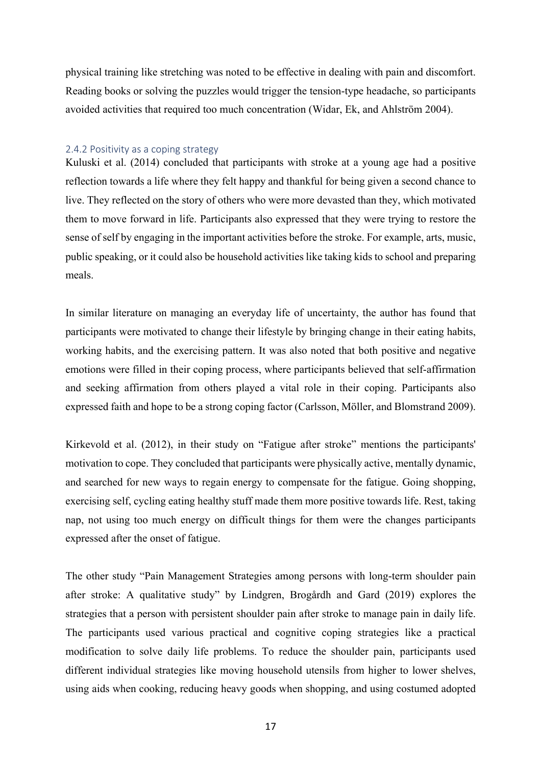physical training like stretching was noted to be effective in dealing with pain and discomfort. Reading books or solving the puzzles would trigger the tension-type headache, so participants avoided activities that required too much concentration (Widar, Ek, and Ahlström 2004).

### 2.4.2 Positivity as a coping strategy

Kuluski et al. (2014) concluded that participants with stroke at a young age had a positive reflection towards a life where they felt happy and thankful for being given a second chance to live. They reflected on the story of others who were more devastated than they, which motivated them to move forward in life. Participants also expressed that they were trying to restore the sense of self by engaging in the important activities before the stroke. For example, arts, music, public speaking, or it could also be household activities like taking kids to school and preparing meals.

In similar literature on managing an everyday life of uncertainty, the author has found that participants were motivated to change their lifestyle by bringing change in their eating habits, working habits, and the exercising pattern. It was also noted that both positive and negative emotions were filled in their coping process, where participants believed that self-affirmation and seeking affirmation from others played a vital role in their coping. Participants also expressed faith and hope to be a strong coping factor (Carlsson, Möller, and Blomstrand 2009).

Kirkevold et al. (2012), in their study on "Fatigue after stroke" mentions the participants' motivation to cope. They concluded that participants were physically active, mentally dynamic, and searched for new ways to regain energy to compensate for the fatigue. Going shopping, exercising self, cycling eating healthy stuff made them more positive towards life. Rest, taking nap, not using too much energy on difficult things for them were the changes participants expressed after the onset of fatigue.

The other study "Pain Management Strategies among persons with long-term shoulder pain after stroke: A qualitative study" by Lindgren, Brogårdh and Gard (2019) explores the strategies that a person with persistent shoulder pain after stroke to manage pain in daily life. The participants used various practical and cognitive coping strategies like a practical modification to solve daily life problems. To reduce the shoulder pain, participants used different individual strategies like moving household utensils from higher to lower shelves, using aids when cooking, reducing heavy goods when shopping, and using costumed adopted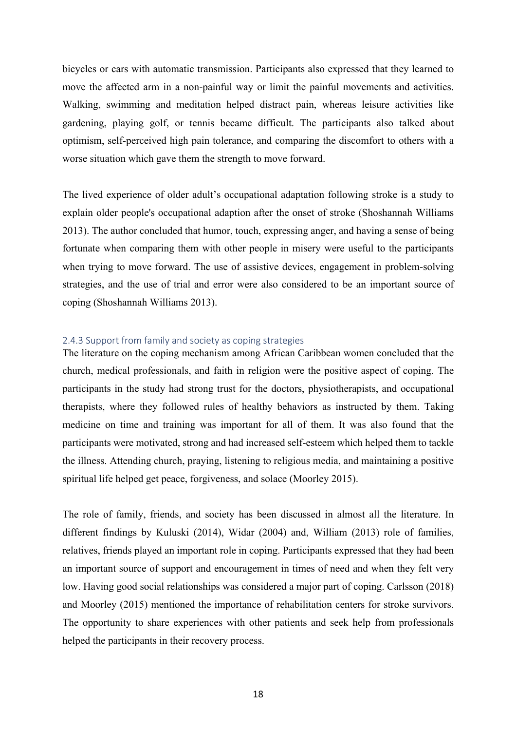bicycles or cars with automatic transmission. Participants also expressed that they learned to move the affected arm in a non-painful way or limit the painful movements and activities. Walking, swimming and meditation helped distract pain, whereas leisure activities like gardening, playing golf, or tennis became difficult. The participants also talked about optimism, self-perceived high pain tolerance, and comparing the discomfort to others with a worse situation which gave them the strength to move forward.

The lived experience of older adult's occupational adaptation following stroke is a study to explain older people's occupational adaption after the onset of stroke (Shoshannah Williams 2013). The author concluded that humor, touch, expressing anger, and having a sense of being fortunate when comparing them with other people in misery were useful to the participants when trying to move forward. The use of assistive devices, engagement in problem-solving strategies, and the use of trial and error were also considered to be an important source of coping (Shoshannah Williams 2013).

### 2.4.3 Support from family and society as coping strategies

The literature on the coping mechanism among African Caribbean women concluded that the church, medical professionals, and faith in religion were the positive aspect of coping. The participants in the study had strong trust for the doctors, physiotherapists, and occupational therapists, where they followed rules of healthy behaviors as instructed by them. Taking medicine on time and training was important for all of them. It was also found that the participants were motivated, strong and had increased self-esteem which helped them to tackle the illness. Attending church, praying, listening to religious media, and maintaining a positive spiritual life helped get peace, forgiveness, and solace (Moorley 2015).

The role of family, friends, and society has been discussed in almost all the literature. In different findings by Kuluski (2014), Widar (2004) and, William (2013) role of families, relatives, friends played an important role in coping. Participants expressed that they had been an important source of support and encouragement in times of need and when they felt very low. Having good social relationships was considered a major part of coping. Carlsson (2018) and Moorley (2015) mentioned the importance of rehabilitation centers for stroke survivors. The opportunity to share experiences with other patients and seek help from professionals helped the participants in their recovery process.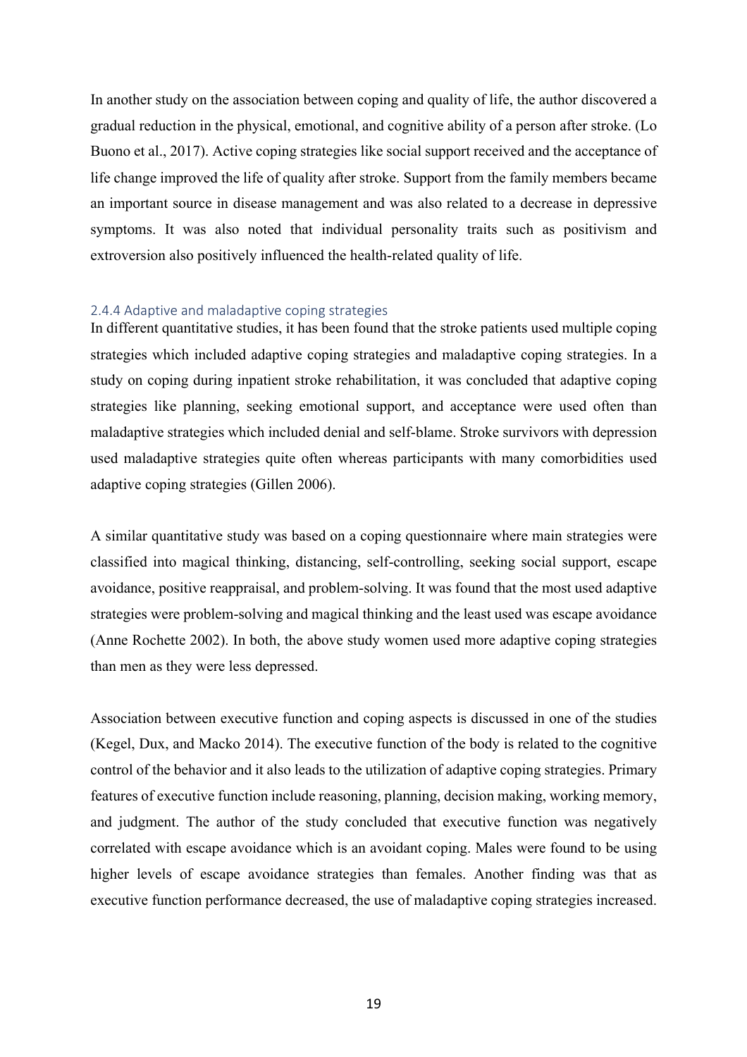In another study on the association between coping and quality of life, the author discovered a gradual reduction in the physical, emotional, and cognitive ability of a person after stroke. (Lo Buono et al., 2017). Active coping strategies like social support received and the acceptance of life change improved the life of quality after stroke. Support from the family members became an important source in disease management and was also related to a decrease in depressive symptoms. It was also noted that individual personality traits such as positivism and extroversion also positively influenced the health-related quality of life.

### 2.4.4 Adaptive and maladaptive coping strategies

In different quantitative studies, it has been found that the stroke patients used multiple coping strategies which included adaptive coping strategies and maladaptive coping strategies. In a study on coping during inpatient stroke rehabilitation, it was concluded that adaptive coping strategies like planning, seeking emotional support, and acceptance were used often than maladaptive strategies which included denial and self-blame. Stroke survivors with depression used maladaptive strategies quite often whereas participants with many comorbidities used adaptive coping strategies (Gillen 2006).

A similar quantitative study was based on a coping questionnaire where main strategies were classified into magical thinking, distancing, self-controlling, seeking social support, escape avoidance, positive reappraisal, and problem-solving. It was found that the most used adaptive strategies were problem-solving and magical thinking and the least used was escape avoidance (Anne Rochette 2002). In both, the above study women used more adaptive coping strategies than men as they were less depressed.

Association between executive function and coping aspects is discussed in one of the studies (Kegel, Dux, and Macko 2014). The executive function of the body is related to the cognitive control of the behavior and it also leads to the utilization of adaptive coping strategies. Primary features of executive function include reasoning, planning, decision making, working memory, and judgment. The author of the study concluded that executive function was negatively correlated with escape avoidance which is an avoidant coping. Males were found to be using higher levels of escape avoidance strategies than females. Another finding was that as executive function performance decreased, the use of maladaptive coping strategies increased.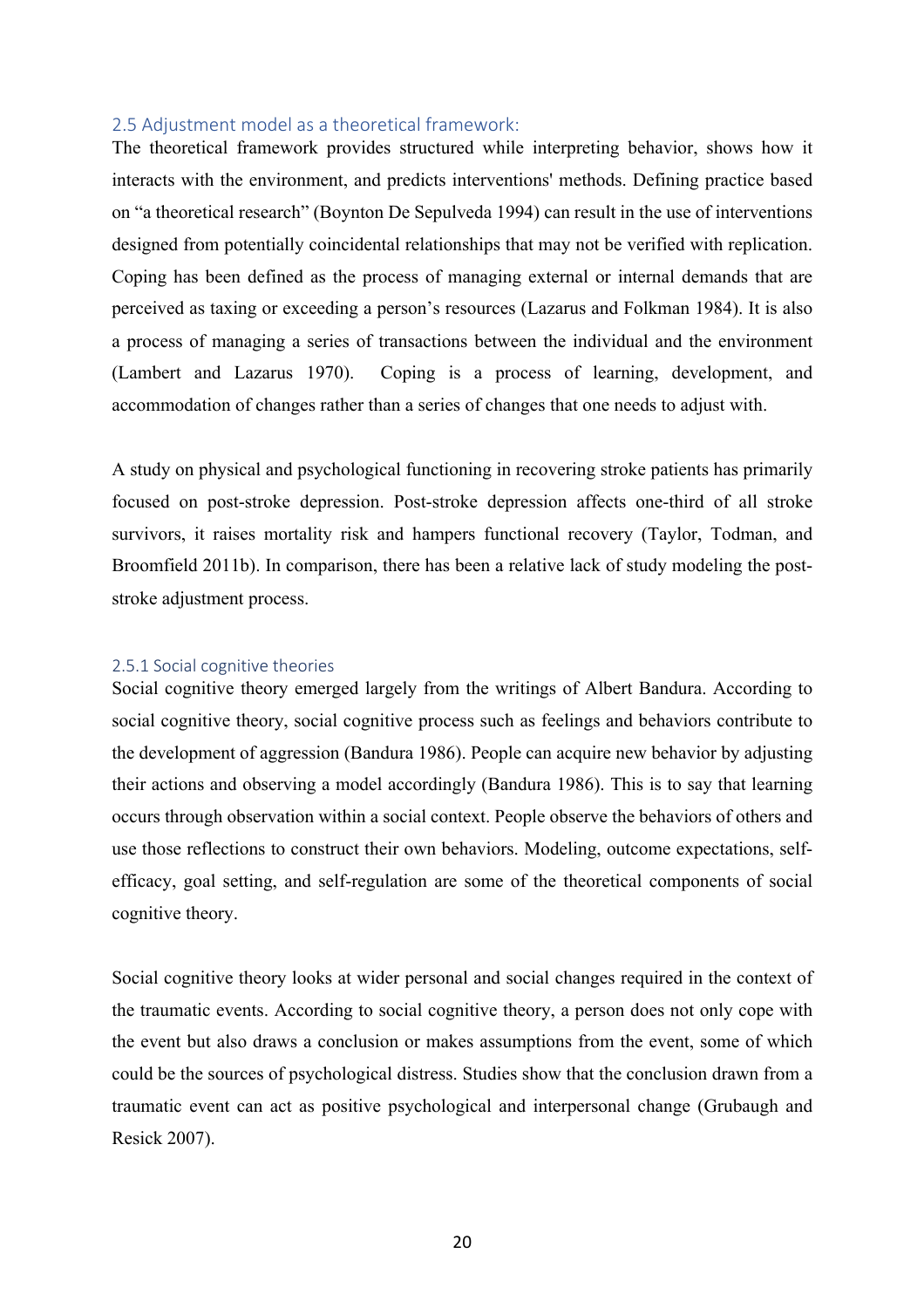## 2.5 Adjustment model as a theoretical framework:

The theoretical framework provides structured while interpreting behavior, shows how it interacts with the environment, and predicts interventions' methods. Defining practice based on "a theoretical research" (Boynton De Sepulveda 1994) can result in the use of interventions designed from potentially coincidental relationships that may not be verified with replication. Coping has been defined as the process of managing external or internal demands that are perceived as taxing or exceeding a person's resources (Lazarus and Folkman 1984). It is also a process of managing a series of transactions between the individual and the environment (Lambert and Lazarus 1970). Coping is a process of learning, development, and accommodation of changes rather than a series of changes that one needs to adjust with.

A study on physical and psychological functioning in recovering stroke patients has primarily focused on post-stroke depression. Post-stroke depression affects one-third of all stroke survivors, it raises mortality risk and hampers functional recovery (Taylor, Todman, and Broomfield 2011b). In comparison, there has been a relative lack of study modeling the post-stroke adjustment process.

### 2.5.1 Social cognitive theories

Social cognitive theory emerged largely from the writings of Albert Bandura. According to social cognitive theory, social cognitive process such as feelings and behaviors contribute to the development of aggression (Bandura 1986). People can acquire new behavior by adjusting their actions and observing a model accordingly (Bandura 1986). This is to say that learning occurs through observation within a social context. People observe the behaviors of others and use those reflections to construct their own behaviors. Modeling, outcome expectations, self-efficacy, goal setting, and self-regulation are some of the theoretical components of social cognitive theory.

Social cognitive theory looks at wider personal and social changes required in the context of the traumatic events. According to social cognitive theory, a person does not only cope with the event but also draws a conclusion or makes assumptions from the event, some of which could be the sources of psychological distress. Studies show that the conclusion drawn from a traumatic event can act as positive psychological and interpersonal change (Grubaugh and Resick 2007).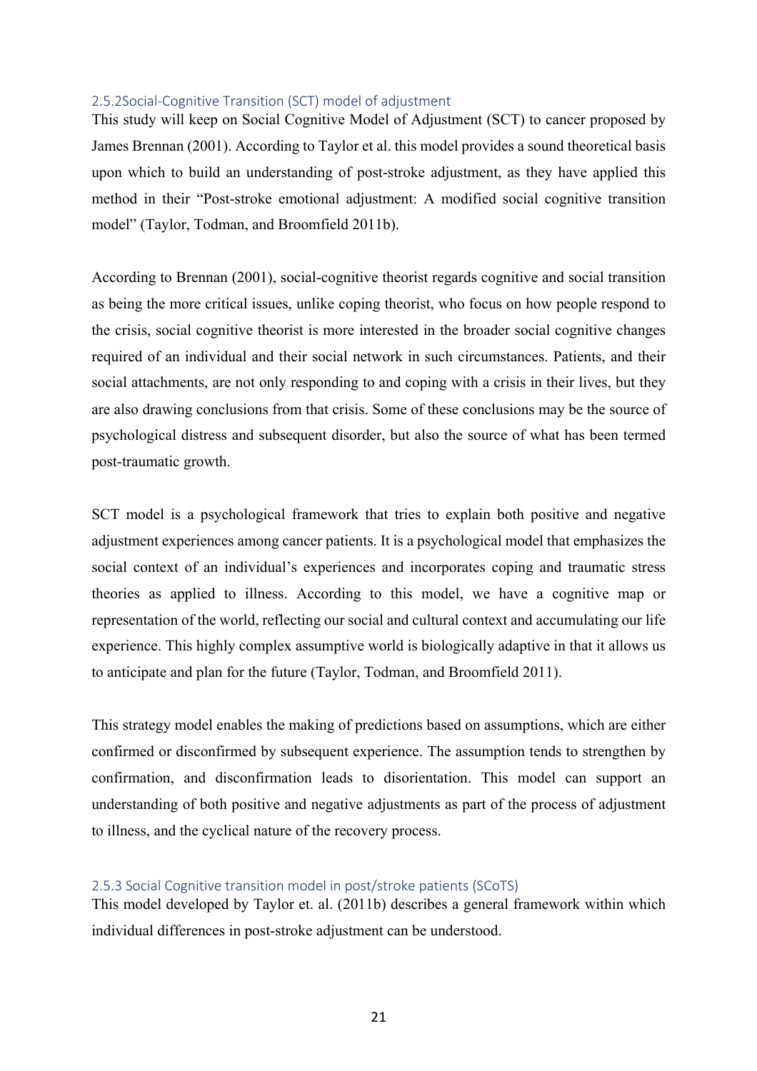### 2.5.2Social-Cognitive Transition (SCT) model of adjustment

This study will keep on Social Cognitive Model of Adjustment (SCT) to cancer proposed by James Brennan (2001). According to Taylor et al. this model provides a sound theoretical basis upon which to build an understanding of post-stroke adjustment, as they have applied this method in their "Post-stroke emotional adjustment: A modified social cognitive transition model" (Taylor, Todman, and Broomfield 2011b).

According to Brennan (2001), social-cognitive theorist regards cognitive and social transition as being the more critical issues, unlike coping theorist, who focus on how people respond to the crisis, social cognitive theorist is more interested in the broader social cognitive changes required of an individual and their social network in such circumstances. Patients, and their social attachments, are not only responding to and coping with a crisis in their lives, but they are also drawing conclusions from that crisis. Some of these conclusions may be the source of psychological distress and subsequent disorder, but also the source of what has been termed post-traumatic growth.

SCT model is a psychological framework that tries to explain both positive and negative adjustment experiences among cancer patients. It is a psychological model that emphasizes the social context of an individual's experiences and incorporates coping and traumatic stress theories as applied to illness. According to this model, we have a cognitive map or representation of the world, reflecting our social and cultural context and accumulating our life experience. This highly complex assumptive world is biologically adaptive in that it allows us to anticipate and plan for the future (Taylor, Todman, and Broomfield 2011).

This strategy model enables the making of predictions based on assumptions, which are either confirmed or disconfirmed by subsequent experience. The assumption tends to strengthen by confirmation, and disconfirmation leads to disorientation. This model can support an understanding of both positive and negative adjustments as part of the process of adjustment to illness, and the cyclical nature of the recovery process.

### 2.5.3 Social Cognitive transition model in post/stroke patients (SCoTS)

This model developed by Taylor et. al. (2011b) describes a general framework within which individual differences in post-stroke adjustment can be understood.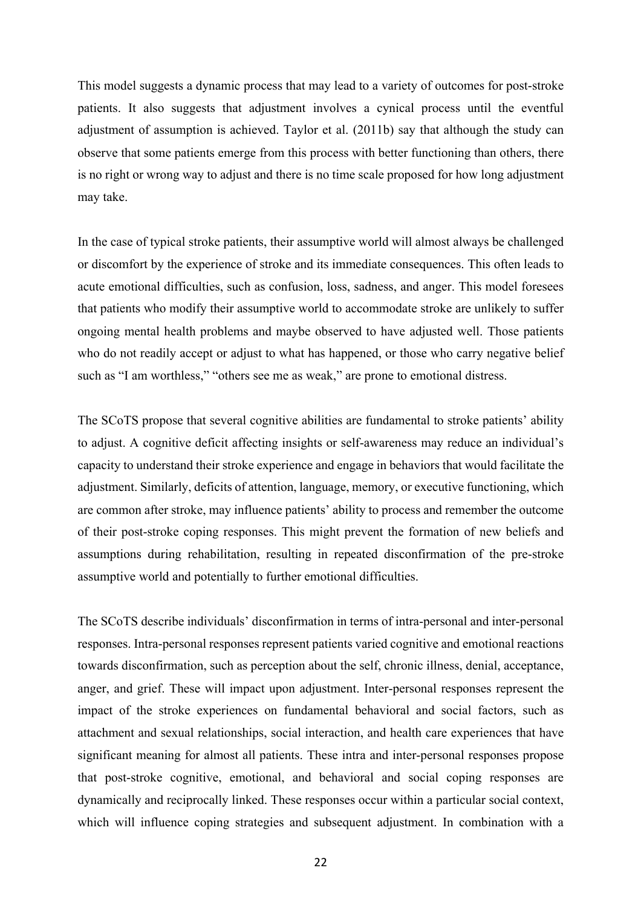This model suggests a dynamic process that may lead to a variety of outcomes for post-stroke patients. It also suggests that adjustment involves a cynical process until the eventful adjustment of assumption is achieved. Taylor et al. (2011b) say that although the study can observe that some patients emerge from this process with better functioning than others, there is no right or wrong way to adjust and there is no time scale proposed for how long adjustment may take.

In the case of typical stroke patients, their assumptive world will almost always be challenged or discomfort by the experience of stroke and its immediate consequences. This often leads to acute emotional difficulties, such as confusion, loss, sadness, and anger. This model foresees that patients who modify their assumptive world to accommodate stroke are unlikely to suffer ongoing mental health problems and maybe observed to have adjusted well. Those patients who do not readily accept or adjust to what has happened, or those who carry negative belief such as "I am worthless," "others see me as weak," are prone to emotional distress.

The SCoTS propose that several cognitive abilities are fundamental to stroke patients' ability to adjust. A cognitive deficit affecting insights or self-awareness may reduce an individual's capacity to understand their stroke experience and engage in behaviors that would facilitate the adjustment. Similarly, deficits of attention, language, memory, or executive functioning, which are common after stroke, may influence patients' ability to process and remember the outcome of their post-stroke coping responses. This might prevent the formation of new beliefs and assumptions during rehabilitation, resulting in repeated disconfirmation of the pre-stroke assumptive world and potentially to further emotional difficulties.

The SCoTS describe individuals' disconfirmation in terms of intra-personal and inter-personal responses. Intra-personal responses represent patients varied cognitive and emotional reactions towards disconfirmation, such as perception about the self, chronic illness, denial, acceptance, anger, and grief. These will impact upon adjustment. Inter-personal responses represent the impact of the stroke experiences on fundamental behavioral and social factors, such as attachment and sexual relationships, social interaction, and health care experiences that have significant meaning for almost all patients. These intra and inter-personal responses propose that post-stroke cognitive, emotional, and behavioral and social coping responses are dynamically and reciprocally linked. These responses occur within a particular social context, which will influence coping strategies and subsequent adjustment. In combination with a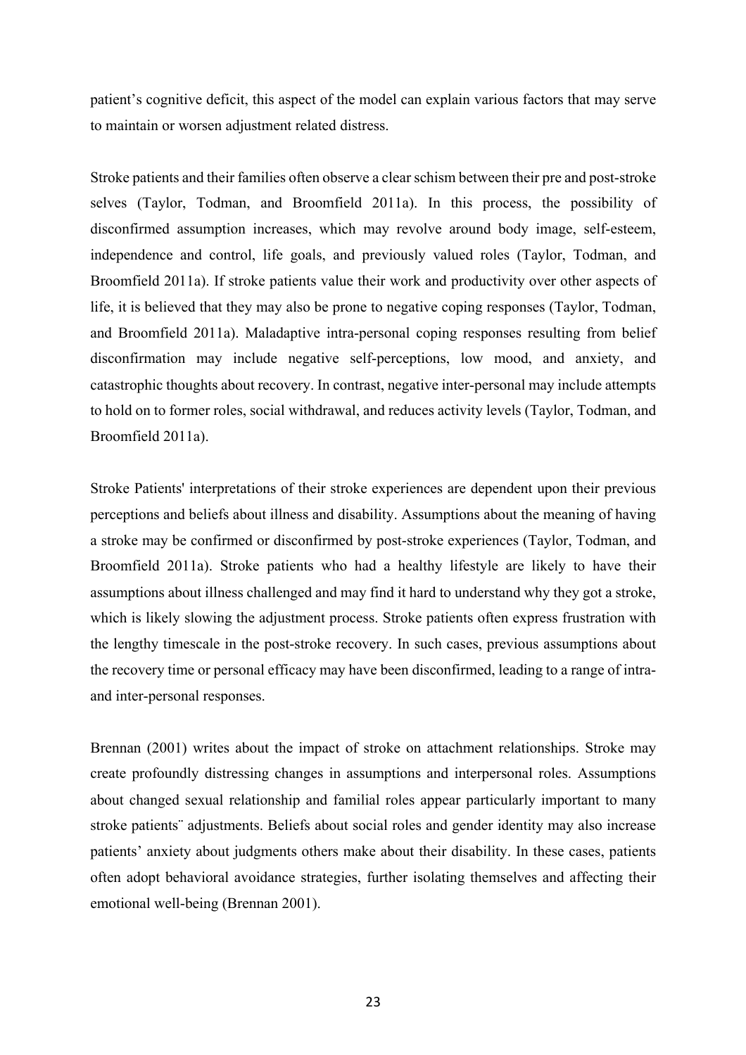patient's cognitive deficit, this aspect of the model can explain various factors that may serve to maintain or worsen adjustment related distress.

Stroke patients and their families often observe a clear schism between their pre and post-stroke selves (Taylor, Todman, and Broomfield 2011a). In this process, the possibility of disconfirmed assumption increases, which may revolve around body image, self-esteem, independence and control, life goals, and previously valued roles (Taylor, Todman, and Broomfield 2011a). If stroke patients value their work and productivity over other aspects of life, it is believed that they may also be prone to negative coping responses (Taylor, Todman, and Broomfield 2011a). Maladaptive intra-personal coping responses resulting from belief disconfirmation may include negative self-perceptions, low mood, and anxiety, and catastrophic thoughts about recovery. In contrast, negative inter-personal may include attempts to hold on to former roles, social withdrawal, and reduces activity levels (Taylor, Todman, and Broomfield 2011a).

Stroke Patients' interpretations of their stroke experiences are dependent upon their previous perceptions and beliefs about illness and disability. Assumptions about the meaning of having a stroke may be confirmed or disconfirmed by post-stroke experiences (Taylor, Todman, and Broomfield 2011a). Stroke patients who had a healthy lifestyle are likely to have their assumptions about illness challenged and may find it hard to understand why they got a stroke, which is likely slowing the adjustment process. Stroke patients often express frustration with the lengthy timescale in the post-stroke recovery. In such cases, previous assumptions about the recovery time or personal efficacy may have been disconfirmed, leading to a range of intra- and inter-personal responses.

Brennan (2001) writes about the impact of stroke on attachment relationships. Stroke may create profoundly distressing changes in assumptions and interpersonal roles. Assumptions about changed sexual relationship and familial roles appear particularly important to many stroke patients¨ adjustments. Beliefs about social roles and gender identity may also increase patients' anxiety about judgments others make about their disability. In these cases, patients often adopt behavioral avoidance strategies, further isolating themselves and affecting their emotional well-being (Brennan 2001).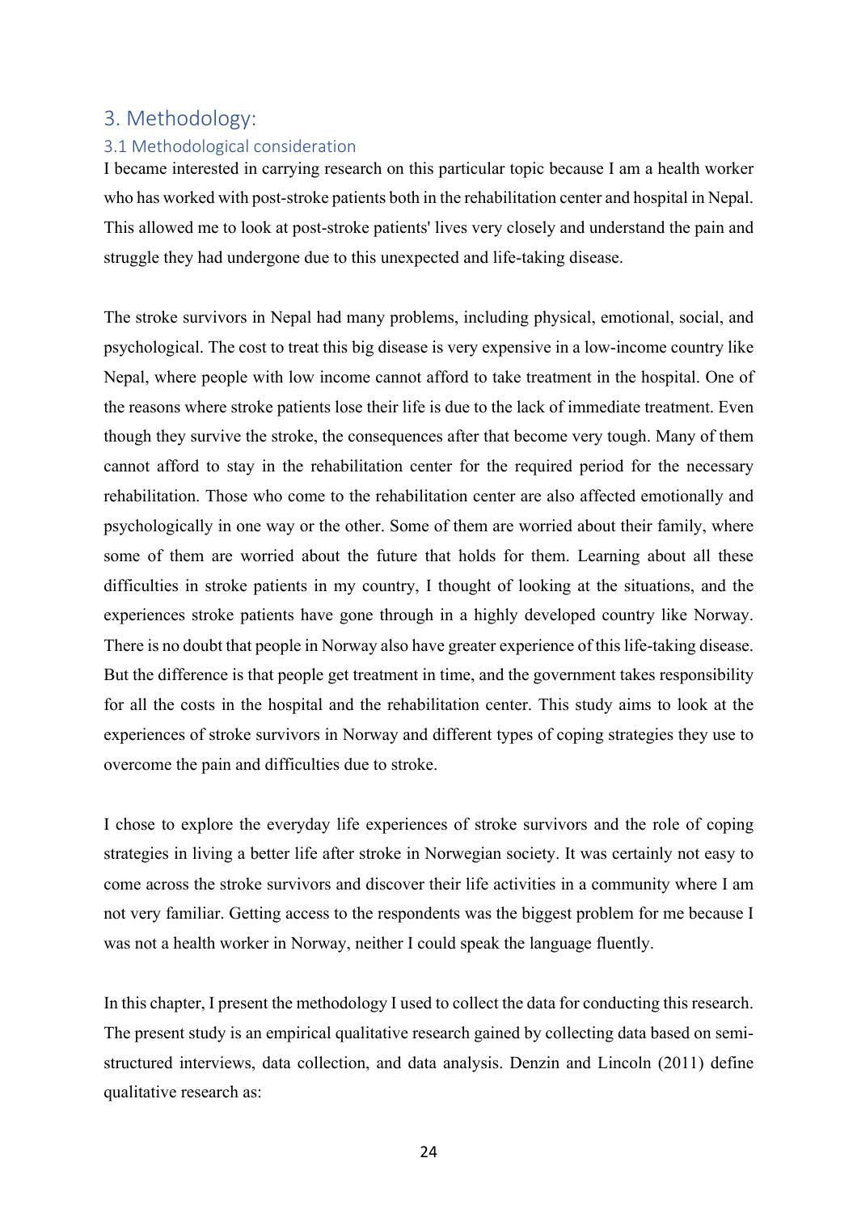# 3. Methodology:

## 3.1 Methodological consideration

I became interested in carrying research on this particular topic because I am a health worker who has worked with post-stroke patients both in the rehabilitation center and hospital in Nepal. This allowed me to look at post-stroke patients' lives very closely and understand the pain and struggle they had undergone due to this unexpected and life-taking disease.

The stroke survivors in Nepal had many problems, including physical, emotional, social, and psychological. The cost to treat this big disease is very expensive in a low-income country like Nepal, where people with low income cannot afford to take treatment in the hospital. One of the reasons where stroke patients lose their life is due to the lack of immediate treatment. Even though they survive the stroke, the consequences after that become very tough. Many of them cannot afford to stay in the rehabilitation center for the required period for the necessary rehabilitation. Those who come to the rehabilitation center are also affected emotionally and psychologically in one way or the other. Some of them are worried about their family, where some of them are worried about the future that holds for them. Learning about all these difficulties in stroke patients in my country, I thought of looking at the situations, and the experiences stroke patients have gone through in a highly developed country like Norway. There is no doubt that people in Norway also have greater experience of this life-taking disease. But the difference is that people get treatment in time, and the government takes responsibility for all the costs in the hospital and the rehabilitation center. This study aims to look at the experiences of stroke survivors in Norway and different types of coping strategies they use to overcome the pain and difficulties due to stroke.

I chose to explore the everyday life experiences of stroke survivors and the role of coping strategies in living a better life after stroke in Norwegian society. It was certainly not easy to come across the stroke survivors and discover their life activities in a community where I am not very familiar. Getting access to the respondents was the biggest problem for me because I was not a health worker in Norway, neither I could speak the language fluently.

In this chapter, I present the methodology I used to collect the data for conducting this research. The present study is an empirical qualitative research gained by collecting data based on semi-structured interviews, data collection, and data analysis. Denzin and Lincoln (2011) define qualitative research as: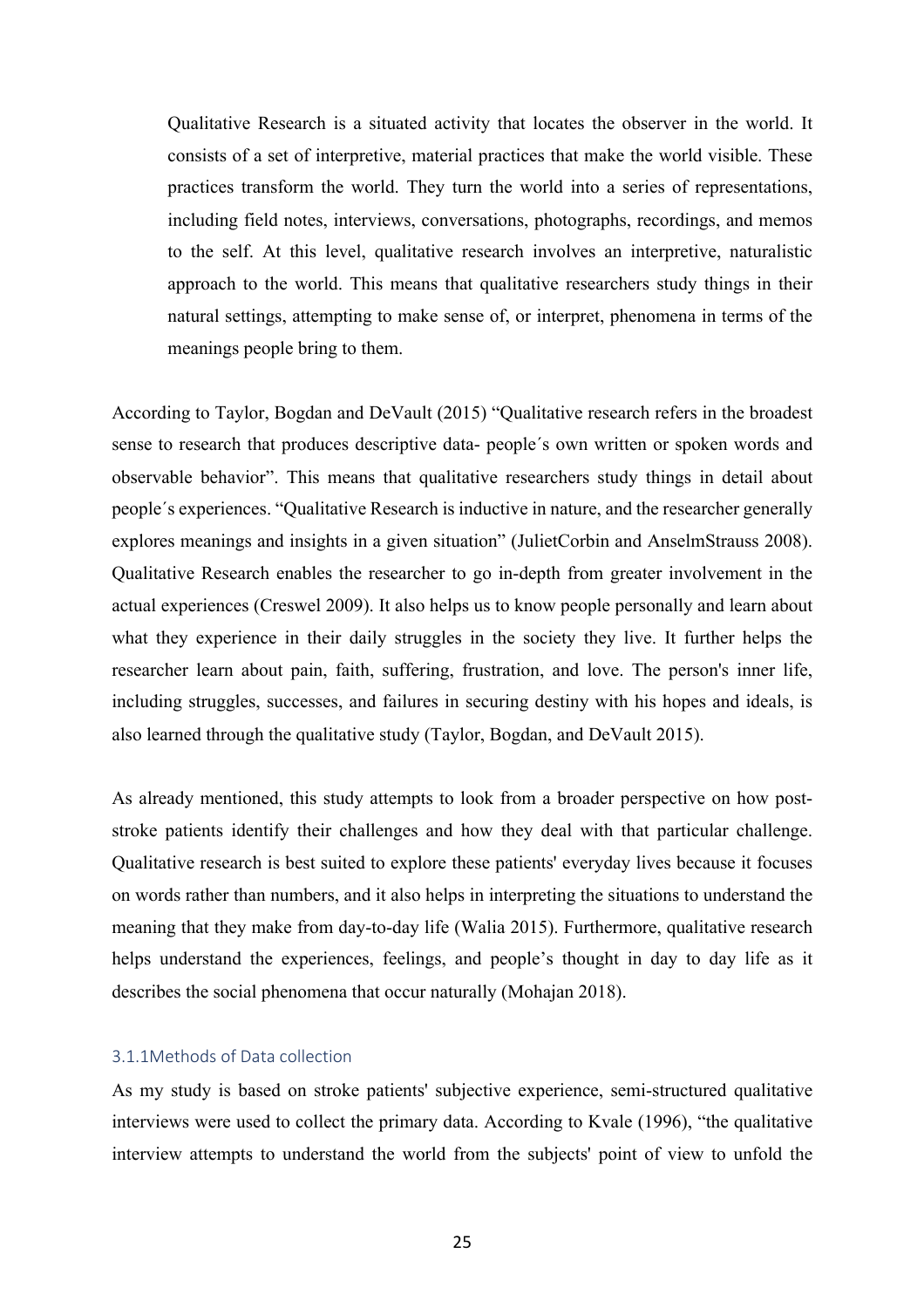> Qualitative Research is a situated activity that locates the observer in the world. It consists of a set of interpretive, material practices that make the world visible. These practices transform the world. They turn the world into a series of representations, including field notes, interviews, conversations, photographs, recordings, and memos to the self. At this level, qualitative research involves an interpretive, naturalistic approach to the world. This means that qualitative researchers study things in their natural settings, attempting to make sense of, or interpret, phenomena in terms of the meanings people bring to them.

According to Taylor, Bogdan and DeVault (2015) "Qualitative research refers in the broadest sense to research that produces descriptive data- people´s own written or spoken words and observable behavior". This means that qualitative researchers study things in detail about people´s experiences. "Qualitative Research is inductive in nature, and the researcher generally explores meanings and insights in a given situation" (JulietCorbin and AnselmStrauss 2008). Qualitative Research enables the researcher to go in-depth from greater involvement in the actual experiences (Creswel 2009). It also helps us to know people personally and learn about what they experience in their daily struggles in the society they live. It further helps the researcher learn about pain, faith, suffering, frustration, and love. The person's inner life, including struggles, successes, and failures in securing destiny with his hopes and ideals, is also learned through the qualitative study (Taylor, Bogdan, and DeVault 2015).

As already mentioned, this study attempts to look from a broader perspective on how post-stroke patients identify their challenges and how they deal with that particular challenge. Qualitative research is best suited to explore these patients' everyday lives because it focuses on words rather than numbers, and it also helps in interpreting the situations to understand the meaning that they make from day-to-day life (Walia 2015). Furthermore, qualitative research helps understand the experiences, feelings, and people's thought in day to day life as it describes the social phenomena that occur naturally (Mohajan 2018).

### 3.1.1Methods of Data collection

As my study is based on stroke patients' subjective experience, semi-structured qualitative interviews were used to collect the primary data. According to Kvale (1996), "the qualitative interview attempts to understand the world from the subjects' point of view to unfold the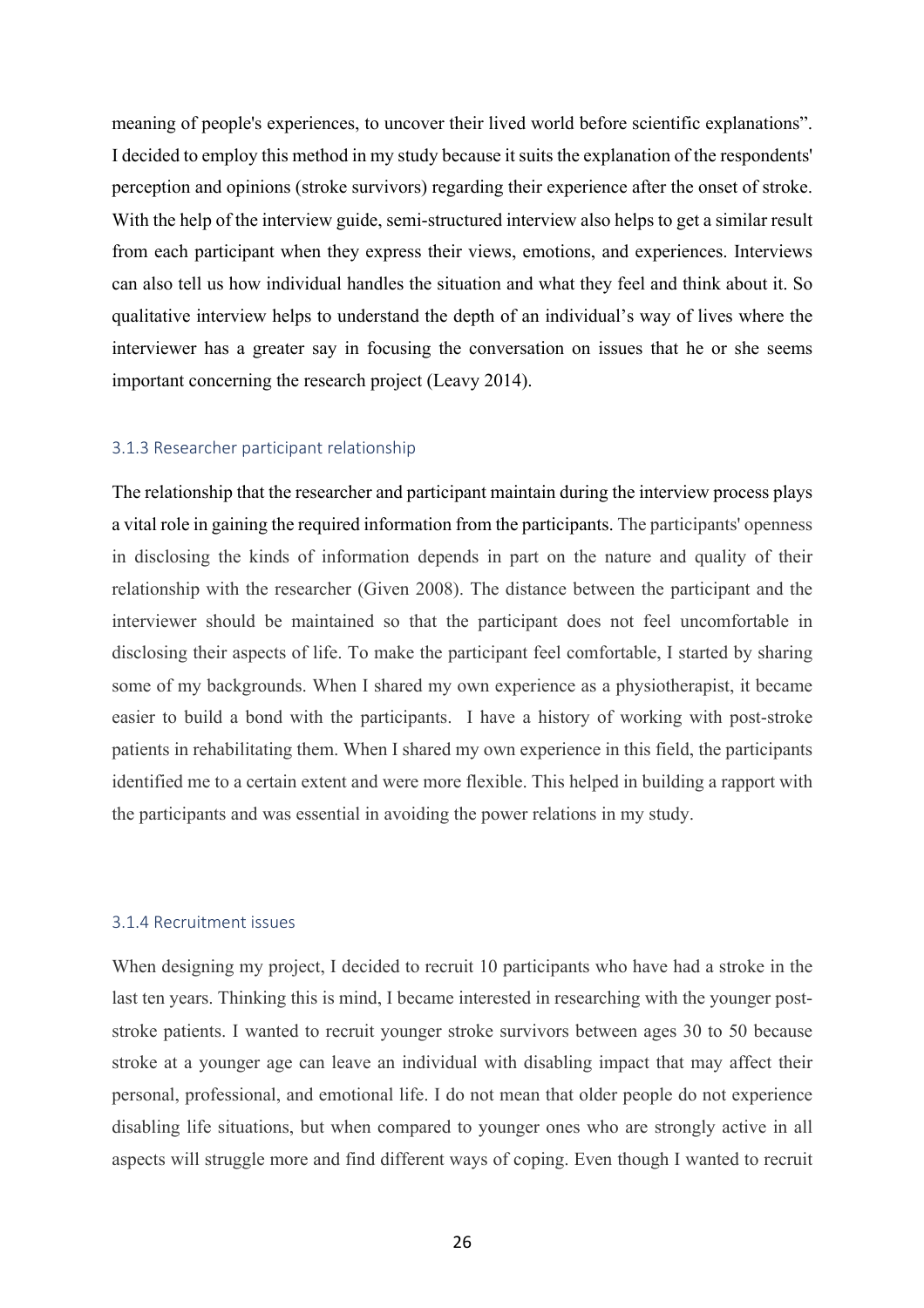meaning of people's experiences, to uncover their lived world before scientific explanations". I decided to employ this method in my study because it suits the explanation of the respondents' perception and opinions (stroke survivors) regarding their experience after the onset of stroke. With the help of the interview guide, semi-structured interview also helps to get a similar result from each participant when they express their views, emotions, and experiences. Interviews can also tell us how individual handles the situation and what they feel and think about it. So qualitative interview helps to understand the depth of an individual's way of lives where the interviewer has a greater say in focusing the conversation on issues that he or she seems important concerning the research project (Leavy 2014).

### 3.1.3 Researcher participant relationship

The relationship that the researcher and participant maintain during the interview process plays a vital role in gaining the required information from the participants. The participants' openness in disclosing the kinds of information depends in part on the nature and quality of their relationship with the researcher (Given 2008). The distance between the participant and the interviewer should be maintained so that the participant does not feel uncomfortable in disclosing their aspects of life. To make the participant feel comfortable, I started by sharing some of my backgrounds. When I shared my own experience as a physiotherapist, it became easier to build a bond with the participants. I have a history of working with post-stroke patients in rehabilitating them. When I shared my own experience in this field, the participants identified me to a certain extent and were more flexible. This helped in building a rapport with the participants and was essential in avoiding the power relations in my study.

### 3.1.4 Recruitment issues

When designing my project, I decided to recruit 10 participants who have had a stroke in the last ten years. Thinking this is mind, I became interested in researching with the younger post-stroke patients. I wanted to recruit younger stroke survivors between ages 30 to 50 because stroke at a younger age can leave an individual with disabling impact that may affect their personal, professional, and emotional life. I do not mean that older people do not experience disabling life situations, but when compared to younger ones who are strongly active in all aspects will struggle more and find different ways of coping. Even though I wanted to recruit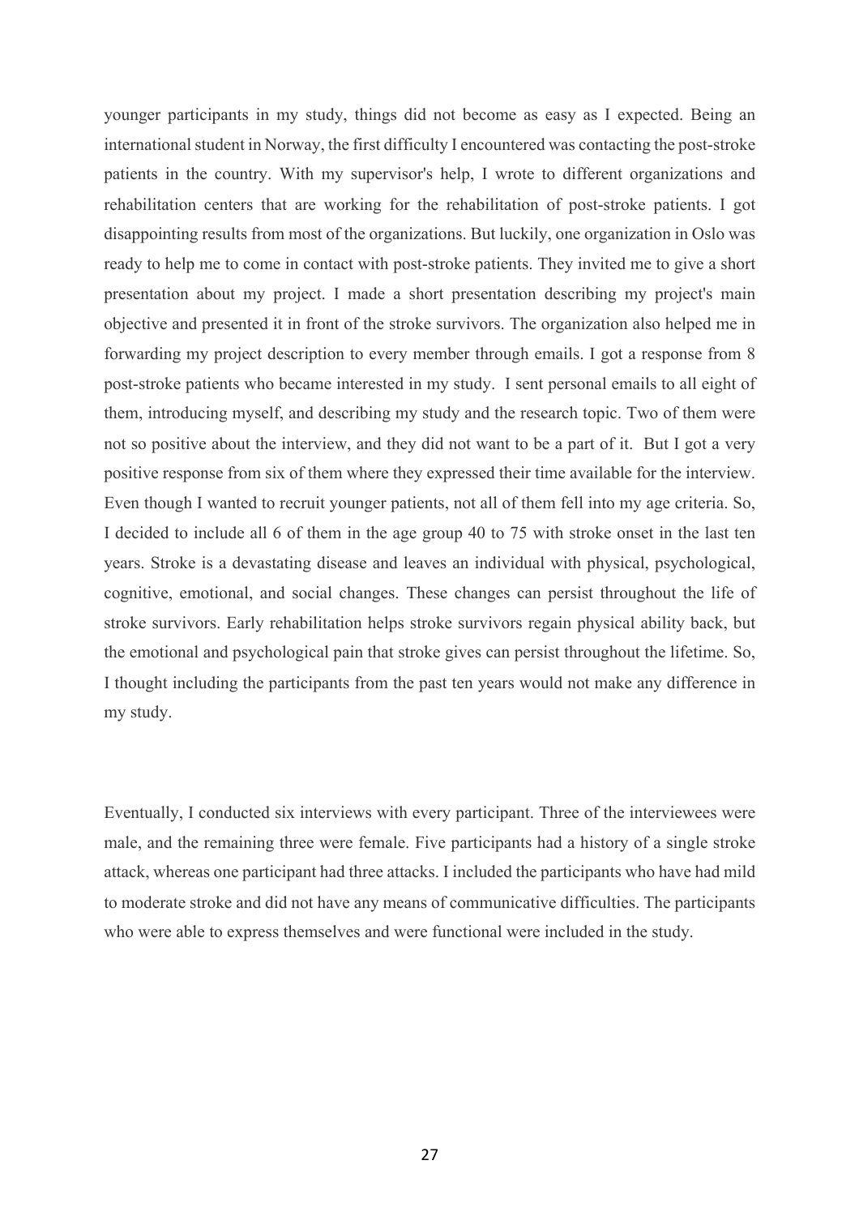younger participants in my study, things did not become as easy as I expected. Being an international student in Norway, the first difficulty I encountered was contacting the post-stroke patients in the country. With my supervisor's help, I wrote to different organizations and rehabilitation centers that are working for the rehabilitation of post-stroke patients. I got disappointing results from most of the organizations. But luckily, one organization in Oslo was ready to help me to come in contact with post-stroke patients. They invited me to give a short presentation about my project. I made a short presentation describing my project's main objective and presented it in front of the stroke survivors. The organization also helped me in forwarding my project description to every member through emails. I got a response from 8 post-stroke patients who became interested in my study. I sent personal emails to all eight of them, introducing myself, and describing my study and the research topic. Two of them were not so positive about the interview, and they did not want to be a part of it. But I got a very positive response from six of them where they expressed their time available for the interview. Even though I wanted to recruit younger patients, not all of them fell into my age criteria. So, I decided to include all 6 of them in the age group 40 to 75 with stroke onset in the last ten years. Stroke is a devastating disease and leaves an individual with physical, psychological, cognitive, emotional, and social changes. These changes can persist throughout the life of stroke survivors. Early rehabilitation helps stroke survivors regain physical ability back, but the emotional and psychological pain that stroke gives can persist throughout the lifetime. So, I thought including the participants from the past ten years would not make any difference in my study.

Eventually, I conducted six interviews with every participant. Three of the interviewees were male, and the remaining three were female. Five participants had a history of a single stroke attack, whereas one participant had three attacks. I included the participants who have had mild to moderate stroke and did not have any means of communicative difficulties. The participants who were able to express themselves and were functional were included in the study.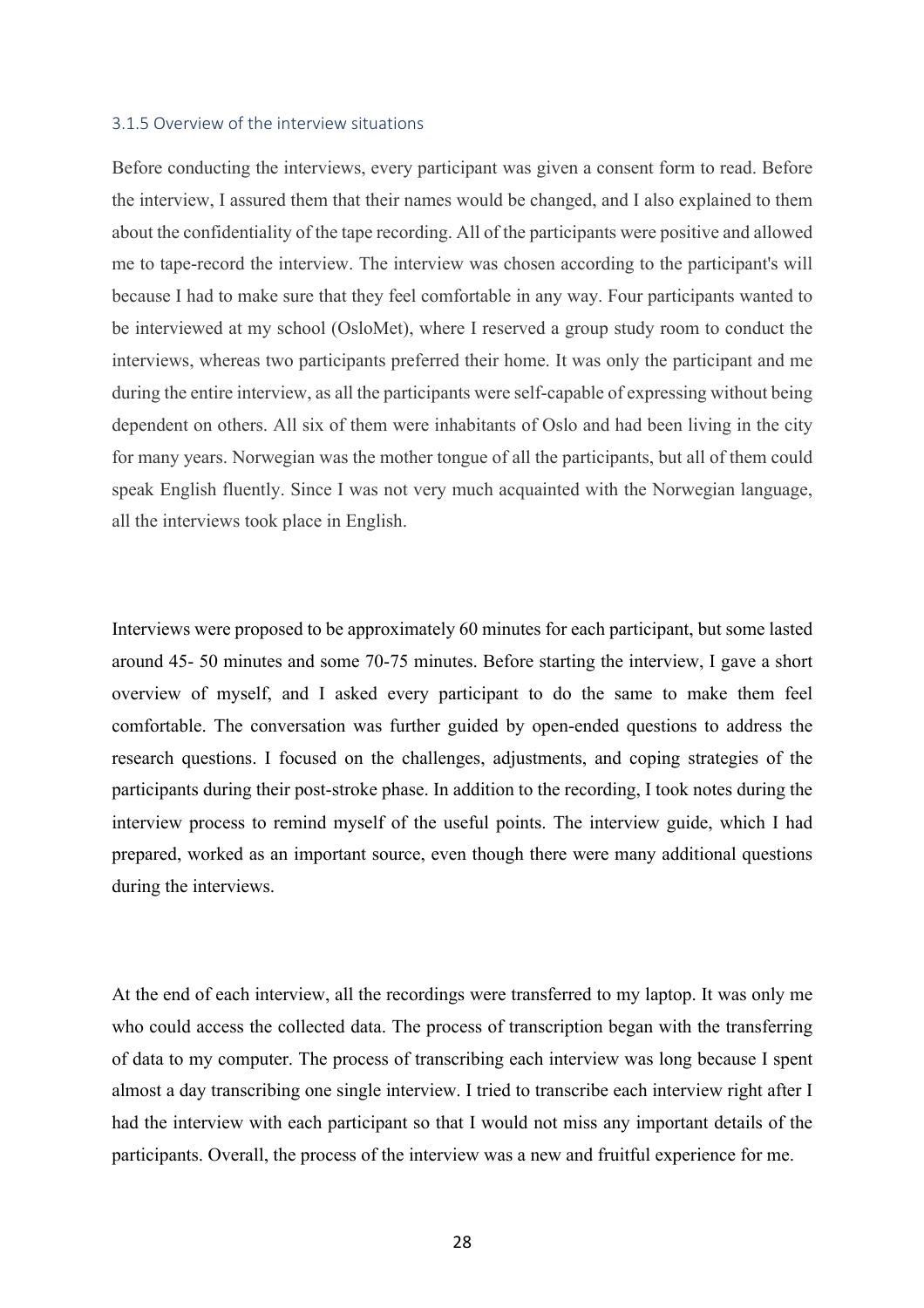### 3.1.5 Overview of the interview situations

Before conducting the interviews, every participant was given a consent form to read. Before the interview, I assured them that their names would be changed, and I also explained to them about the confidentiality of the tape recording. All of the participants were positive and allowed me to tape-record the interview. The interview was chosen according to the participant's will because I had to make sure that they feel comfortable in any way. Four participants wanted to be interviewed at my school (OsloMet), where I reserved a group study room to conduct the interviews, whereas two participants preferred their home. It was only the participant and me during the entire interview, as all the participants were self-capable of expressing without being dependent on others. All six of them were inhabitants of Oslo and had been living in the city for many years. Norwegian was the mother tongue of all the participants, but all of them could speak English fluently. Since I was not very much acquainted with the Norwegian language, all the interviews took place in English.

Interviews were proposed to be approximately 60 minutes for each participant, but some lasted around 45- 50 minutes and some 70-75 minutes. Before starting the interview, I gave a short overview of myself, and I asked every participant to do the same to make them feel comfortable. The conversation was further guided by open-ended questions to address the research questions. I focused on the challenges, adjustments, and coping strategies of the participants during their post-stroke phase. In addition to the recording, I took notes during the interview process to remind myself of the useful points. The interview guide, which I had prepared, worked as an important source, even though there were many additional questions during the interviews.

At the end of each interview, all the recordings were transferred to my laptop. It was only me who could access the collected data. The process of transcription began with the transferring of data to my computer. The process of transcribing each interview was long because I spent almost a day transcribing one single interview. I tried to transcribe each interview right after I had the interview with each participant so that I would not miss any important details of the participants. Overall, the process of the interview was a new and fruitful experience for me.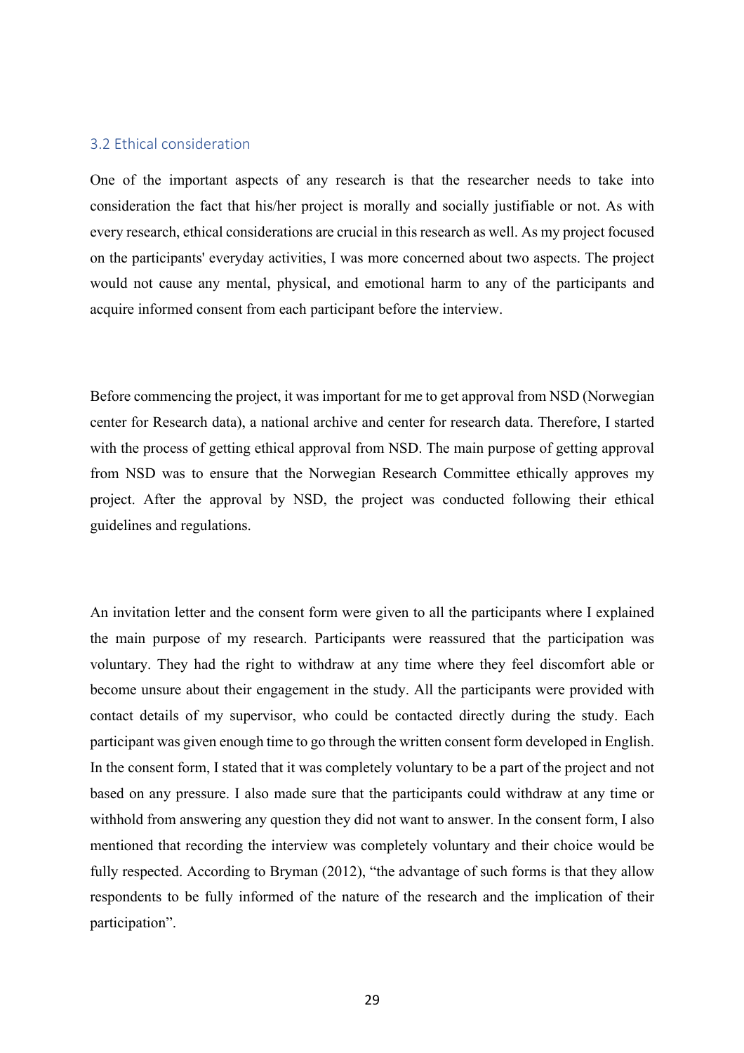### 3.2 Ethical consideration

One of the important aspects of any research is that the researcher needs to take into consideration the fact that his/her project is morally and socially justifiable or not. As with every research, ethical considerations are crucial in this research as well. As my project focused on the participants' everyday activities, I was more concerned about two aspects. The project would not cause any mental, physical, and emotional harm to any of the participants and acquire informed consent from each participant before the interview.

Before commencing the project, it was important for me to get approval from NSD (Norwegian center for Research data), a national archive and center for research data. Therefore, I started with the process of getting ethical approval from NSD. The main purpose of getting approval from NSD was to ensure that the Norwegian Research Committee ethically approves my project. After the approval by NSD, the project was conducted following their ethical guidelines and regulations.

An invitation letter and the consent form were given to all the participants where I explained the main purpose of my research. Participants were reassured that the participation was voluntary. They had the right to withdraw at any time where they feel discomfort able or become unsure about their engagement in the study. All the participants were provided with contact details of my supervisor, who could be contacted directly during the study. Each participant was given enough time to go through the written consent form developed in English. In the consent form, I stated that it was completely voluntary to be a part of the project and not based on any pressure. I also made sure that the participants could withdraw at any time or withhold from answering any question they did not want to answer. In the consent form, I also mentioned that recording the interview was completely voluntary and their choice would be fully respected. According to Bryman (2012), “the advantage of such forms is that they allow respondents to be fully informed of the nature of the research and the implication of their participation”.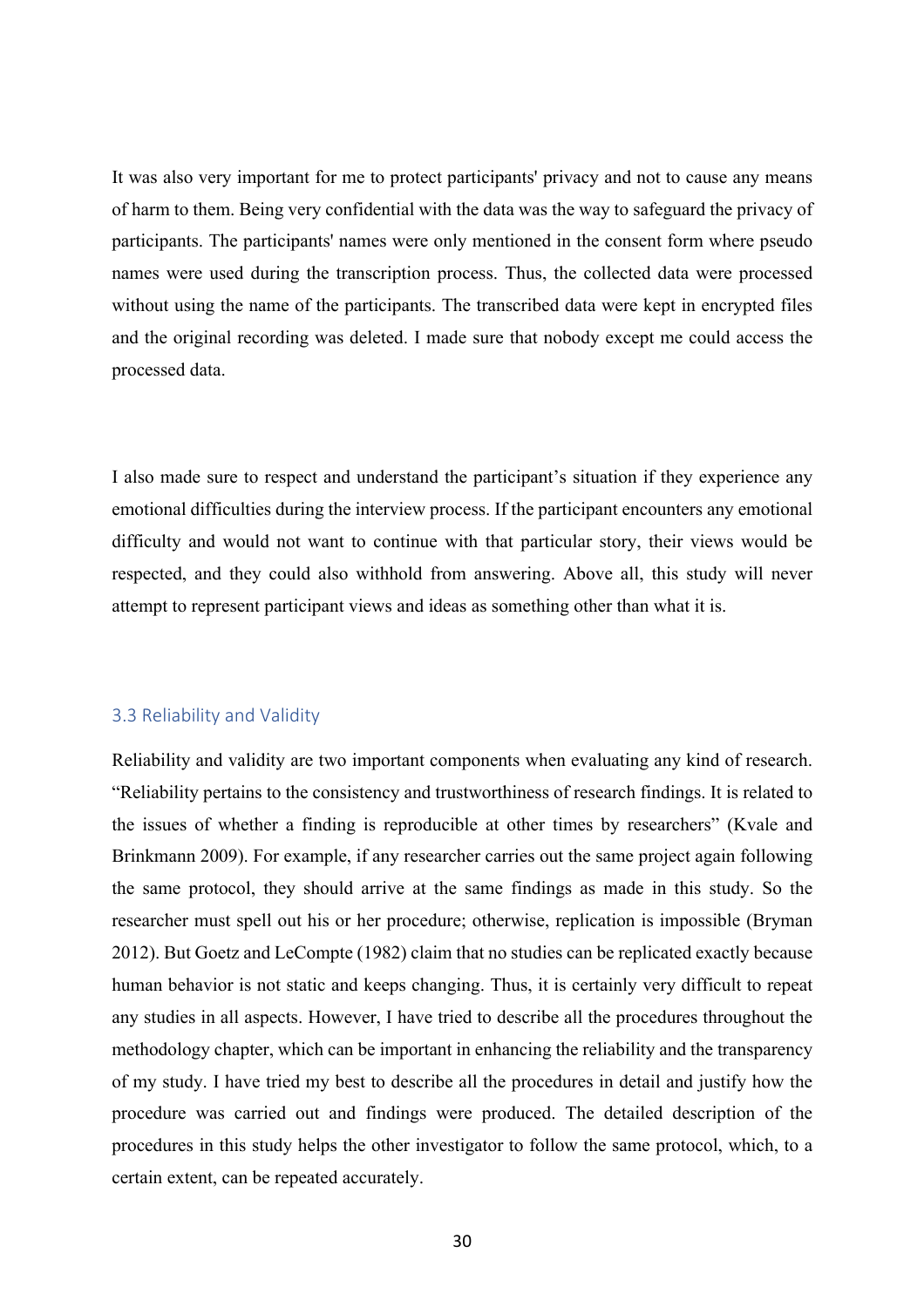It was also very important for me to protect participants' privacy and not to cause any means of harm to them. Being very confidential with the data was the way to safeguard the privacy of participants. The participants' names were only mentioned in the consent form where pseudo names were used during the transcription process. Thus, the collected data were processed without using the name of the participants. The transcribed data were kept in encrypted files and the original recording was deleted. I made sure that nobody except me could access the processed data.

I also made sure to respect and understand the participant's situation if they experience any emotional difficulties during the interview process. If the participant encounters any emotional difficulty and would not want to continue with that particular story, their views would be respected, and they could also withhold from answering. Above all, this study will never attempt to represent participant views and ideas as something other than what it is.

### 3.3 Reliability and Validity

Reliability and validity are two important components when evaluating any kind of research. "Reliability pertains to the consistency and trustworthiness of research findings. It is related to the issues of whether a finding is reproducible at other times by researchers" (Kvale and Brinkmann 2009). For example, if any researcher carries out the same project again following the same protocol, they should arrive at the same findings as made in this study. So the researcher must spell out his or her procedure; otherwise, replication is impossible (Bryman 2012). But Goetz and LeCompte (1982) claim that no studies can be replicated exactly because human behavior is not static and keeps changing. Thus, it is certainly very difficult to repeat any studies in all aspects. However, I have tried to describe all the procedures throughout the methodology chapter, which can be important in enhancing the reliability and the transparency of my study. I have tried my best to describe all the procedures in detail and justify how the procedure was carried out and findings were produced. The detailed description of the procedures in this study helps the other investigator to follow the same protocol, which, to a certain extent, can be repeated accurately.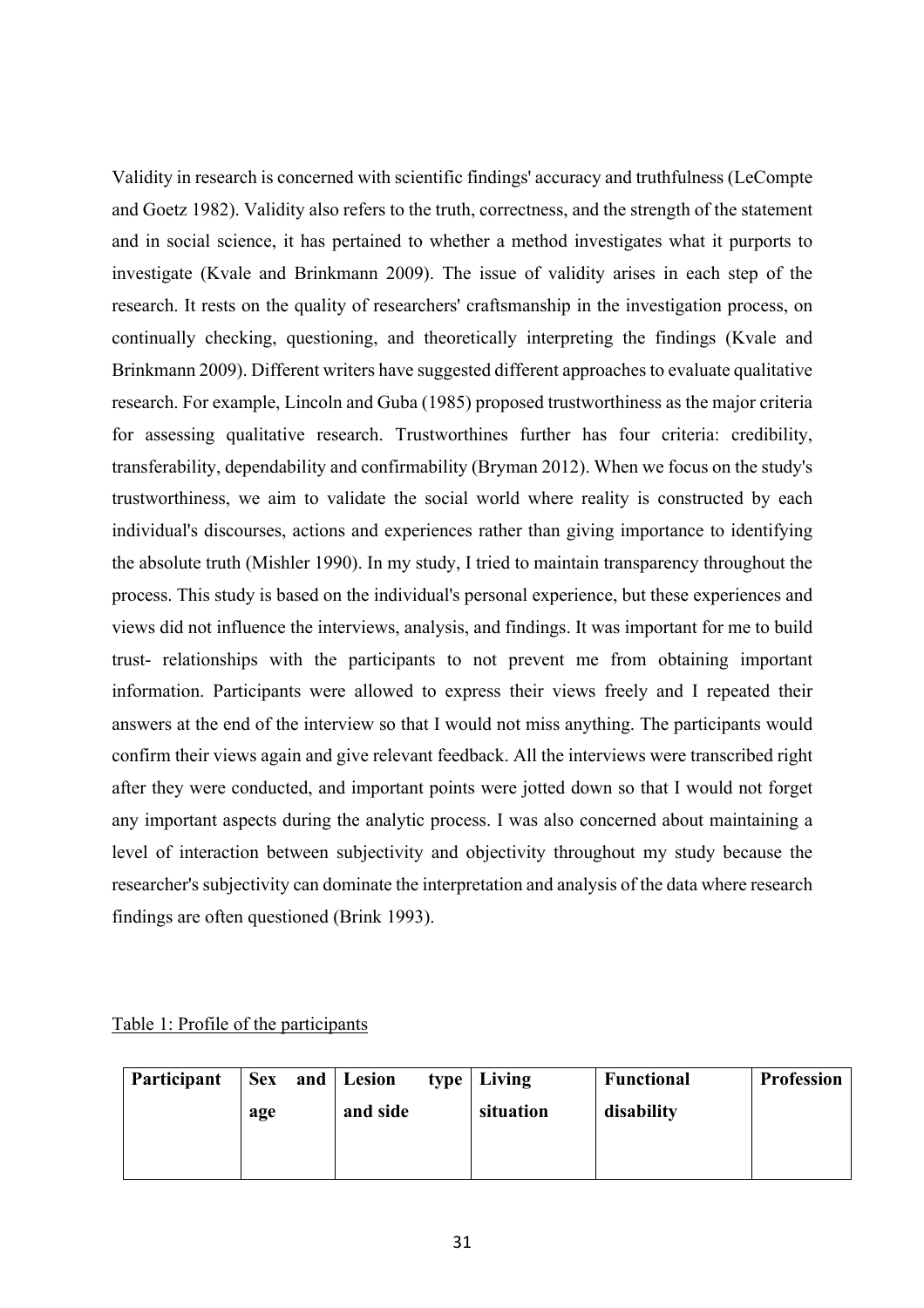Validity in research is concerned with scientific findings' accuracy and truthfulness (LeCompte and Goetz 1982). Validity also refers to the truth, correctness, and the strength of the statement and in social science, it has pertained to whether a method investigates what it purports to investigate (Kvale and Brinkmann 2009). The issue of validity arises in each step of the research. It rests on the quality of researchers' craftsmanship in the investigation process, on continually checking, questioning, and theoretically interpreting the findings (Kvale and Brinkmann 2009). Different writers have suggested different approaches to evaluate qualitative research. For example, Lincoln and Guba (1985) proposed trustworthiness as the major criteria for assessing qualitative research. Trustworthines further has four criteria: credibility, transferability, dependability and confirmability (Bryman 2012). When we focus on the study's trustworthiness, we aim to validate the social world where reality is constructed by each individual's discourses, actions and experiences rather than giving importance to identifying the absolute truth (Mishler 1990). In my study, I tried to maintain transparency throughout the process. This study is based on the individual's personal experience, but these experiences and views did not influence the interviews, analysis, and findings. It was important for me to build trust- relationships with the participants to not prevent me from obtaining important information. Participants were allowed to express their views freely and I repeated their answers at the end of the interview so that I would not miss anything. The participants would confirm their views again and give relevant feedback. All the interviews were transcribed right after they were conducted, and important points were jotted down so that I would not forget any important aspects during the analytic process. I was also concerned about maintaining a level of interaction between subjectivity and objectivity throughout my study because the researcher's subjectivity can dominate the interpretation and analysis of the data where research findings are often questioned (Brink 1993).

Table 1: Profile of the participants

| Participant | Sex and age | Lesion type and side | Living situation | Functional disability | Profession |
|---|---|---|---|---|---|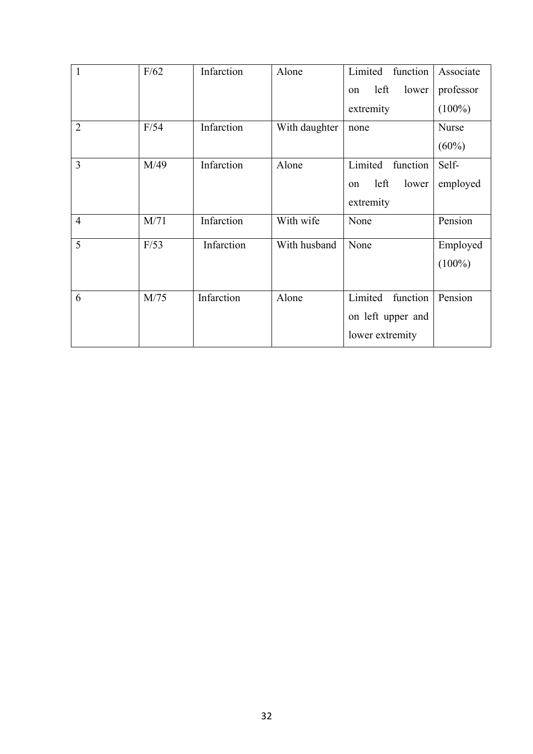| 1 | F/62 | Infarction | Alone | Limited function on left lower extremity | Associate professor (100%) |
|---|---|---|---|---|---|
| 2 | F/54 | Infarction | With daughter | none | Nurse (60%) |
| 3 | M/49 | Infarction | Alone | Limited function on left lower extremity | Self-employed |
| 4 | M/71 | Infarction | With wife | None | Pension |
| 5 | F/53 | Infarction | With husband | None | Employed (100%) |
| 6 | M/75 | Infarction | Alone | Limited function on left upper and lower extremity | Pension |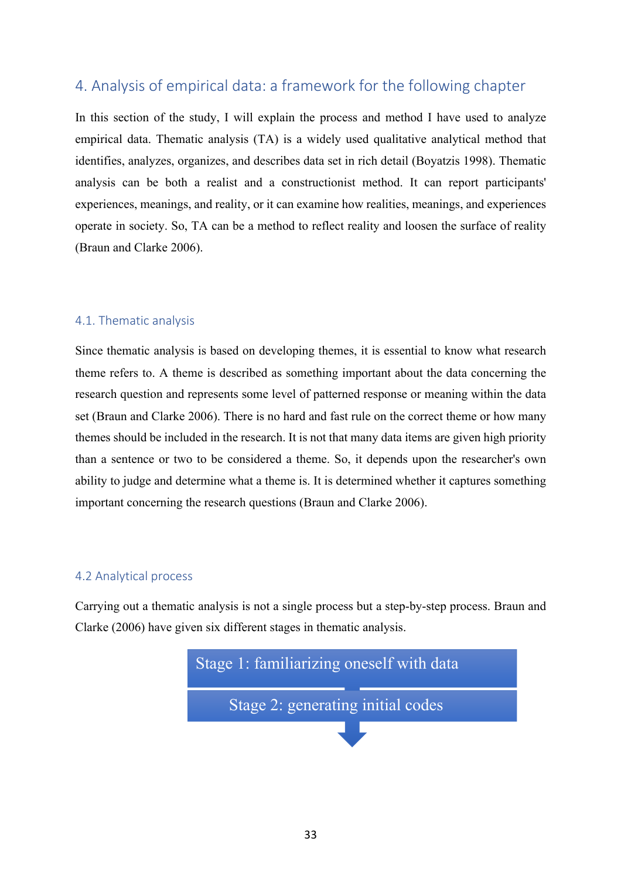## 4. Analysis of empirical data: a framework for the following chapter

In this section of the study, I will explain the process and method I have used to analyze empirical data. Thematic analysis (TA) is a widely used qualitative analytical method that identifies, analyzes, organizes, and describes data set in rich detail (Boyatzis 1998). Thematic analysis can be both a realist and a constructionist method. It can report participants' experiences, meanings, and reality, or it can examine how realities, meanings, and experiences operate in society. So, TA can be a method to reflect reality and loosen the surface of reality (Braun and Clarke 2006).

### 4.1. Thematic analysis

Since thematic analysis is based on developing themes, it is essential to know what research theme refers to. A theme is described as something important about the data concerning the research question and represents some level of patterned response or meaning within the data set (Braun and Clarke 2006). There is no hard and fast rule on the correct theme or how many themes should be included in the research. It is not that many data items are given high priority than a sentence or two to be considered a theme. So, it depends upon the researcher's own ability to judge and determine what a theme is. It is determined whether it captures something important concerning the research questions (Braun and Clarke 2006).

### 4.2 Analytical process

Carrying out a thematic analysis is not a single process but a step-by-step process. Braun and Clarke (2006) have given six different stages in thematic analysis.

Stage 1: familiarizing oneself with data

Stage 2: generating initial codes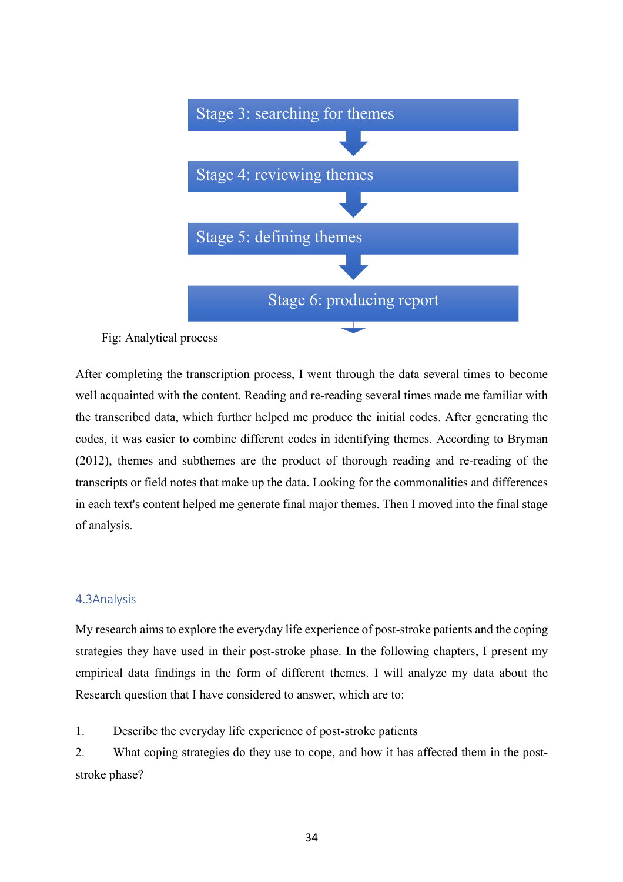Stage 3: searching for themes

↓

Stage 4: reviewing themes

↓

Stage 5: defining themes

↓

Stage 6: producing report

Fig: Analytical process

After completing the transcription process, I went through the data several times to become well acquainted with the content. Reading and re-reading several times made me familiar with the transcribed data, which further helped me produce the initial codes. After generating the codes, it was easier to combine different codes in identifying themes. According to Bryman (2012), themes and subthemes are the product of thorough reading and re-reading of the transcripts or field notes that make up the data. Looking for the commonalities and differences in each text's content helped me generate final major themes. Then I moved into the final stage of analysis.

### 4.3Analysis

My research aims to explore the everyday life experience of post-stroke patients and the coping strategies they have used in their post-stroke phase. In the following chapters, I present my empirical data findings in the form of different themes. I will analyze my data about the Research question that I have considered to answer, which are to:

1. Describe the everyday life experience of post-stroke patients
2. What coping strategies do they use to cope, and how it has affected them in the post-stroke phase?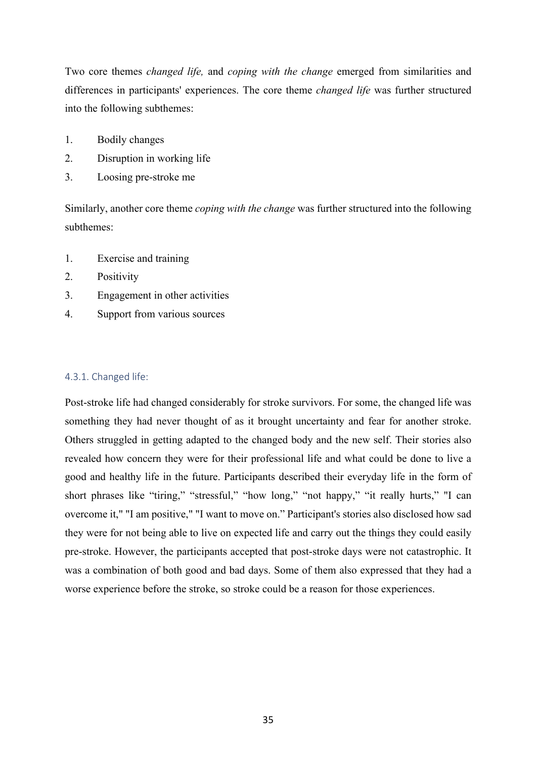Two core themes *changed life,* and *coping with the change* emerged from similarities and differences in participants' experiences. The core theme *changed life* was further structured into the following subthemes:

1. Bodily changes
2. Disruption in working life
3. Loosing pre-stroke me

Similarly, another core theme *coping with the change* was further structured into the following subthemes:

1. Exercise and training
2. Positivity
3. Engagement in other activities
4. Support from various sources

### 4.3.1. Changed life:

Post-stroke life had changed considerably for stroke survivors. For some, the changed life was something they had never thought of as it brought uncertainty and fear for another stroke. Others struggled in getting adapted to the changed body and the new self. Their stories also revealed how concern they were for their professional life and what could be done to live a good and healthy life in the future. Participants described their everyday life in the form of short phrases like "tiring," "stressful," "how long," "not happy," "it really hurts," "I can overcome it," "I am positive," "I want to move on." Participant's stories also disclosed how sad they were for not being able to live on expected life and carry out the things they could easily pre-stroke. However, the participants accepted that post-stroke days were not catastrophic. It was a combination of both good and bad days. Some of them also expressed that they had a worse experience before the stroke, so stroke could be a reason for those experiences.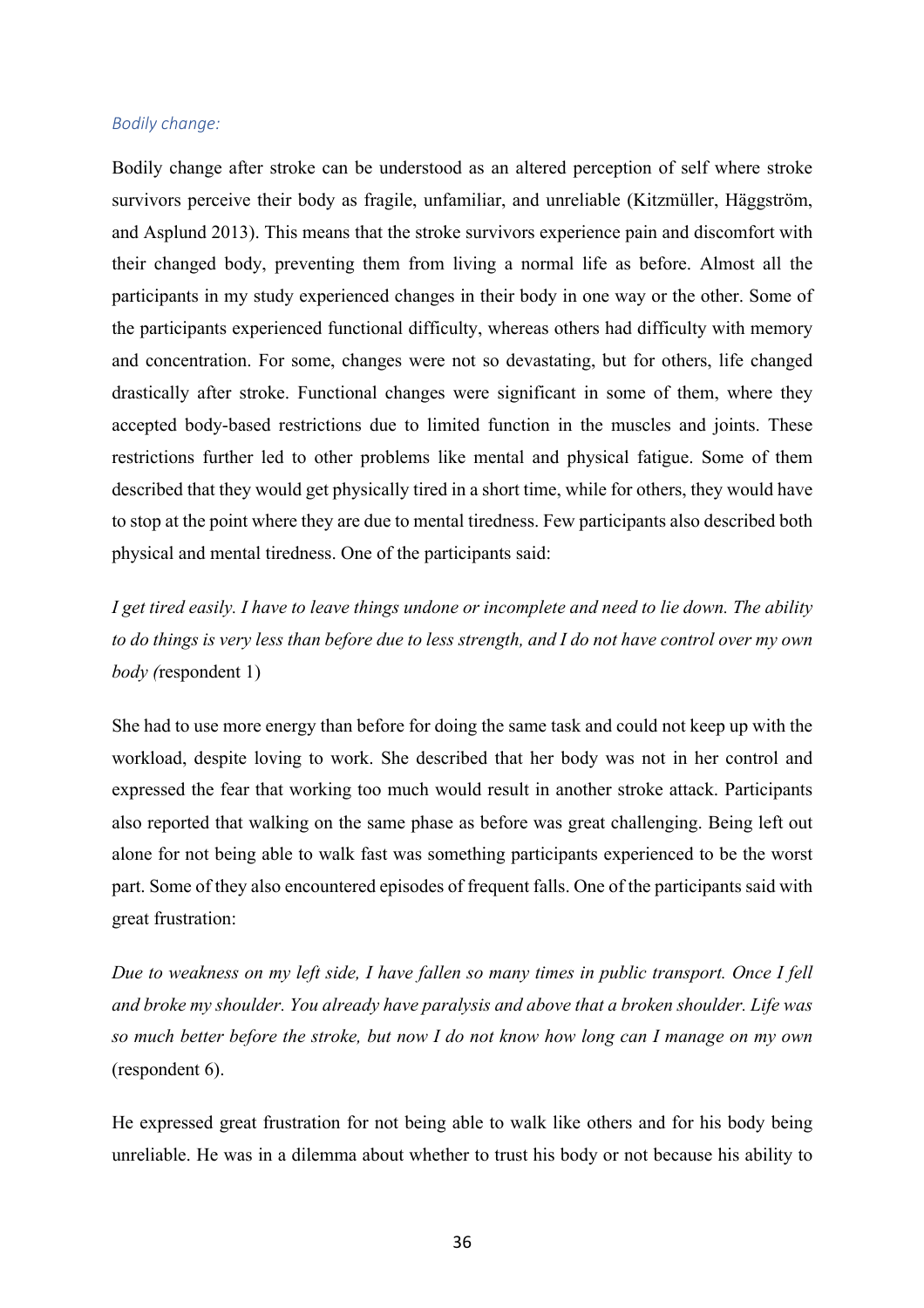*Bodily change:*

Bodily change after stroke can be understood as an altered perception of self where stroke survivors perceive their body as fragile, unfamiliar, and unreliable (Kitzmüller, Häggström, and Asplund 2013). This means that the stroke survivors experience pain and discomfort with their changed body, preventing them from living a normal life as before. Almost all the participants in my study experienced changes in their body in one way or the other. Some of the participants experienced functional difficulty, whereas others had difficulty with memory and concentration. For some, changes were not so devastating, but for others, life changed drastically after stroke. Functional changes were significant in some of them, where they accepted body-based restrictions due to limited function in the muscles and joints. These restrictions further led to other problems like mental and physical fatigue. Some of them described that they would get physically tired in a short time, while for others, they would have to stop at the point where they are due to mental tiredness. Few participants also described both physical and mental tiredness. One of the participants said:

*I get tired easily. I have to leave things undone or incomplete and need to lie down. The ability to do things is very less than before due to less strength, and I do not have control over my own body (*respondent 1)

She had to use more energy than before for doing the same task and could not keep up with the workload, despite loving to work. She described that her body was not in her control and expressed the fear that working too much would result in another stroke attack. Participants also reported that walking on the same phase as before was great challenging. Being left out alone for not being able to walk fast was something participants experienced to be the worst part. Some of they also encountered episodes of frequent falls. One of the participants said with great frustration:

*Due to weakness on my left side, I have fallen so many times in public transport. Once I fell and broke my shoulder. You already have paralysis and above that a broken shoulder. Life was so much better before the stroke, but now I do not know how long can I manage on my own* (respondent 6).

He expressed great frustration for not being able to walk like others and for his body being unreliable. He was in a dilemma about whether to trust his body or not because his ability to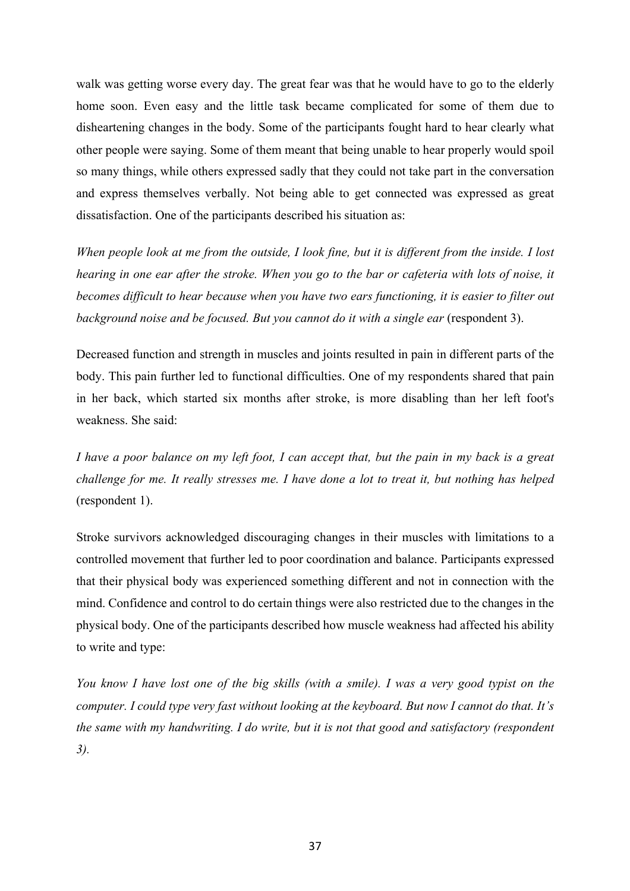walk was getting worse every day. The great fear was that he would have to go to the elderly home soon. Even easy and the little task became complicated for some of them due to disheartening changes in the body. Some of the participants fought hard to hear clearly what other people were saying. Some of them meant that being unable to hear properly would spoil so many things, while others expressed sadly that they could not take part in the conversation and express themselves verbally. Not being able to get connected was expressed as great dissatisfaction. One of the participants described his situation as:

*When people look at me from the outside, I look fine, but it is different from the inside. I lost hearing in one ear after the stroke. When you go to the bar or cafeteria with lots of noise, it becomes difficult to hear because when you have two ears functioning, it is easier to filter out background noise and be focused. But you cannot do it with a single ear* (respondent 3).

Decreased function and strength in muscles and joints resulted in pain in different parts of the body. This pain further led to functional difficulties. One of my respondents shared that pain in her back, which started six months after stroke, is more disabling than her left foot's weakness. She said:

*I have a poor balance on my left foot, I can accept that, but the pain in my back is a great challenge for me. It really stresses me. I have done a lot to treat it, but nothing has helped* (respondent 1).

Stroke survivors acknowledged discouraging changes in their muscles with limitations to a controlled movement that further led to poor coordination and balance. Participants expressed that their physical body was experienced something different and not in connection with the mind. Confidence and control to do certain things were also restricted due to the changes in the physical body. One of the participants described how muscle weakness had affected his ability to write and type:

*You know I have lost one of the big skills (with a smile). I was a very good typist on the computer. I could type very fast without looking at the keyboard. But now I cannot do that. It's the same with my handwriting. I do write, but it is not that good and satisfactory (respondent 3).*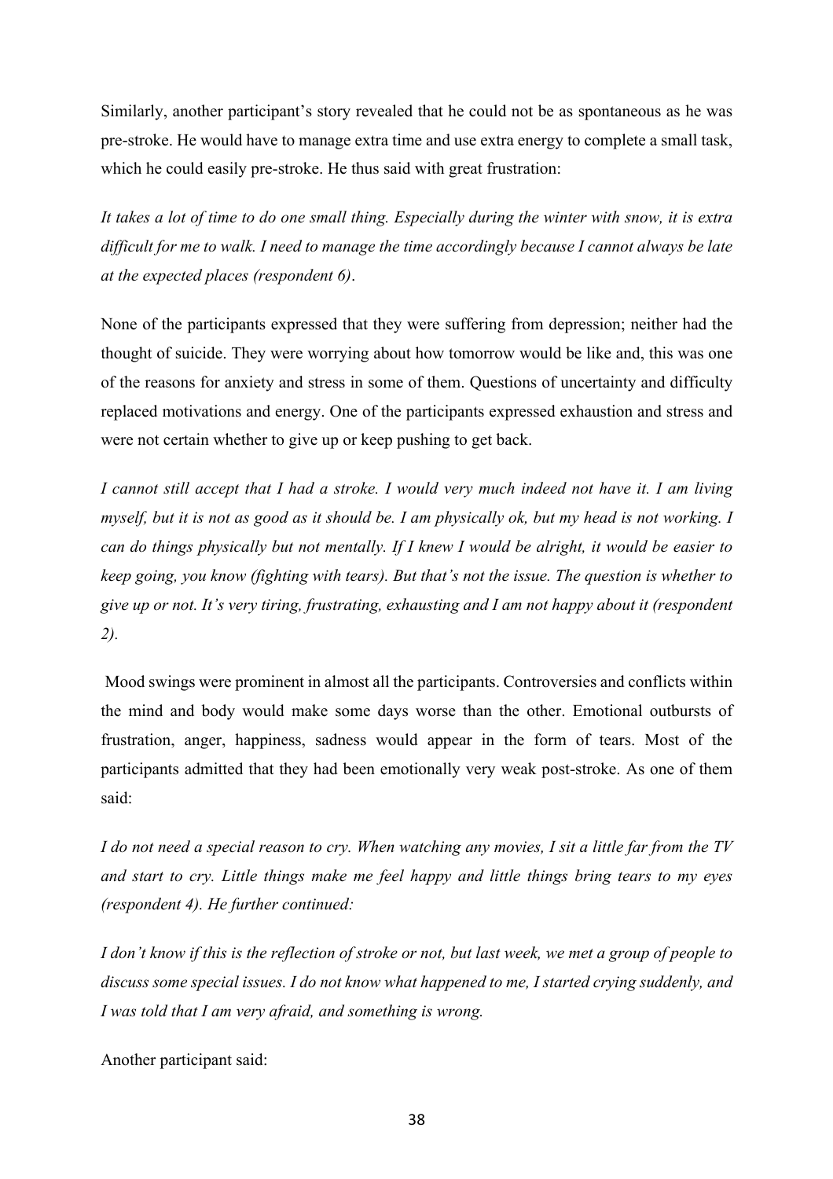Similarly, another participant's story revealed that he could not be as spontaneous as he was pre-stroke. He would have to manage extra time and use extra energy to complete a small task, which he could easily pre-stroke. He thus said with great frustration:

*It takes a lot of time to do one small thing. Especially during the winter with snow, it is extra difficult for me to walk. I need to manage the time accordingly because I cannot always be late at the expected places (respondent 6)*.

None of the participants expressed that they were suffering from depression; neither had the thought of suicide. They were worrying about how tomorrow would be like and, this was one of the reasons for anxiety and stress in some of them. Questions of uncertainty and difficulty replaced motivations and energy. One of the participants expressed exhaustion and stress and were not certain whether to give up or keep pushing to get back.

*I cannot still accept that I had a stroke. I would very much indeed not have it. I am living myself, but it is not as good as it should be. I am physically ok, but my head is not working. I can do things physically but not mentally. If I knew I would be alright, it would be easier to keep going, you know (fighting with tears). But that's not the issue. The question is whether to give up or not. It's very tiring, frustrating, exhausting and I am not happy about it (respondent 2).*

Mood swings were prominent in almost all the participants. Controversies and conflicts within the mind and body would make some days worse than the other. Emotional outbursts of frustration, anger, happiness, sadness would appear in the form of tears. Most of the participants admitted that they had been emotionally very weak post-stroke. As one of them said:

*I do not need a special reason to cry. When watching any movies, I sit a little far from the TV and start to cry. Little things make me feel happy and little things bring tears to my eyes (respondent 4). He further continued:*

*I don't know if this is the reflection of stroke or not, but last week, we met a group of people to discuss some special issues. I do not know what happened to me, I started crying suddenly, and I was told that I am very afraid, and something is wrong.*

Another participant said: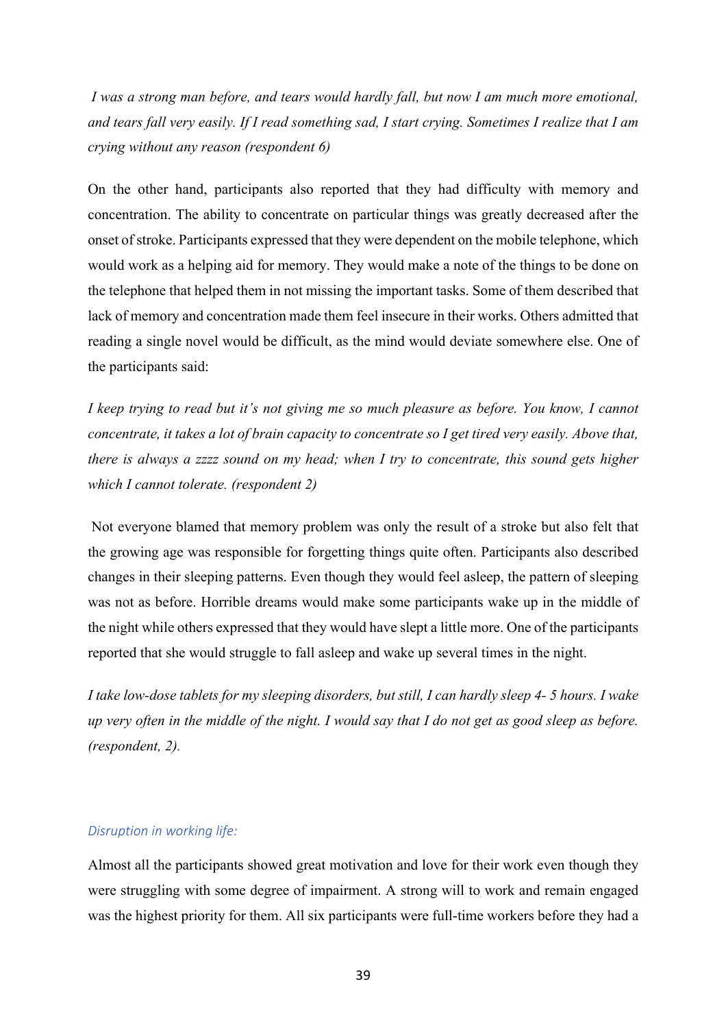*I was a strong man before, and tears would hardly fall, but now I am much more emotional, and tears fall very easily. If I read something sad, I start crying. Sometimes I realize that I am crying without any reason (respondent 6)*

On the other hand, participants also reported that they had difficulty with memory and concentration. The ability to concentrate on particular things was greatly decreased after the onset of stroke. Participants expressed that they were dependent on the mobile telephone, which would work as a helping aid for memory. They would make a note of the things to be done on the telephone that helped them in not missing the important tasks. Some of them described that lack of memory and concentration made them feel insecure in their works. Others admitted that reading a single novel would be difficult, as the mind would deviate somewhere else. One of the participants said:

*I keep trying to read but it's not giving me so much pleasure as before. You know, I cannot concentrate, it takes a lot of brain capacity to concentrate so I get tired very easily. Above that, there is always a zzzz sound on my head; when I try to concentrate, this sound gets higher which I cannot tolerate. (respondent 2)*

Not everyone blamed that memory problem was only the result of a stroke but also felt that the growing age was responsible for forgetting things quite often. Participants also described changes in their sleeping patterns. Even though they would feel asleep, the pattern of sleeping was not as before. Horrible dreams would make some participants wake up in the middle of the night while others expressed that they would have slept a little more. One of the participants reported that she would struggle to fall asleep and wake up several times in the night.

*I take low-dose tablets for my sleeping disorders, but still, I can hardly sleep 4- 5 hours. I wake up very often in the middle of the night. I would say that I do not get as good sleep as before. (respondent, 2).*

### *Disruption in working life:*

Almost all the participants showed great motivation and love for their work even though they were struggling with some degree of impairment. A strong will to work and remain engaged was the highest priority for them. All six participants were full-time workers before they had a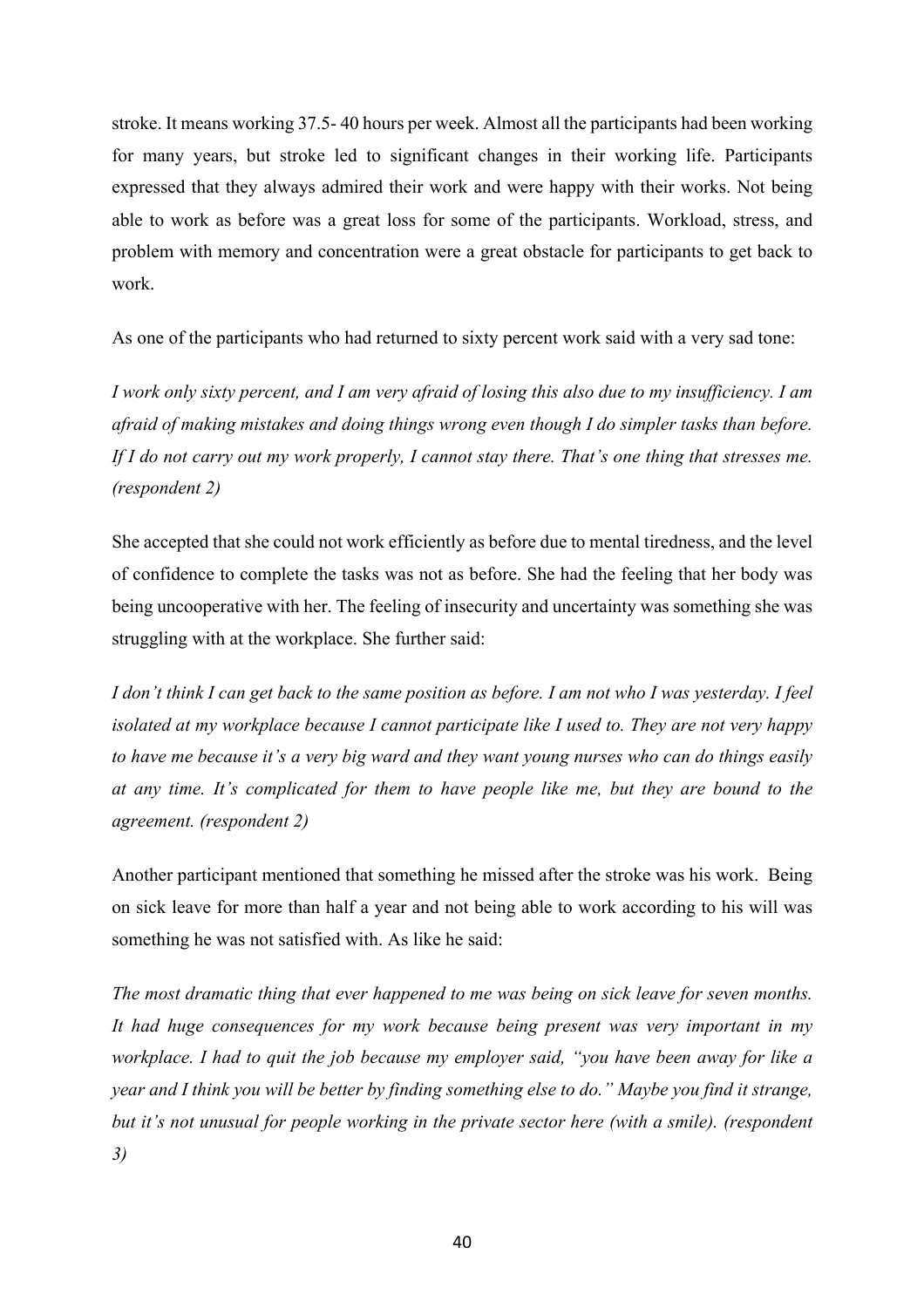stroke. It means working 37.5- 40 hours per week. Almost all the participants had been working for many years, but stroke led to significant changes in their working life. Participants expressed that they always admired their work and were happy with their works. Not being able to work as before was a great loss for some of the participants. Workload, stress, and problem with memory and concentration were a great obstacle for participants to get back to work.

As one of the participants who had returned to sixty percent work said with a very sad tone:

*I work only sixty percent, and I am very afraid of losing this also due to my insufficiency. I am afraid of making mistakes and doing things wrong even though I do simpler tasks than before. If I do not carry out my work properly, I cannot stay there. That's one thing that stresses me. (respondent 2)*

She accepted that she could not work efficiently as before due to mental tiredness, and the level of confidence to complete the tasks was not as before. She had the feeling that her body was being uncooperative with her. The feeling of insecurity and uncertainty was something she was struggling with at the workplace. She further said:

*I don't think I can get back to the same position as before. I am not who I was yesterday. I feel isolated at my workplace because I cannot participate like I used to. They are not very happy to have me because it's a very big ward and they want young nurses who can do things easily at any time. It's complicated for them to have people like me, but they are bound to the agreement. (respondent 2)*

Another participant mentioned that something he missed after the stroke was his work. Being on sick leave for more than half a year and not being able to work according to his will was something he was not satisfied with. As like he said:

*The most dramatic thing that ever happened to me was being on sick leave for seven months. It had huge consequences for my work because being present was very important in my workplace. I had to quit the job because my employer said, "you have been away for like a year and I think you will be better by finding something else to do." Maybe you find it strange, but it's not unusual for people working in the private sector here (with a smile). (respondent 3)*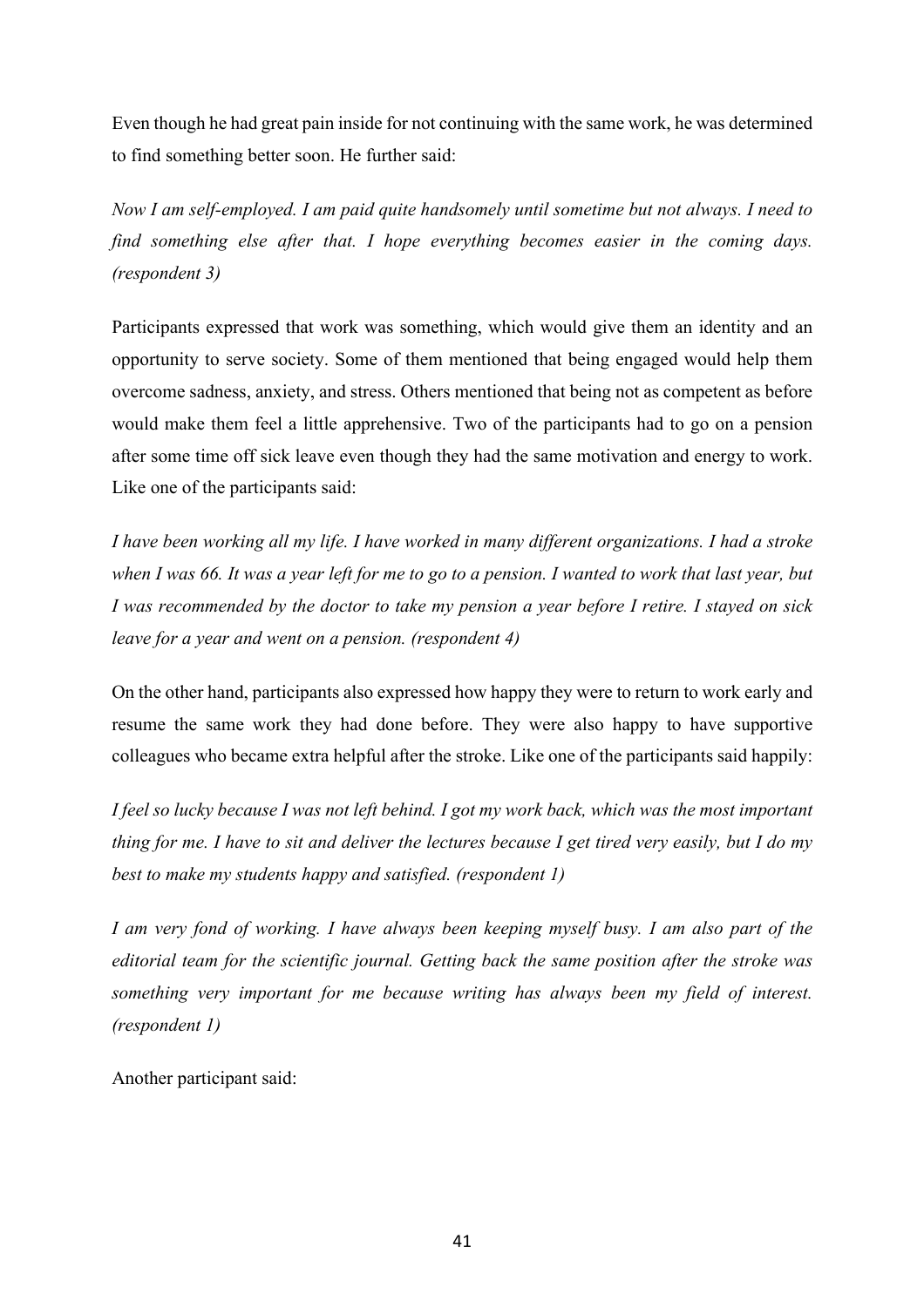Even though he had great pain inside for not continuing with the same work, he was determined to find something better soon. He further said:

*Now I am self-employed. I am paid quite handsomely until sometime but not always. I need to find something else after that. I hope everything becomes easier in the coming days. (respondent 3)*

Participants expressed that work was something, which would give them an identity and an opportunity to serve society. Some of them mentioned that being engaged would help them overcome sadness, anxiety, and stress. Others mentioned that being not as competent as before would make them feel a little apprehensive. Two of the participants had to go on a pension after some time off sick leave even though they had the same motivation and energy to work. Like one of the participants said:

*I have been working all my life. I have worked in many different organizations. I had a stroke when I was 66. It was a year left for me to go to a pension. I wanted to work that last year, but I was recommended by the doctor to take my pension a year before I retire. I stayed on sick leave for a year and went on a pension. (respondent 4)*

On the other hand, participants also expressed how happy they were to return to work early and resume the same work they had done before. They were also happy to have supportive colleagues who became extra helpful after the stroke. Like one of the participants said happily:

*I feel so lucky because I was not left behind. I got my work back, which was the most important thing for me. I have to sit and deliver the lectures because I get tired very easily, but I do my best to make my students happy and satisfied. (respondent 1)*

*I am very fond of working. I have always been keeping myself busy. I am also part of the editorial team for the scientific journal. Getting back the same position after the stroke was something very important for me because writing has always been my field of interest. (respondent 1)*

Another participant said: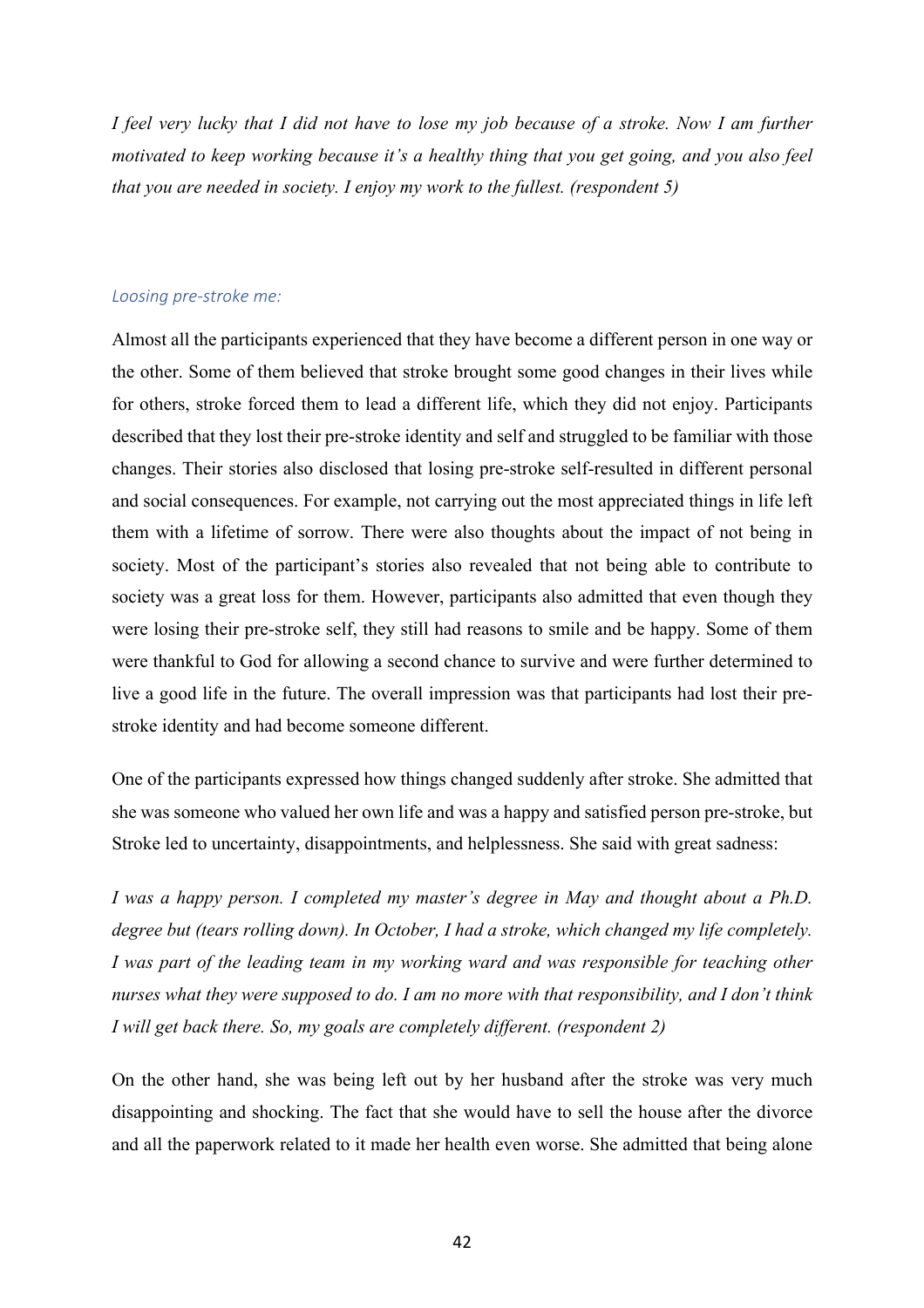*I feel very lucky that I did not have to lose my job because of a stroke. Now I am further motivated to keep working because it's a healthy thing that you get going, and you also feel that you are needed in society. I enjoy my work to the fullest. (respondent 5)*

### *Loosing pre-stroke me:*

Almost all the participants experienced that they have become a different person in one way or the other. Some of them believed that stroke brought some good changes in their lives while for others, stroke forced them to lead a different life, which they did not enjoy. Participants described that they lost their pre-stroke identity and self and struggled to be familiar with those changes. Their stories also disclosed that losing pre-stroke self-resulted in different personal and social consequences. For example, not carrying out the most appreciated things in life left them with a lifetime of sorrow. There were also thoughts about the impact of not being in society. Most of the participant's stories also revealed that not being able to contribute to society was a great loss for them. However, participants also admitted that even though they were losing their pre-stroke self, they still had reasons to smile and be happy. Some of them were thankful to God for allowing a second chance to survive and were further determined to live a good life in the future. The overall impression was that participants had lost their pre-stroke identity and had become someone different.

One of the participants expressed how things changed suddenly after stroke. She admitted that she was someone who valued her own life and was a happy and satisfied person pre-stroke, but Stroke led to uncertainty, disappointments, and helplessness. She said with great sadness:

*I was a happy person. I completed my master's degree in May and thought about a Ph.D. degree but (tears rolling down). In October, I had a stroke, which changed my life completely. I was part of the leading team in my working ward and was responsible for teaching other nurses what they were supposed to do. I am no more with that responsibility, and I don't think I will get back there. So, my goals are completely different. (respondent 2)*

On the other hand, she was being left out by her husband after the stroke was very much disappointing and shocking. The fact that she would have to sell the house after the divorce and all the paperwork related to it made her health even worse. She admitted that being alone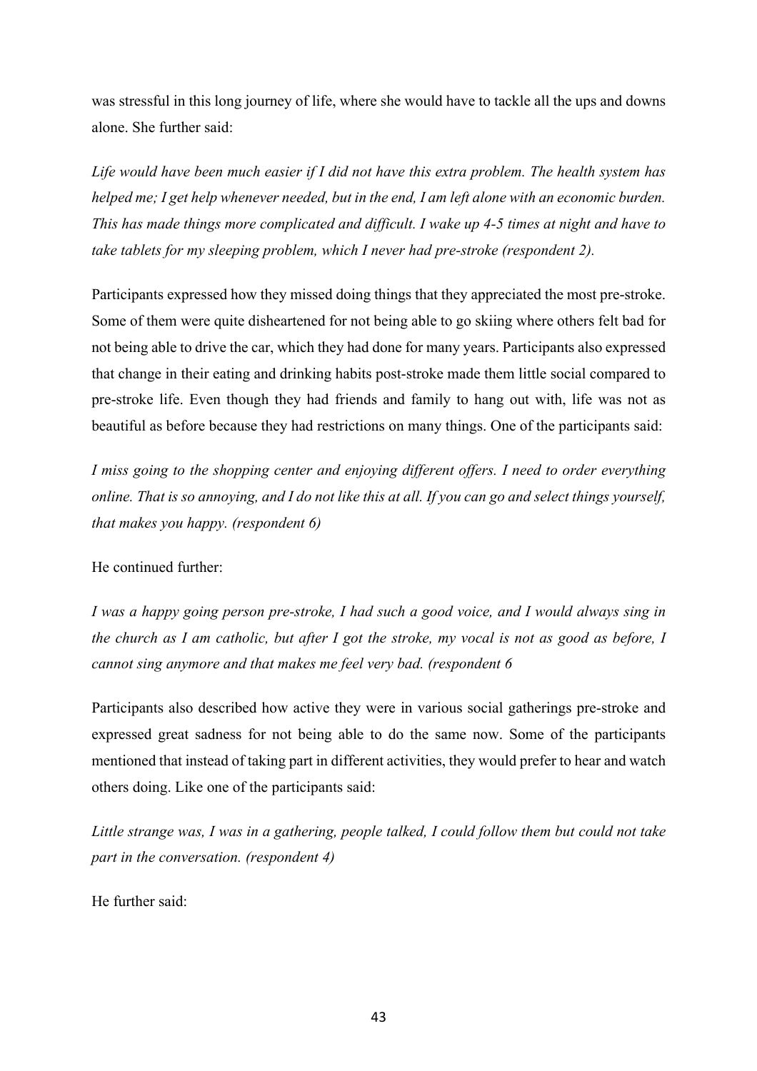was stressful in this long journey of life, where she would have to tackle all the ups and downs alone. She further said:

*Life would have been much easier if I did not have this extra problem. The health system has helped me; I get help whenever needed, but in the end, I am left alone with an economic burden. This has made things more complicated and difficult. I wake up 4-5 times at night and have to take tablets for my sleeping problem, which I never had pre-stroke (respondent 2).*

Participants expressed how they missed doing things that they appreciated the most pre-stroke. Some of them were quite disheartened for not being able to go skiing where others felt bad for not being able to drive the car, which they had done for many years. Participants also expressed that change in their eating and drinking habits post-stroke made them little social compared to pre-stroke life. Even though they had friends and family to hang out with, life was not as beautiful as before because they had restrictions on many things. One of the participants said:

*I miss going to the shopping center and enjoying different offers. I need to order everything online. That is so annoying, and I do not like this at all. If you can go and select things yourself, that makes you happy. (respondent 6)*

He continued further:

*I was a happy going person pre-stroke, I had such a good voice, and I would always sing in the church as I am catholic, but after I got the stroke, my vocal is not as good as before, I cannot sing anymore and that makes me feel very bad. (respondent 6*

Participants also described how active they were in various social gatherings pre-stroke and expressed great sadness for not being able to do the same now. Some of the participants mentioned that instead of taking part in different activities, they would prefer to hear and watch others doing. Like one of the participants said:

*Little strange was, I was in a gathering, people talked, I could follow them but could not take part in the conversation. (respondent 4)*

He further said: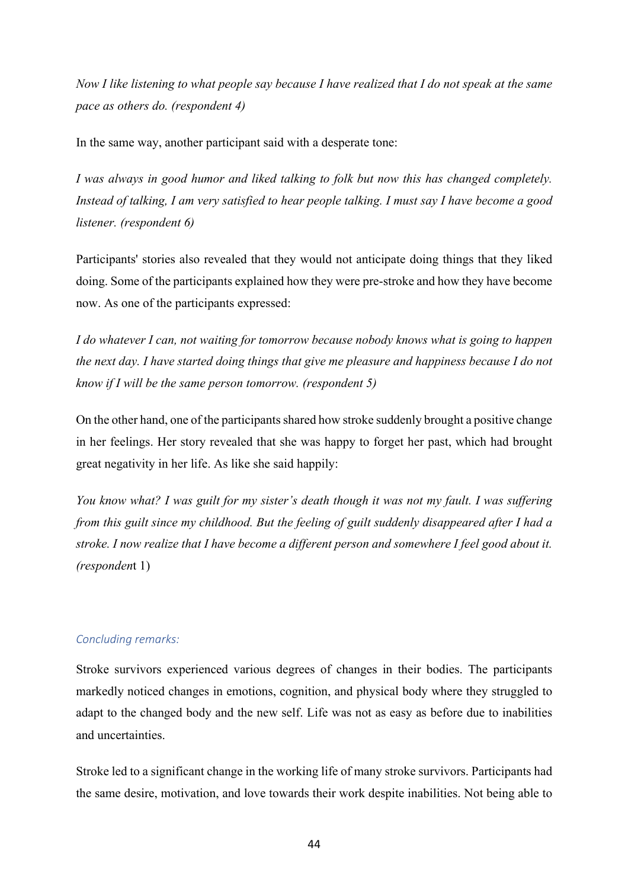*Now I like listening to what people say because I have realized that I do not speak at the same pace as others do. (respondent 4)*

In the same way, another participant said with a desperate tone:

*I was always in good humor and liked talking to folk but now this has changed completely. Instead of talking, I am very satisfied to hear people talking. I must say I have become a good listener. (respondent 6)*

Participants' stories also revealed that they would not anticipate doing things that they liked doing. Some of the participants explained how they were pre-stroke and how they have become now. As one of the participants expressed:

*I do whatever I can, not waiting for tomorrow because nobody knows what is going to happen the next day. I have started doing things that give me pleasure and happiness because I do not know if I will be the same person tomorrow. (respondent 5)*

On the other hand, one of the participants shared how stroke suddenly brought a positive change in her feelings. Her story revealed that she was happy to forget her past, which had brought great negativity in her life. As like she said happily:

*You know what? I was guilt for my sister's death though it was not my fault. I was suffering from this guilt since my childhood. But the feeling of guilt suddenly disappeared after I had a stroke. I now realize that I have become a different person and somewhere I feel good about it. (responden*t 1)

### *Concluding remarks:*

Stroke survivors experienced various degrees of changes in their bodies. The participants markedly noticed changes in emotions, cognition, and physical body where they struggled to adapt to the changed body and the new self. Life was not as easy as before due to inabilities and uncertainties.

Stroke led to a significant change in the working life of many stroke survivors. Participants had the same desire, motivation, and love towards their work despite inabilities. Not being able to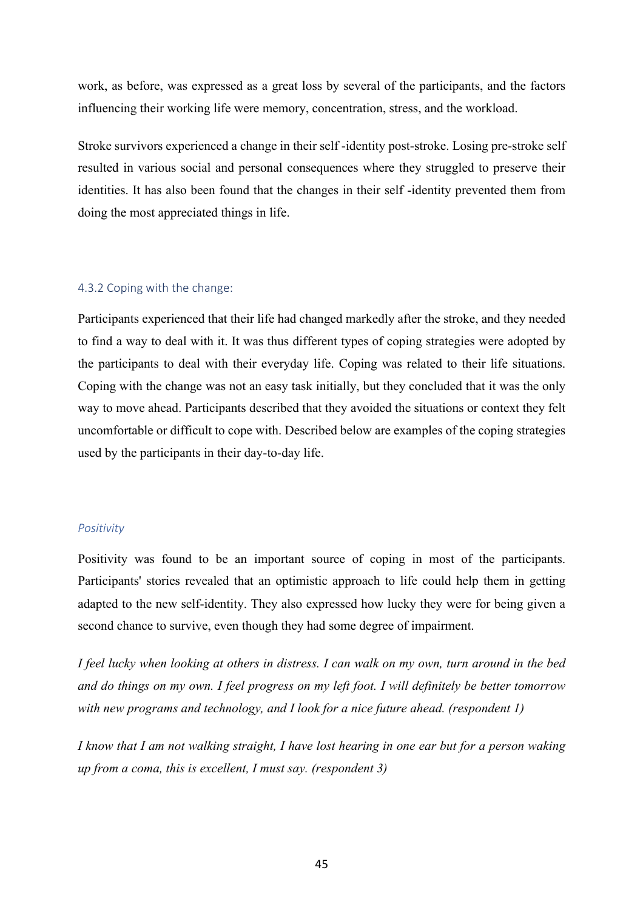work, as before, was expressed as a great loss by several of the participants, and the factors influencing their working life were memory, concentration, stress, and the workload.

Stroke survivors experienced a change in their self -identity post-stroke. Losing pre-stroke self resulted in various social and personal consequences where they struggled to preserve their identities. It has also been found that the changes in their self -identity prevented them from doing the most appreciated things in life.

### 4.3.2 Coping with the change:

Participants experienced that their life had changed markedly after the stroke, and they needed to find a way to deal with it. It was thus different types of coping strategies were adopted by the participants to deal with their everyday life. Coping was related to their life situations. Coping with the change was not an easy task initially, but they concluded that it was the only way to move ahead. Participants described that they avoided the situations or context they felt uncomfortable or difficult to cope with. Described below are examples of the coping strategies used by the participants in their day-to-day life.

#### *Positivity*

Positivity was found to be an important source of coping in most of the participants. Participants' stories revealed that an optimistic approach to life could help them in getting adapted to the new self-identity. They also expressed how lucky they were for being given a second chance to survive, even though they had some degree of impairment.

*I feel lucky when looking at others in distress. I can walk on my own, turn around in the bed and do things on my own. I feel progress on my left foot. I will definitely be better tomorrow with new programs and technology, and I look for a nice future ahead. (respondent 1)*

*I know that I am not walking straight, I have lost hearing in one ear but for a person waking up from a coma, this is excellent, I must say. (respondent 3)*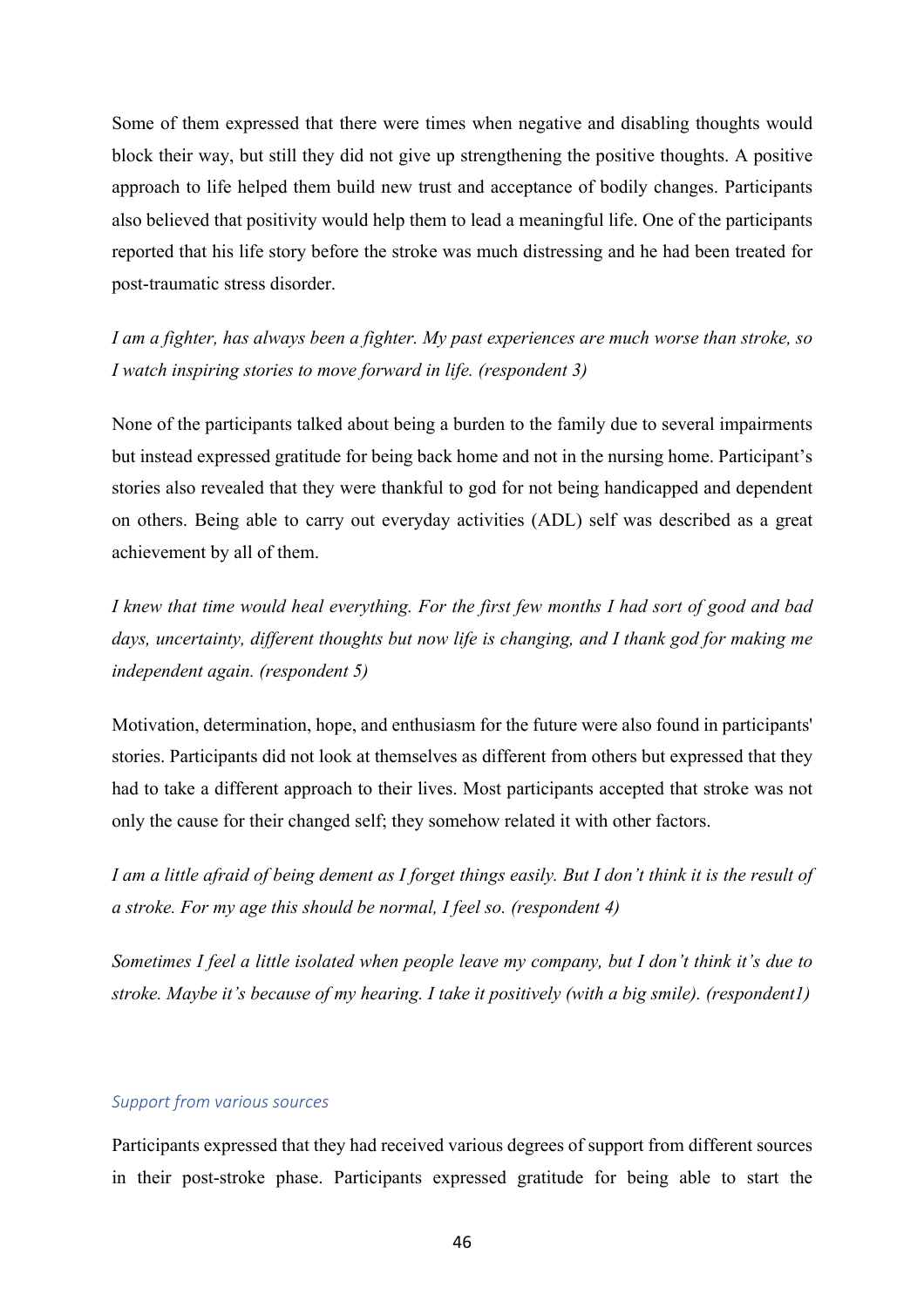Some of them expressed that there were times when negative and disabling thoughts would block their way, but still they did not give up strengthening the positive thoughts. A positive approach to life helped them build new trust and acceptance of bodily changes. Participants also believed that positivity would help them to lead a meaningful life. One of the participants reported that his life story before the stroke was much distressing and he had been treated for post-traumatic stress disorder.

*I am a fighter, has always been a fighter. My past experiences are much worse than stroke, so I watch inspiring stories to move forward in life. (respondent 3)*

None of the participants talked about being a burden to the family due to several impairments but instead expressed gratitude for being back home and not in the nursing home. Participant's stories also revealed that they were thankful to god for not being handicapped and dependent on others. Being able to carry out everyday activities (ADL) self was described as a great achievement by all of them.

*I knew that time would heal everything. For the first few months I had sort of good and bad days, uncertainty, different thoughts but now life is changing, and I thank god for making me independent again. (respondent 5)*

Motivation, determination, hope, and enthusiasm for the future were also found in participants' stories. Participants did not look at themselves as different from others but expressed that they had to take a different approach to their lives. Most participants accepted that stroke was not only the cause for their changed self; they somehow related it with other factors.

*I am a little afraid of being dement as I forget things easily. But I don't think it is the result of a stroke. For my age this should be normal, I feel so. (respondent 4)*

*Sometimes I feel a little isolated when people leave my company, but I don't think it's due to stroke. Maybe it's because of my hearing. I take it positively (with a big smile). (respondent1)*

### *Support from various sources*

Participants expressed that they had received various degrees of support from different sources in their post-stroke phase. Participants expressed gratitude for being able to start the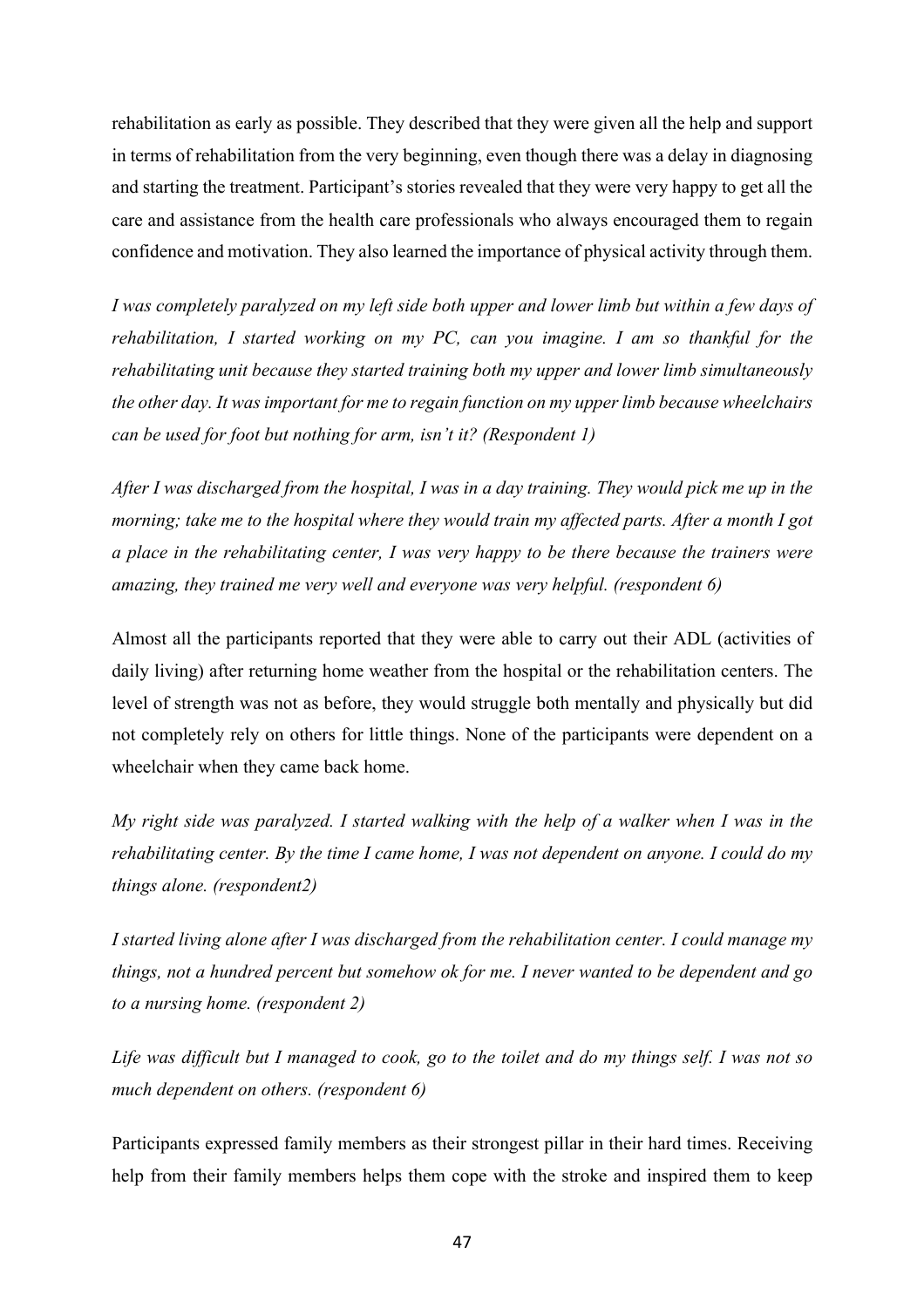rehabilitation as early as possible. They described that they were given all the help and support in terms of rehabilitation from the very beginning, even though there was a delay in diagnosing and starting the treatment. Participant's stories revealed that they were very happy to get all the care and assistance from the health care professionals who always encouraged them to regain confidence and motivation. They also learned the importance of physical activity through them.

*I was completely paralyzed on my left side both upper and lower limb but within a few days of rehabilitation, I started working on my PC, can you imagine. I am so thankful for the rehabilitating unit because they started training both my upper and lower limb simultaneously the other day. It was important for me to regain function on my upper limb because wheelchairs can be used for foot but nothing for arm, isn't it? (Respondent 1)*

*After I was discharged from the hospital, I was in a day training. They would pick me up in the morning; take me to the hospital where they would train my affected parts. After a month I got a place in the rehabilitating center, I was very happy to be there because the trainers were amazing, they trained me very well and everyone was very helpful. (respondent 6)*

Almost all the participants reported that they were able to carry out their ADL (activities of daily living) after returning home weather from the hospital or the rehabilitation centers. The level of strength was not as before, they would struggle both mentally and physically but did not completely rely on others for little things. None of the participants were dependent on a wheelchair when they came back home.

*My right side was paralyzed. I started walking with the help of a walker when I was in the rehabilitating center. By the time I came home, I was not dependent on anyone. I could do my things alone. (respondent2)*

*I started living alone after I was discharged from the rehabilitation center. I could manage my things, not a hundred percent but somehow ok for me. I never wanted to be dependent and go to a nursing home. (respondent 2)*

*Life was difficult but I managed to cook, go to the toilet and do my things self. I was not so much dependent on others. (respondent 6)*

Participants expressed family members as their strongest pillar in their hard times. Receiving help from their family members helps them cope with the stroke and inspired them to keep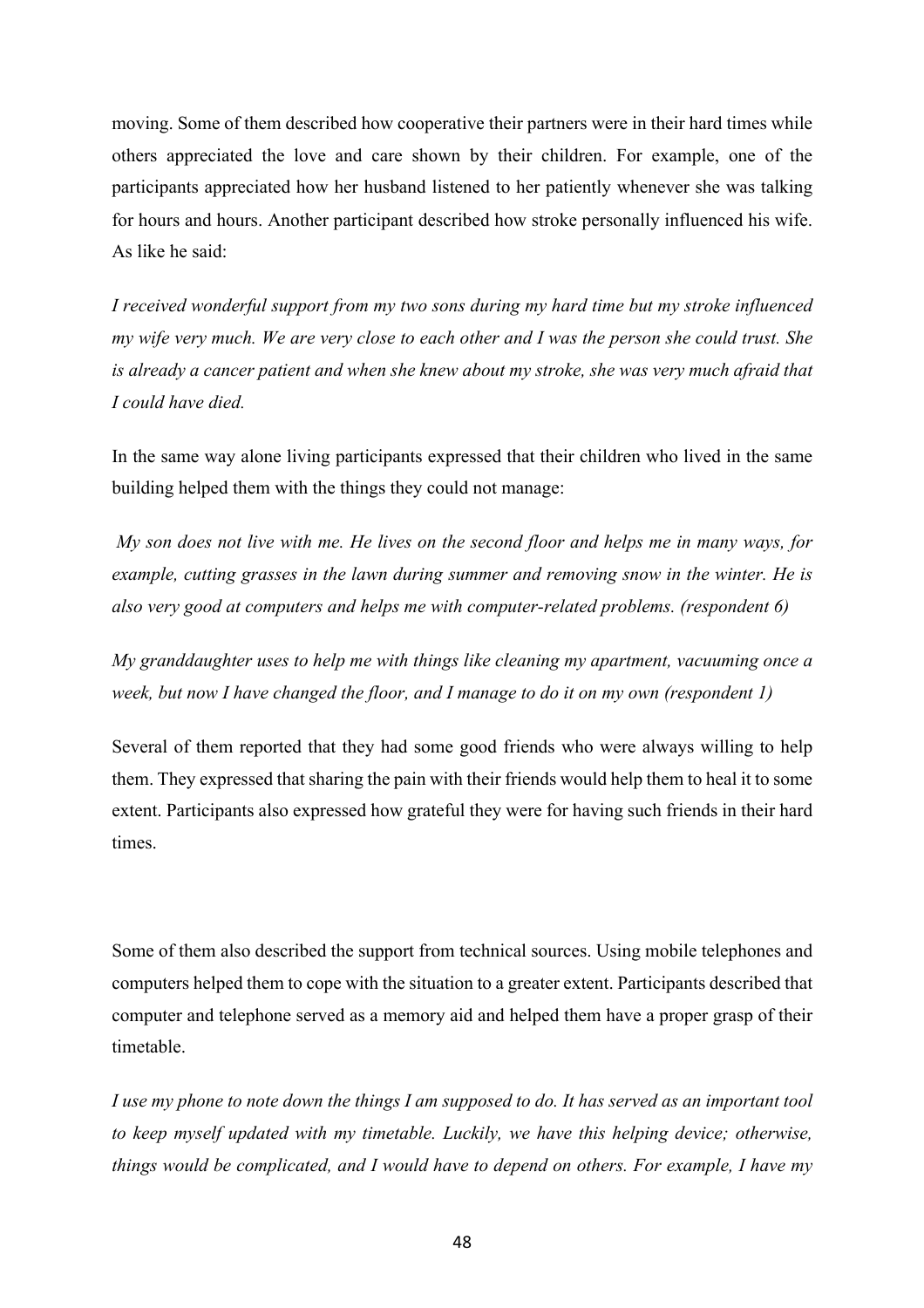moving. Some of them described how cooperative their partners were in their hard times while others appreciated the love and care shown by their children. For example, one of the participants appreciated how her husband listened to her patiently whenever she was talking for hours and hours. Another participant described how stroke personally influenced his wife. As like he said:

*I received wonderful support from my two sons during my hard time but my stroke influenced my wife very much. We are very close to each other and I was the person she could trust. She is already a cancer patient and when she knew about my stroke, she was very much afraid that I could have died.*

In the same way alone living participants expressed that their children who lived in the same building helped them with the things they could not manage:

*My son does not live with me. He lives on the second floor and helps me in many ways, for example, cutting grasses in the lawn during summer and removing snow in the winter. He is also very good at computers and helps me with computer-related problems. (respondent 6)*

*My granddaughter uses to help me with things like cleaning my apartment, vacuuming once a week, but now I have changed the floor, and I manage to do it on my own (respondent 1)*

Several of them reported that they had some good friends who were always willing to help them. They expressed that sharing the pain with their friends would help them to heal it to some extent. Participants also expressed how grateful they were for having such friends in their hard times.

Some of them also described the support from technical sources. Using mobile telephones and computers helped them to cope with the situation to a greater extent. Participants described that computer and telephone served as a memory aid and helped them have a proper grasp of their timetable.

*I use my phone to note down the things I am supposed to do. It has served as an important tool to keep myself updated with my timetable. Luckily, we have this helping device; otherwise, things would be complicated, and I would have to depend on others. For example, I have my*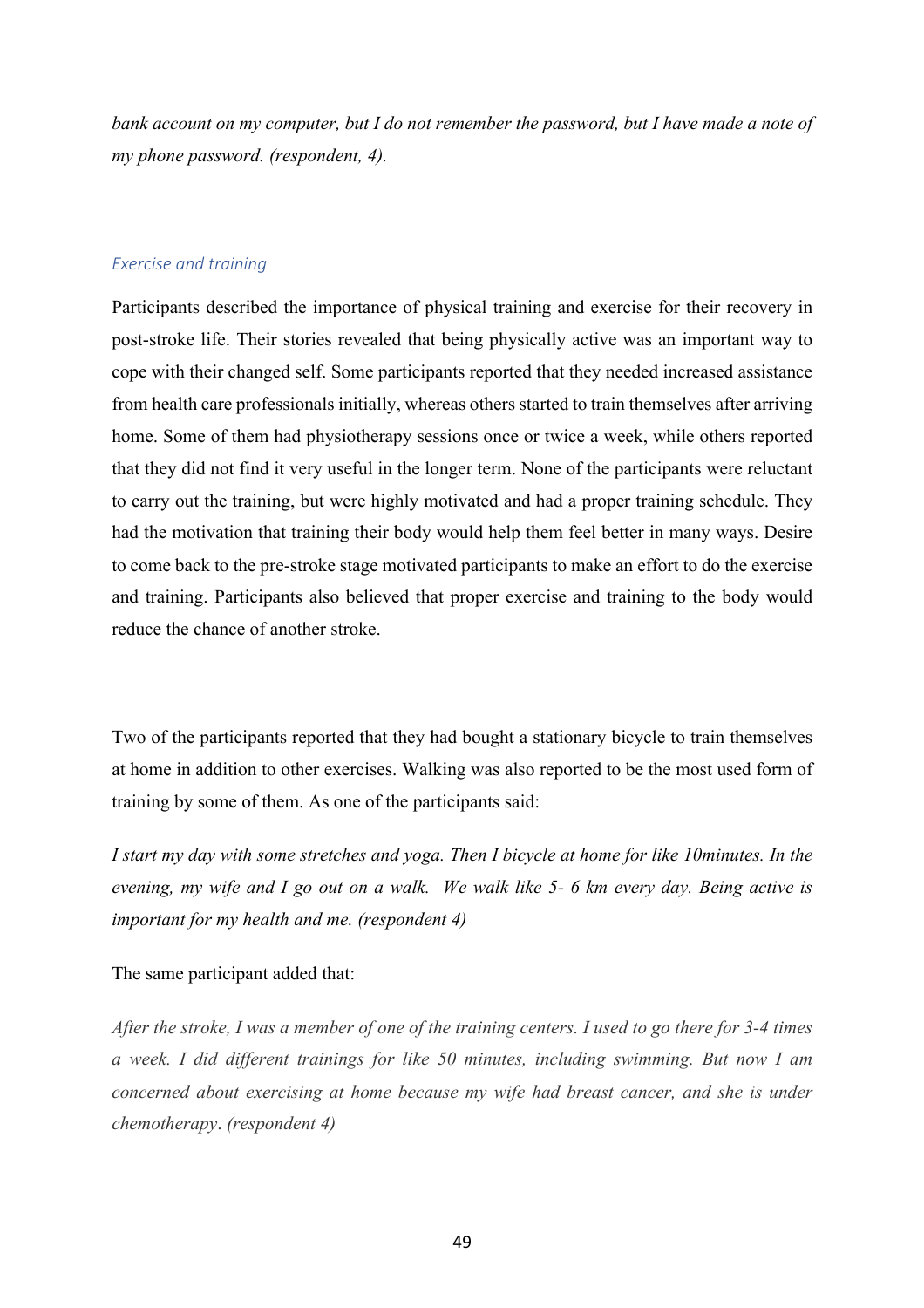*bank account on my computer, but I do not remember the password, but I have made a note of my phone password. (respondent, 4).*

### *Exercise and training*

Participants described the importance of physical training and exercise for their recovery in post-stroke life. Their stories revealed that being physically active was an important way to cope with their changed self. Some participants reported that they needed increased assistance from health care professionals initially, whereas others started to train themselves after arriving home. Some of them had physiotherapy sessions once or twice a week, while others reported that they did not find it very useful in the longer term. None of the participants were reluctant to carry out the training, but were highly motivated and had a proper training schedule. They had the motivation that training their body would help them feel better in many ways. Desire to come back to the pre-stroke stage motivated participants to make an effort to do the exercise and training. Participants also believed that proper exercise and training to the body would reduce the chance of another stroke.

Two of the participants reported that they had bought a stationary bicycle to train themselves at home in addition to other exercises. Walking was also reported to be the most used form of training by some of them. As one of the participants said:

*I start my day with some stretches and yoga. Then I bicycle at home for like 10minutes. In the evening, my wife and I go out on a walk. We walk like 5- 6 km every day. Being active is important for my health and me. (respondent 4)*

The same participant added that:

*After the stroke, I was a member of one of the training centers. I used to go there for 3-4 times a week. I did different trainings for like 50 minutes, including swimming. But now I am concerned about exercising at home because my wife had breast cancer, and she is under chemotherapy. (respondent 4)*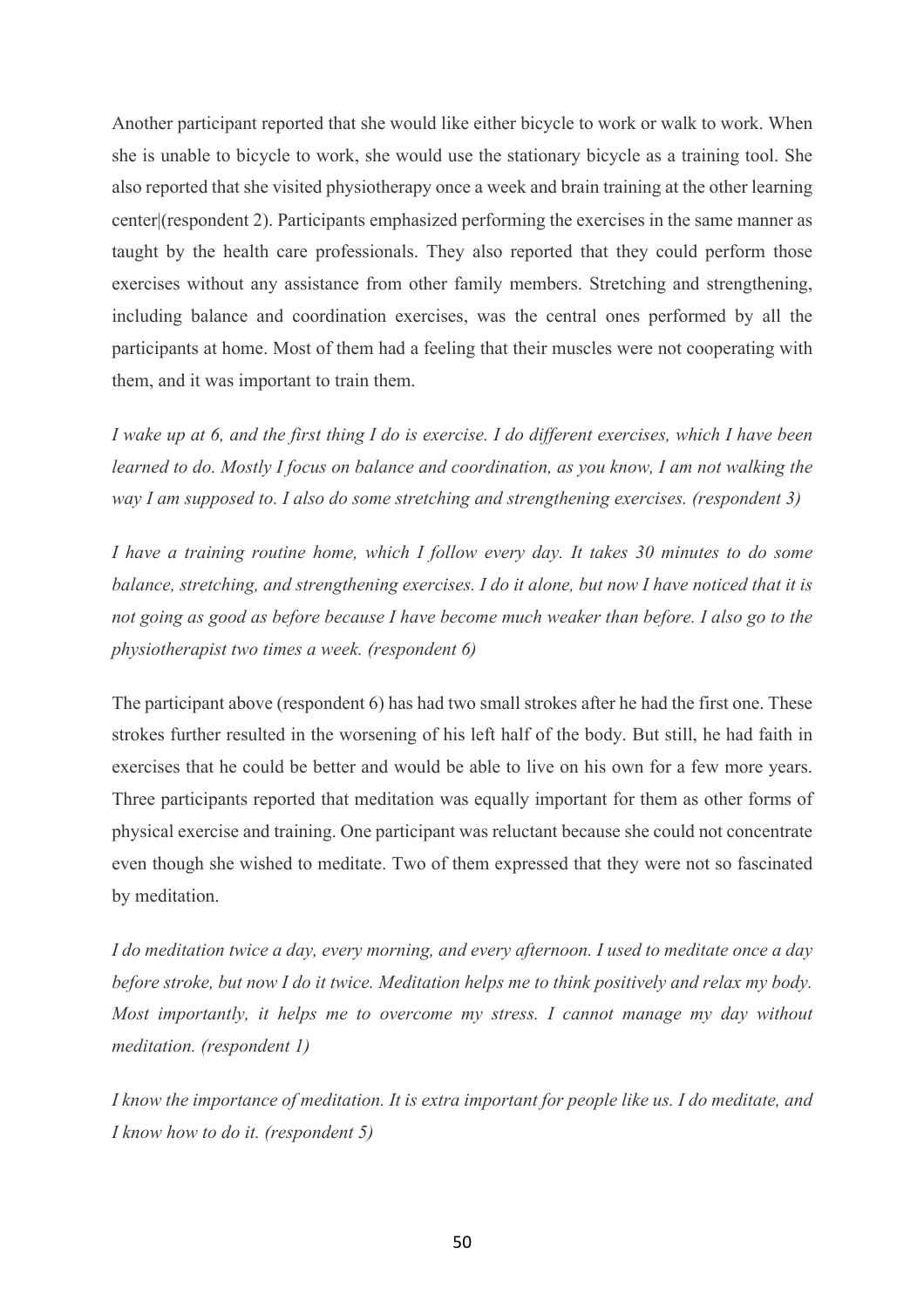Another participant reported that she would like either bicycle to work or walk to work. When she is unable to bicycle to work, she would use the stationary bicycle as a training tool. She also reported that she visited physiotherapy once a week and brain training at the other learning center|(respondent 2). Participants emphasized performing the exercises in the same manner as taught by the health care professionals. They also reported that they could perform those exercises without any assistance from other family members. Stretching and strengthening, including balance and coordination exercises, was the central ones performed by all the participants at home. Most of them had a feeling that their muscles were not cooperating with them, and it was important to train them.

*I wake up at 6, and the first thing I do is exercise. I do different exercises, which I have been learned to do. Mostly I focus on balance and coordination, as you know, I am not walking the way I am supposed to. I also do some stretching and strengthening exercises. (respondent 3)*

*I have a training routine home, which I follow every day. It takes 30 minutes to do some balance, stretching, and strengthening exercises. I do it alone, but now I have noticed that it is not going as good as before because I have become much weaker than before. I also go to the physiotherapist two times a week. (respondent 6)*

The participant above (respondent 6) has had two small strokes after he had the first one. These strokes further resulted in the worsening of his left half of the body. But still, he had faith in exercises that he could be better and would be able to live on his own for a few more years. Three participants reported that meditation was equally important for them as other forms of physical exercise and training. One participant was reluctant because she could not concentrate even though she wished to meditate. Two of them expressed that they were not so fascinated by meditation.

*I do meditation twice a day, every morning, and every afternoon. I used to meditate once a day before stroke, but now I do it twice. Meditation helps me to think positively and relax my body. Most importantly, it helps me to overcome my stress. I cannot manage my day without meditation. (respondent 1)*

*I know the importance of meditation. It is extra important for people like us. I do meditate, and I know how to do it. (respondent 5)*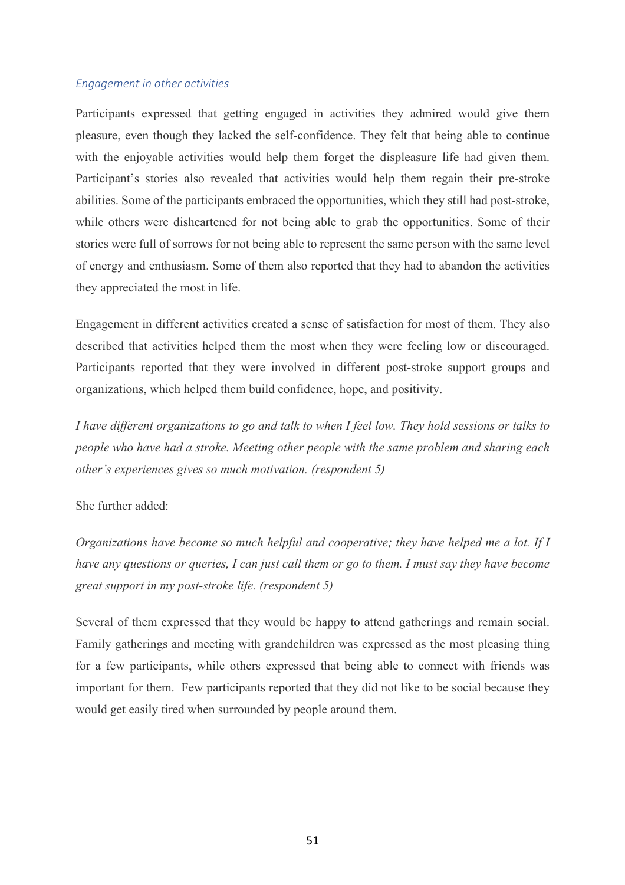*Engagement in other activities*

Participants expressed that getting engaged in activities they admired would give them pleasure, even though they lacked the self-confidence. They felt that being able to continue with the enjoyable activities would help them forget the displeasure life had given them. Participant's stories also revealed that activities would help them regain their pre-stroke abilities. Some of the participants embraced the opportunities, which they still had post-stroke, while others were disheartened for not being able to grab the opportunities. Some of their stories were full of sorrows for not being able to represent the same person with the same level of energy and enthusiasm. Some of them also reported that they had to abandon the activities they appreciated the most in life.

Engagement in different activities created a sense of satisfaction for most of them. They also described that activities helped them the most when they were feeling low or discouraged. Participants reported that they were involved in different post-stroke support groups and organizations, which helped them build confidence, hope, and positivity.

*I have different organizations to go and talk to when I feel low. They hold sessions or talks to people who have had a stroke. Meeting other people with the same problem and sharing each other's experiences gives so much motivation. (respondent 5)*

She further added:

*Organizations have become so much helpful and cooperative; they have helped me a lot. If I have any questions or queries, I can just call them or go to them. I must say they have become great support in my post-stroke life. (respondent 5)*

Several of them expressed that they would be happy to attend gatherings and remain social. Family gatherings and meeting with grandchildren was expressed as the most pleasing thing for a few participants, while others expressed that being able to connect with friends was important for them. Few participants reported that they did not like to be social because they would get easily tired when surrounded by people around them.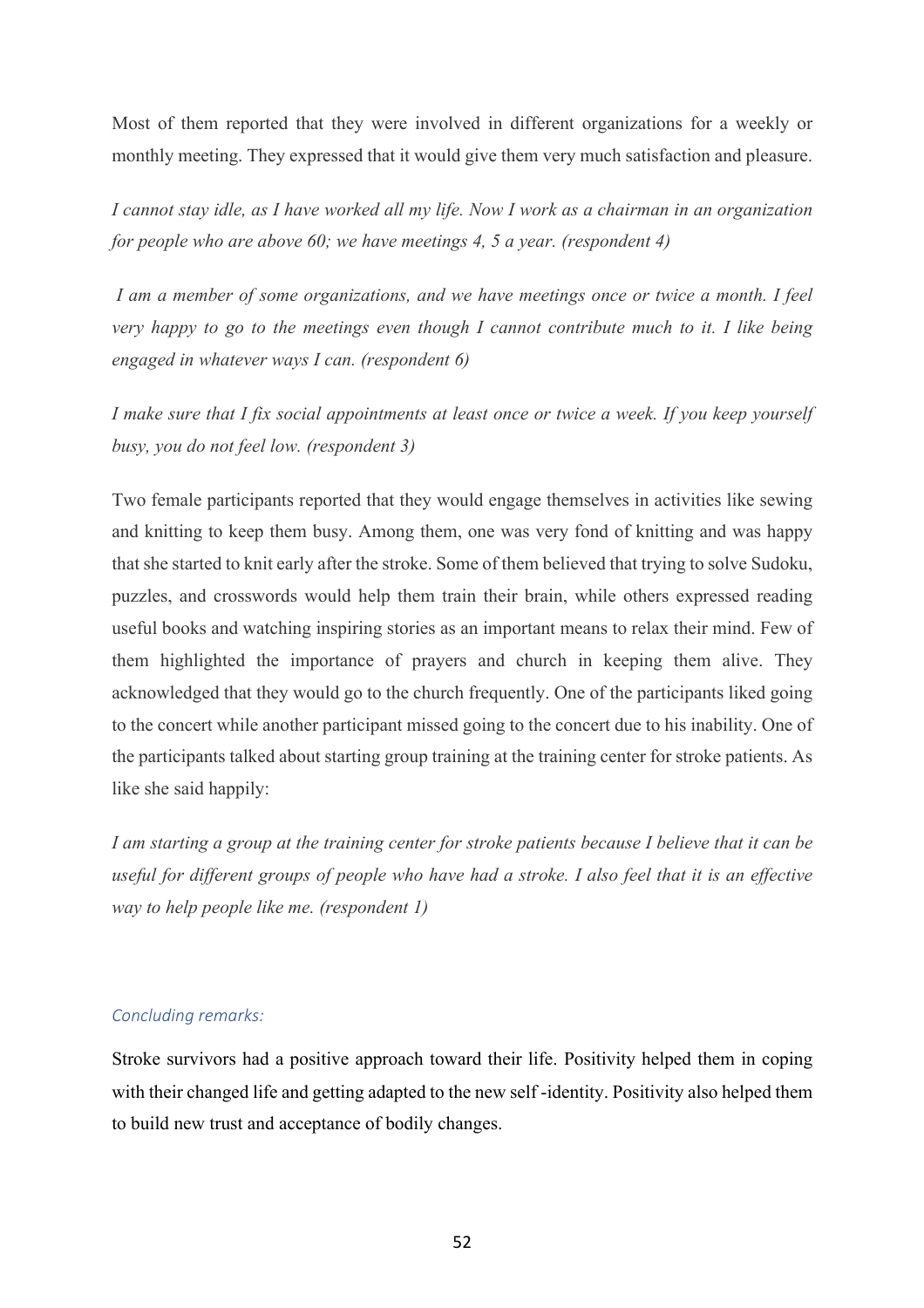Most of them reported that they were involved in different organizations for a weekly or monthly meeting. They expressed that it would give them very much satisfaction and pleasure.

*I cannot stay idle, as I have worked all my life. Now I work as a chairman in an organization for people who are above 60; we have meetings 4, 5 a year. (respondent 4)*

*I am a member of some organizations, and we have meetings once or twice a month. I feel very happy to go to the meetings even though I cannot contribute much to it. I like being engaged in whatever ways I can. (respondent 6)*

*I make sure that I fix social appointments at least once or twice a week. If you keep yourself busy, you do not feel low. (respondent 3)*

Two female participants reported that they would engage themselves in activities like sewing and knitting to keep them busy. Among them, one was very fond of knitting and was happy that she started to knit early after the stroke. Some of them believed that trying to solve Sudoku, puzzles, and crosswords would help them train their brain, while others expressed reading useful books and watching inspiring stories as an important means to relax their mind. Few of them highlighted the importance of prayers and church in keeping them alive. They acknowledged that they would go to the church frequently. One of the participants liked going to the concert while another participant missed going to the concert due to his inability. One of the participants talked about starting group training at the training center for stroke patients. As like she said happily:

*I am starting a group at the training center for stroke patients because I believe that it can be useful for different groups of people who have had a stroke. I also feel that it is an effective way to help people like me. (respondent 1)*

*Concluding remarks:*

Stroke survivors had a positive approach toward their life. Positivity helped them in coping with their changed life and getting adapted to the new self -identity. Positivity also helped them to build new trust and acceptance of bodily changes.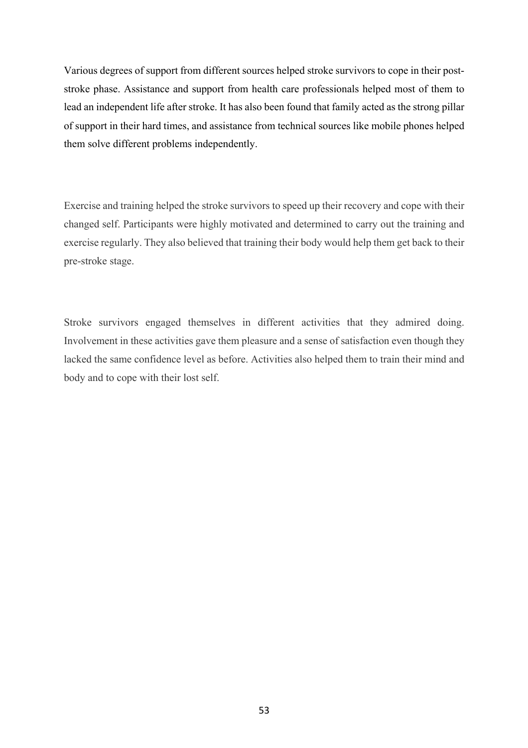Various degrees of support from different sources helped stroke survivors to cope in their post-stroke phase. Assistance and support from health care professionals helped most of them to lead an independent life after stroke. It has also been found that family acted as the strong pillar of support in their hard times, and assistance from technical sources like mobile phones helped them solve different problems independently.

Exercise and training helped the stroke survivors to speed up their recovery and cope with their changed self. Participants were highly motivated and determined to carry out the training and exercise regularly. They also believed that training their body would help them get back to their pre-stroke stage.

Stroke survivors engaged themselves in different activities that they admired doing. Involvement in these activities gave them pleasure and a sense of satisfaction even though they lacked the same confidence level as before. Activities also helped them to train their mind and body and to cope with their lost self.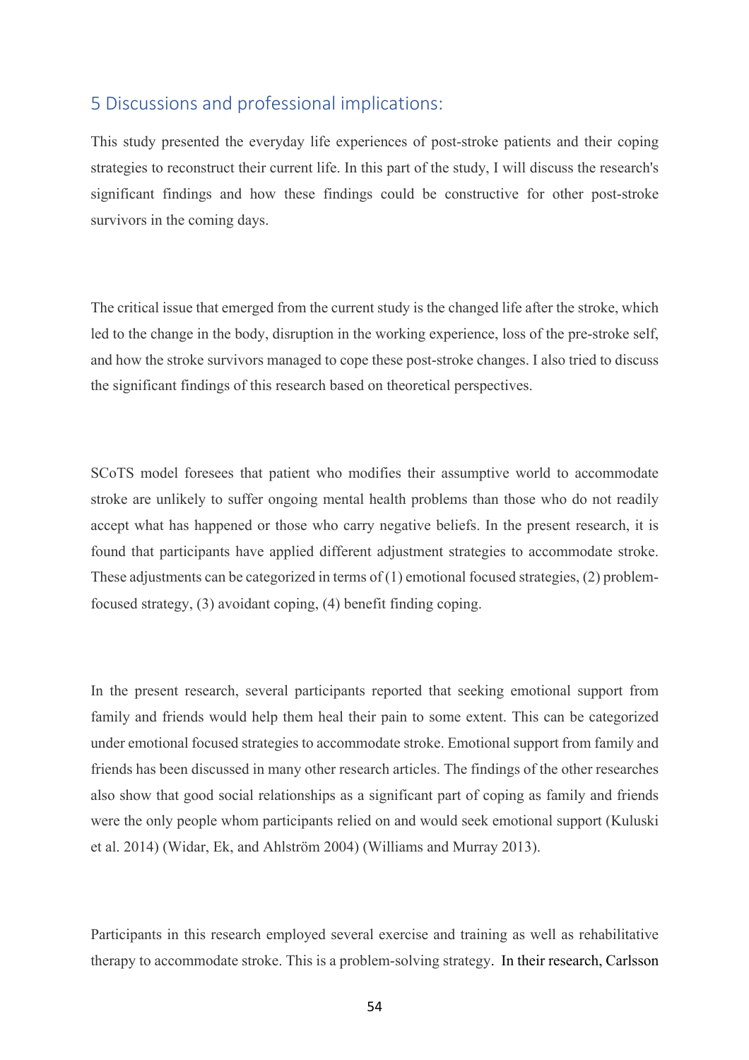## 5 Discussions and professional implications:

This study presented the everyday life experiences of post-stroke patients and their coping strategies to reconstruct their current life. In this part of the study, I will discuss the research's significant findings and how these findings could be constructive for other post-stroke survivors in the coming days.

The critical issue that emerged from the current study is the changed life after the stroke, which led to the change in the body, disruption in the working experience, loss of the pre-stroke self, and how the stroke survivors managed to cope these post-stroke changes. I also tried to discuss the significant findings of this research based on theoretical perspectives.

SCoTS model foresees that patient who modifies their assumptive world to accommodate stroke are unlikely to suffer ongoing mental health problems than those who do not readily accept what has happened or those who carry negative beliefs. In the present research, it is found that participants have applied different adjustment strategies to accommodate stroke. These adjustments can be categorized in terms of (1) emotional focused strategies, (2) problem-focused strategy, (3) avoidant coping, (4) benefit finding coping.

In the present research, several participants reported that seeking emotional support from family and friends would help them heal their pain to some extent. This can be categorized under emotional focused strategies to accommodate stroke. Emotional support from family and friends has been discussed in many other research articles. The findings of the other researches also show that good social relationships as a significant part of coping as family and friends were the only people whom participants relied on and would seek emotional support (Kuluski et al. 2014) (Widar, Ek, and Ahlström 2004) (Williams and Murray 2013).

Participants in this research employed several exercise and training as well as rehabilitative therapy to accommodate stroke. This is a problem-solving strategy. In their research, Carlsson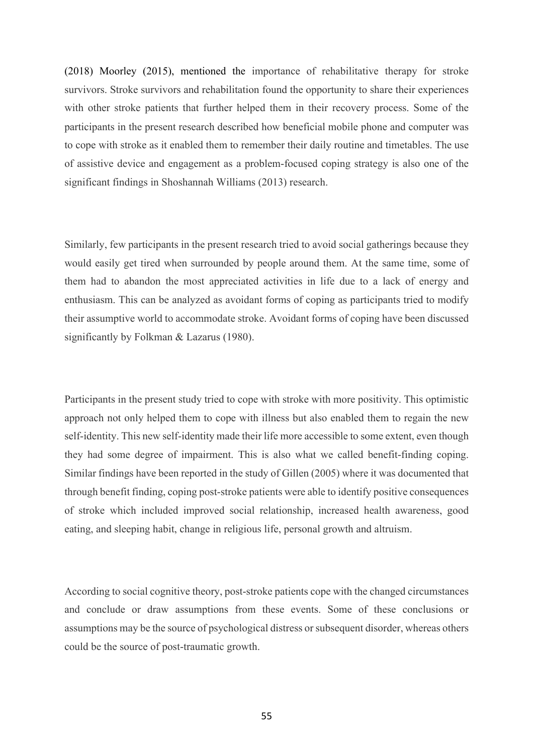(2018) Moorley (2015), mentioned the importance of rehabilitative therapy for stroke survivors. Stroke survivors and rehabilitation found the opportunity to share their experiences with other stroke patients that further helped them in their recovery process. Some of the participants in the present research described how beneficial mobile phone and computer was to cope with stroke as it enabled them to remember their daily routine and timetables. The use of assistive device and engagement as a problem-focused coping strategy is also one of the significant findings in Shoshannah Williams (2013) research.

Similarly, few participants in the present research tried to avoid social gatherings because they would easily get tired when surrounded by people around them. At the same time, some of them had to abandon the most appreciated activities in life due to a lack of energy and enthusiasm. This can be analyzed as avoidant forms of coping as participants tried to modify their assumptive world to accommodate stroke. Avoidant forms of coping have been discussed significantly by Folkman & Lazarus (1980).

Participants in the present study tried to cope with stroke with more positivity. This optimistic approach not only helped them to cope with illness but also enabled them to regain the new self-identity. This new self-identity made their life more accessible to some extent, even though they had some degree of impairment. This is also what we called benefit-finding coping. Similar findings have been reported in the study of Gillen (2005) where it was documented that through benefit finding, coping post-stroke patients were able to identify positive consequences of stroke which included improved social relationship, increased health awareness, good eating, and sleeping habit, change in religious life, personal growth and altruism.

According to social cognitive theory, post-stroke patients cope with the changed circumstances and conclude or draw assumptions from these events. Some of these conclusions or assumptions may be the source of psychological distress or subsequent disorder, whereas others could be the source of post-traumatic growth.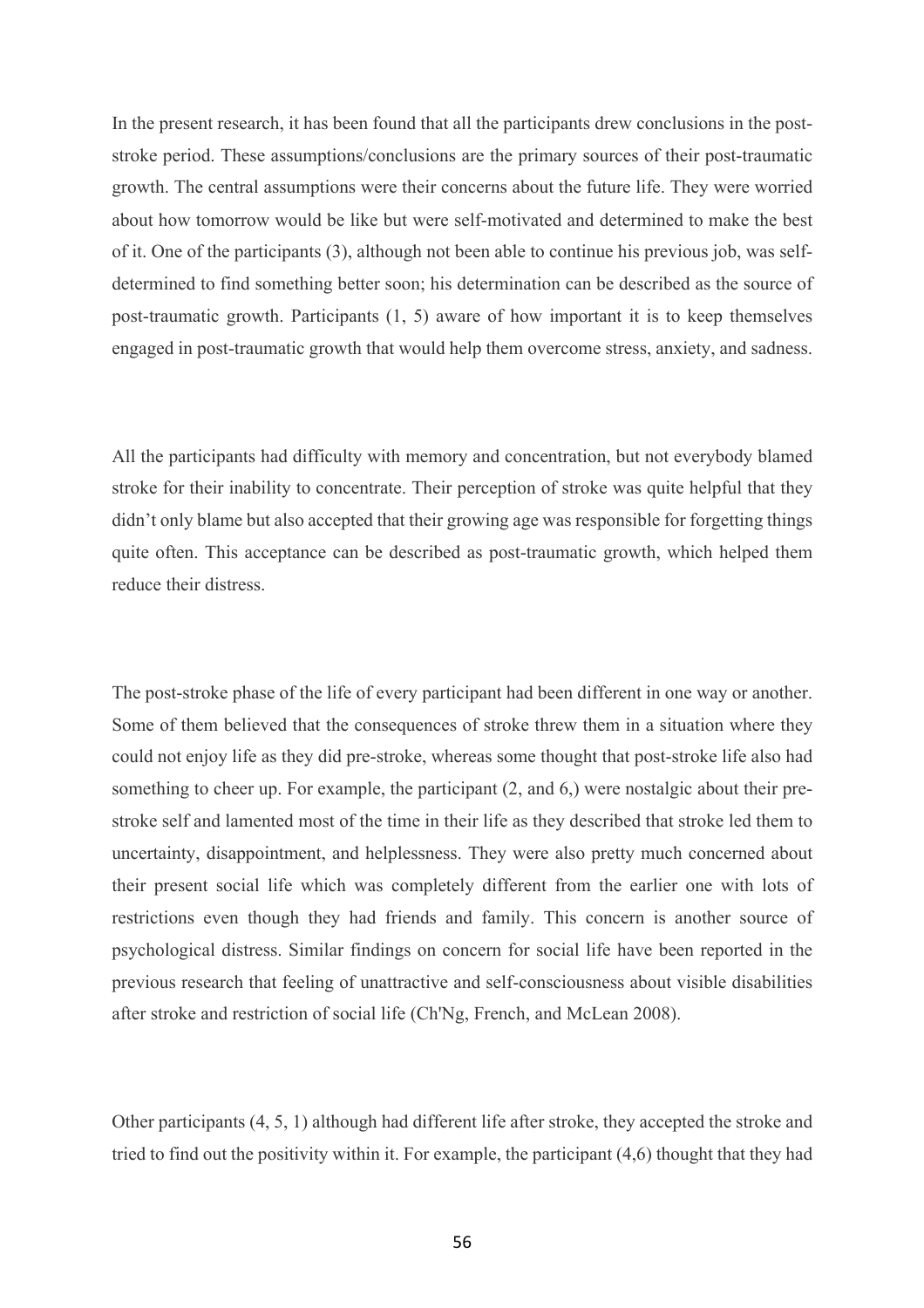In the present research, it has been found that all the participants drew conclusions in the post-stroke period. These assumptions/conclusions are the primary sources of their post-traumatic growth. The central assumptions were their concerns about the future life. They were worried about how tomorrow would be like but were self-motivated and determined to make the best of it. One of the participants (3), although not been able to continue his previous job, was self-determined to find something better soon; his determination can be described as the source of post-traumatic growth. Participants (1, 5) aware of how important it is to keep themselves engaged in post-traumatic growth that would help them overcome stress, anxiety, and sadness.

All the participants had difficulty with memory and concentration, but not everybody blamed stroke for their inability to concentrate. Their perception of stroke was quite helpful that they didn't only blame but also accepted that their growing age was responsible for forgetting things quite often. This acceptance can be described as post-traumatic growth, which helped them reduce their distress.

The post-stroke phase of the life of every participant had been different in one way or another. Some of them believed that the consequences of stroke threw them in a situation where they could not enjoy life as they did pre-stroke, whereas some thought that post-stroke life also had something to cheer up. For example, the participant (2, and 6,) were nostalgic about their pre-stroke self and lamented most of the time in their life as they described that stroke led them to uncertainty, disappointment, and helplessness. They were also pretty much concerned about their present social life which was completely different from the earlier one with lots of restrictions even though they had friends and family. This concern is another source of psychological distress. Similar findings on concern for social life have been reported in the previous research that feeling of unattractive and self-consciousness about visible disabilities after stroke and restriction of social life (Ch'Ng, French, and McLean 2008).

Other participants (4, 5, 1) although had different life after stroke, they accepted the stroke and tried to find out the positivity within it. For example, the participant (4,6) thought that they had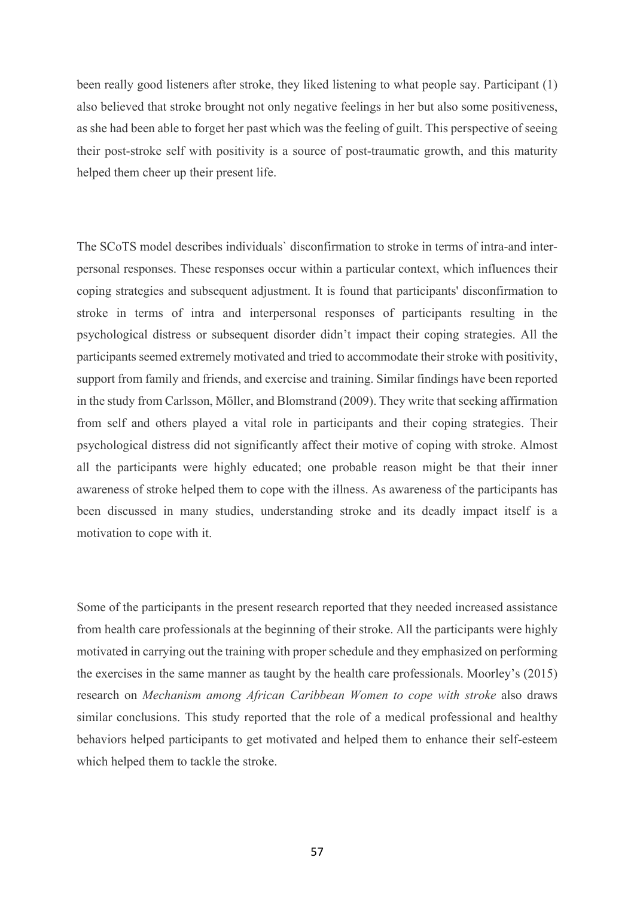been really good listeners after stroke, they liked listening to what people say. Participant (1) also believed that stroke brought not only negative feelings in her but also some positiveness, as she had been able to forget her past which was the feeling of guilt. This perspective of seeing their post-stroke self with positivity is a source of post-traumatic growth, and this maturity helped them cheer up their present life.

The SCoTS model describes individuals` disconfirmation to stroke in terms of intra-and inter-personal responses. These responses occur within a particular context, which influences their coping strategies and subsequent adjustment. It is found that participants' disconfirmation to stroke in terms of intra and interpersonal responses of participants resulting in the psychological distress or subsequent disorder didn't impact their coping strategies. All the participants seemed extremely motivated and tried to accommodate their stroke with positivity, support from family and friends, and exercise and training. Similar findings have been reported in the study from Carlsson, Möller, and Blomstrand (2009). They write that seeking affirmation from self and others played a vital role in participants and their coping strategies. Their psychological distress did not significantly affect their motive of coping with stroke. Almost all the participants were highly educated; one probable reason might be that their inner awareness of stroke helped them to cope with the illness. As awareness of the participants has been discussed in many studies, understanding stroke and its deadly impact itself is a motivation to cope with it.

Some of the participants in the present research reported that they needed increased assistance from health care professionals at the beginning of their stroke. All the participants were highly motivated in carrying out the training with proper schedule and they emphasized on performing the exercises in the same manner as taught by the health care professionals. Moorley's (2015) research on *Mechanism among African Caribbean Women to cope with stroke* also draws similar conclusions. This study reported that the role of a medical professional and healthy behaviors helped participants to get motivated and helped them to enhance their self-esteem which helped them to tackle the stroke.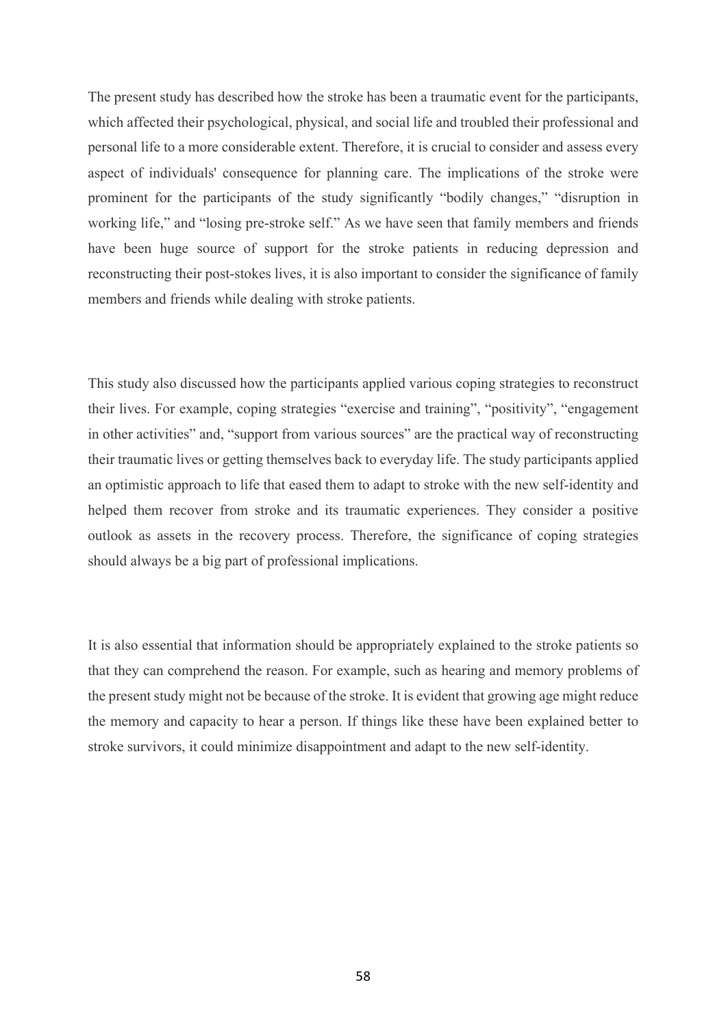The present study has described how the stroke has been a traumatic event for the participants, which affected their psychological, physical, and social life and troubled their professional and personal life to a more considerable extent. Therefore, it is crucial to consider and assess every aspect of individuals' consequence for planning care. The implications of the stroke were prominent for the participants of the study significantly "bodily changes," "disruption in working life," and "losing pre-stroke self." As we have seen that family members and friends have been huge source of support for the stroke patients in reducing depression and reconstructing their post-stokes lives, it is also important to consider the significance of family members and friends while dealing with stroke patients.

This study also discussed how the participants applied various coping strategies to reconstruct their lives. For example, coping strategies "exercise and training", "positivity", "engagement in other activities" and, "support from various sources" are the practical way of reconstructing their traumatic lives or getting themselves back to everyday life. The study participants applied an optimistic approach to life that eased them to adapt to stroke with the new self-identity and helped them recover from stroke and its traumatic experiences. They consider a positive outlook as assets in the recovery process. Therefore, the significance of coping strategies should always be a big part of professional implications.

It is also essential that information should be appropriately explained to the stroke patients so that they can comprehend the reason. For example, such as hearing and memory problems of the present study might not be because of the stroke. It is evident that growing age might reduce the memory and capacity to hear a person. If things like these have been explained better to stroke survivors, it could minimize disappointment and adapt to the new self-identity.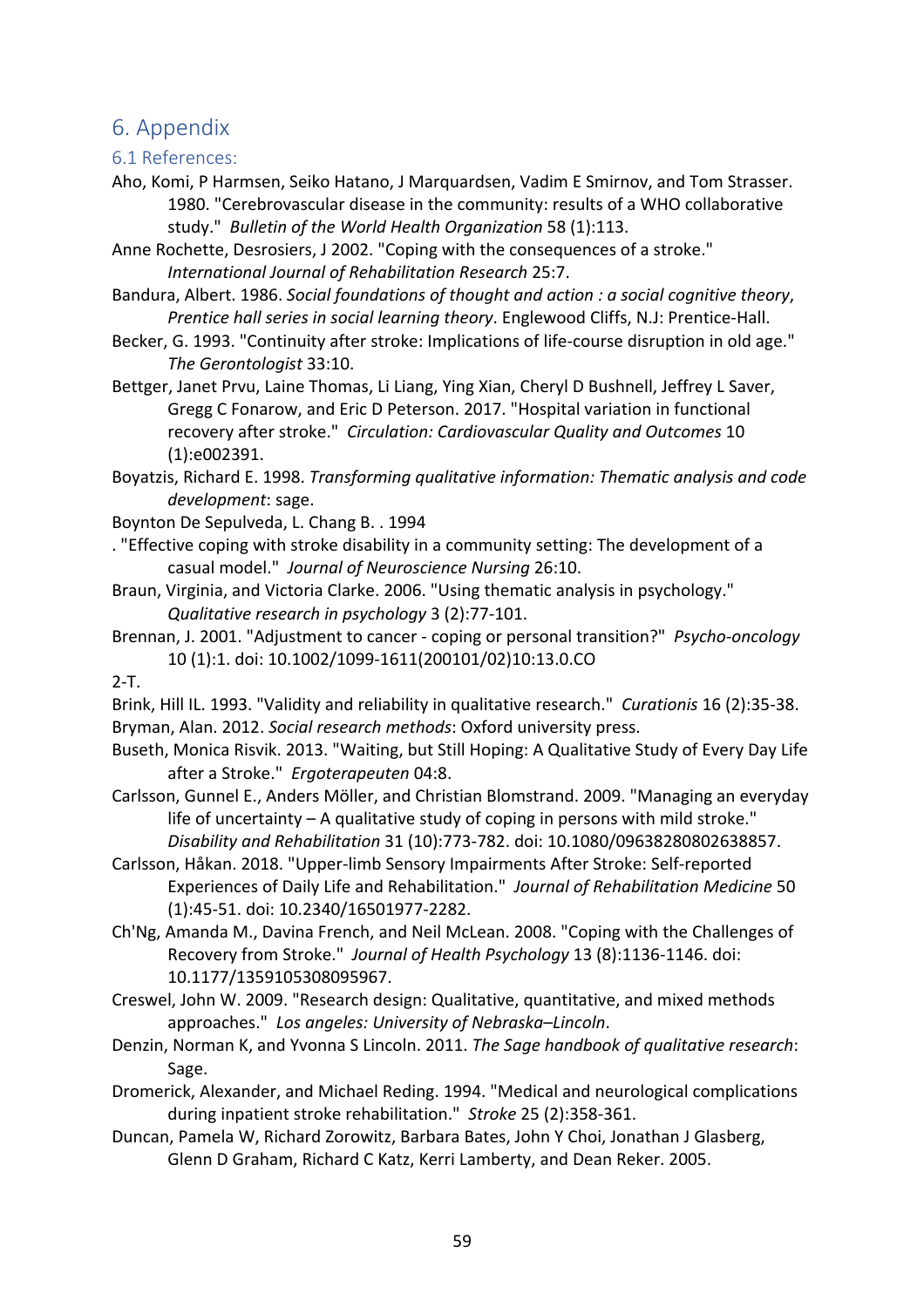# 6. Appendix

## 6.1 References:

Aho, Komi, P Harmsen, Seiko Hatano, J Marquardsen, Vadim E Smirnov, and Tom Strasser. 1980. "Cerebrovascular disease in the community: results of a WHO collaborative study." *Bulletin of the World Health Organization* 58 (1):113.

Anne Rochette, Desrosiers, J 2002. "Coping with the consequences of a stroke." *International Journal of Rehabilitation Research* 25:7.

Bandura, Albert. 1986. *Social foundations of thought and action : a social cognitive theory*, *Prentice hall series in social learning theory*. Englewood Cliffs, N.J: Prentice-Hall.

Becker, G. 1993. "Continuity after stroke: Implications of life-course disruption in old age." *The Gerontologist* 33:10.

Bettger, Janet Prvu, Laine Thomas, Li Liang, Ying Xian, Cheryl D Bushnell, Jeffrey L Saver, Gregg C Fonarow, and Eric D Peterson. 2017. "Hospital variation in functional recovery after stroke." *Circulation: Cardiovascular Quality and Outcomes* 10 (1):e002391.

Boyatzis, Richard E. 1998. *Transforming qualitative information: Thematic analysis and code development*: sage.

Boynton De Sepulveda, L. Chang B. . 1994

. "Effective coping with stroke disability in a community setting: The development of a casual model." *Journal of Neuroscience Nursing* 26:10.

Braun, Virginia, and Victoria Clarke. 2006. "Using thematic analysis in psychology." *Qualitative research in psychology* 3 (2):77-101.

Brennan, J. 2001. "Adjustment to cancer - coping or personal transition?" *Psycho-oncology* 10 (1):1. doi: 10.1002/1099-1611(200101/02)10:13.0.CO

2-T.

Brink, Hill IL. 1993. "Validity and reliability in qualitative research." *Curationis* 16 (2):35-38.

Bryman, Alan. 2012. *Social research methods*: Oxford university press.

Buseth, Monica Risvik. 2013. "Waiting, but Still Hoping: A Qualitative Study of Every Day Life after a Stroke." *Ergoterapeuten* 04:8.

Carlsson, Gunnel E., Anders Möller, and Christian Blomstrand. 2009. "Managing an everyday life of uncertainty – A qualitative study of coping in persons with mild stroke." *Disability and Rehabilitation* 31 (10):773-782. doi: 10.1080/09638280802638857.

Carlsson, Håkan. 2018. "Upper-limb Sensory Impairments After Stroke: Self-reported Experiences of Daily Life and Rehabilitation." *Journal of Rehabilitation Medicine* 50 (1):45-51. doi: 10.2340/16501977-2282.

Ch'Ng, Amanda M., Davina French, and Neil McLean. 2008. "Coping with the Challenges of Recovery from Stroke." *Journal of Health Psychology* 13 (8):1136-1146. doi: 10.1177/1359105308095967.

Creswel, John W. 2009. "Research design: Qualitative, quantitative, and mixed methods approaches." *Los angeles: University of Nebraska–Lincoln*.

Denzin, Norman K, and Yvonna S Lincoln. 2011. *The Sage handbook of qualitative research*: Sage.

Dromerick, Alexander, and Michael Reding. 1994. "Medical and neurological complications during inpatient stroke rehabilitation." *Stroke* 25 (2):358-361.

Duncan, Pamela W, Richard Zorowitz, Barbara Bates, John Y Choi, Jonathan J Glasberg, Glenn D Graham, Richard C Katz, Kerri Lamberty, and Dean Reker. 2005.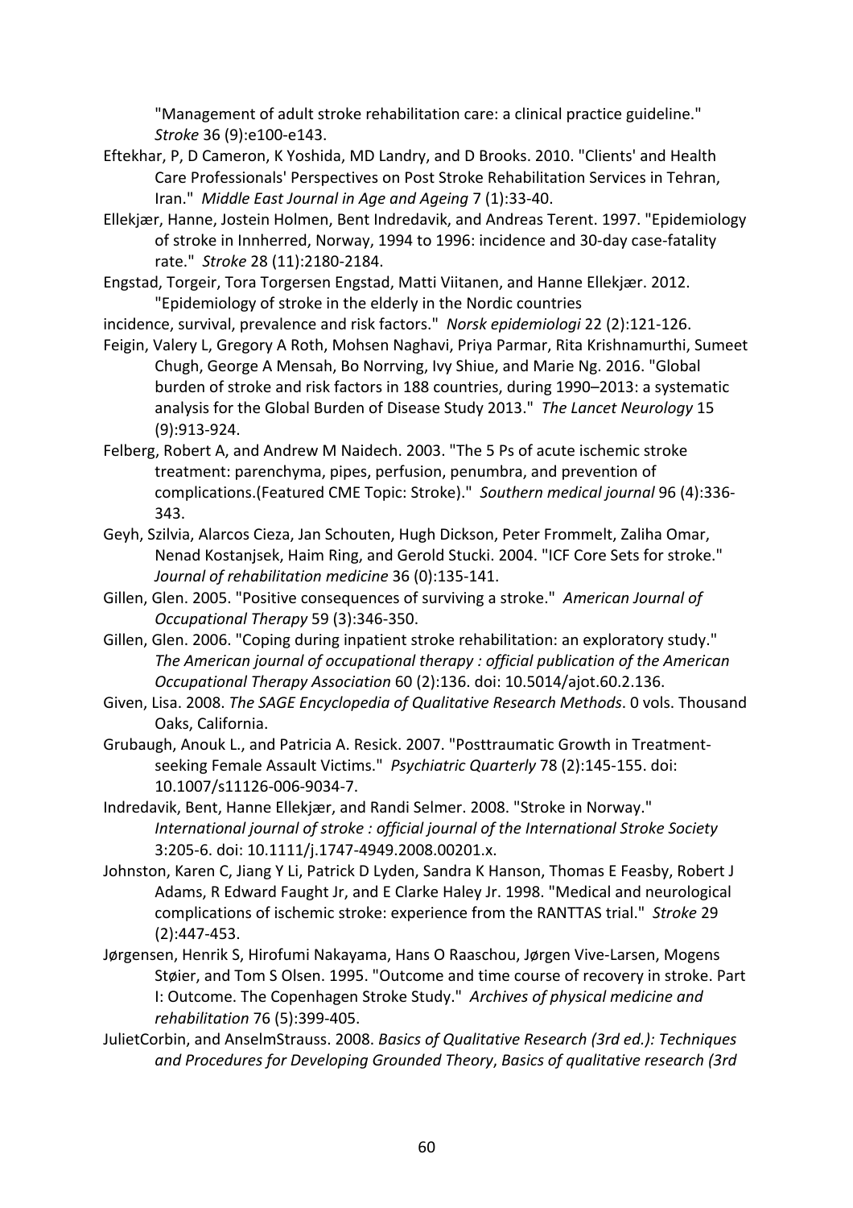"Management of adult stroke rehabilitation care: a clinical practice guideline." *Stroke* 36 (9):e100-e143.

Eftekhar, P, D Cameron, K Yoshida, MD Landry, and D Brooks. 2010. "Clients' and Health Care Professionals' Perspectives on Post Stroke Rehabilitation Services in Tehran, Iran." *Middle East Journal in Age and Ageing* 7 (1):33-40.

Ellekjær, Hanne, Jostein Holmen, Bent Indredavik, and Andreas Terent. 1997. "Epidemiology of stroke in Innherred, Norway, 1994 to 1996: incidence and 30-day case-fatality rate." *Stroke* 28 (11):2180-2184.

Engstad, Torgeir, Tora Torgersen Engstad, Matti Viitanen, and Hanne Ellekjær. 2012. "Epidemiology of stroke in the elderly in the Nordic countries
incidence, survival, prevalence and risk factors." *Norsk epidemiologi* 22 (2):121-126.

Feigin, Valery L, Gregory A Roth, Mohsen Naghavi, Priya Parmar, Rita Krishnamurthi, Sumeet Chugh, George A Mensah, Bo Norrving, Ivy Shiue, and Marie Ng. 2016. "Global burden of stroke and risk factors in 188 countries, during 1990–2013: a systematic analysis for the Global Burden of Disease Study 2013." *The Lancet Neurology* 15 (9):913-924.

Felberg, Robert A, and Andrew M Naidech. 2003. "The 5 Ps of acute ischemic stroke treatment: parenchyma, pipes, perfusion, penumbra, and prevention of complications.(Featured CME Topic: Stroke)." *Southern medical journal* 96 (4):336-343.

Geyh, Szilvia, Alarcos Cieza, Jan Schouten, Hugh Dickson, Peter Frommelt, Zaliha Omar, Nenad Kostanjsek, Haim Ring, and Gerold Stucki. 2004. "ICF Core Sets for stroke." *Journal of rehabilitation medicine* 36 (0):135-141.

Gillen, Glen. 2005. "Positive consequences of surviving a stroke." *American Journal of Occupational Therapy* 59 (3):346-350.

Gillen, Glen. 2006. "Coping during inpatient stroke rehabilitation: an exploratory study." *The American journal of occupational therapy : official publication of the American Occupational Therapy Association* 60 (2):136. doi: 10.5014/ajot.60.2.136.

Given, Lisa. 2008. *The SAGE Encyclopedia of Qualitative Research Methods*. 0 vols. Thousand Oaks, California.

Grubaugh, Anouk L., and Patricia A. Resick. 2007. "Posttraumatic Growth in Treatment-seeking Female Assault Victims." *Psychiatric Quarterly* 78 (2):145-155. doi: 10.1007/s11126-006-9034-7.

Indredavik, Bent, Hanne Ellekjær, and Randi Selmer. 2008. "Stroke in Norway." *International journal of stroke : official journal of the International Stroke Society* 3:205-6. doi: 10.1111/j.1747-4949.2008.00201.x.

Johnston, Karen C, Jiang Y Li, Patrick D Lyden, Sandra K Hanson, Thomas E Feasby, Robert J Adams, R Edward Faught Jr, and E Clarke Haley Jr. 1998. "Medical and neurological complications of ischemic stroke: experience from the RANTTAS trial." *Stroke* 29 (2):447-453.

Jørgensen, Henrik S, Hirofumi Nakayama, Hans O Raaschou, Jørgen Vive-Larsen, Mogens Støier, and Tom S Olsen. 1995. "Outcome and time course of recovery in stroke. Part I: Outcome. The Copenhagen Stroke Study." *Archives of physical medicine and rehabilitation* 76 (5):399-405.

JulietCorbin, and AnselmStrauss. 2008. *Basics of Qualitative Research (3rd ed.): Techniques and Procedures for Developing Grounded Theory*, *Basics of qualitative research (3rd*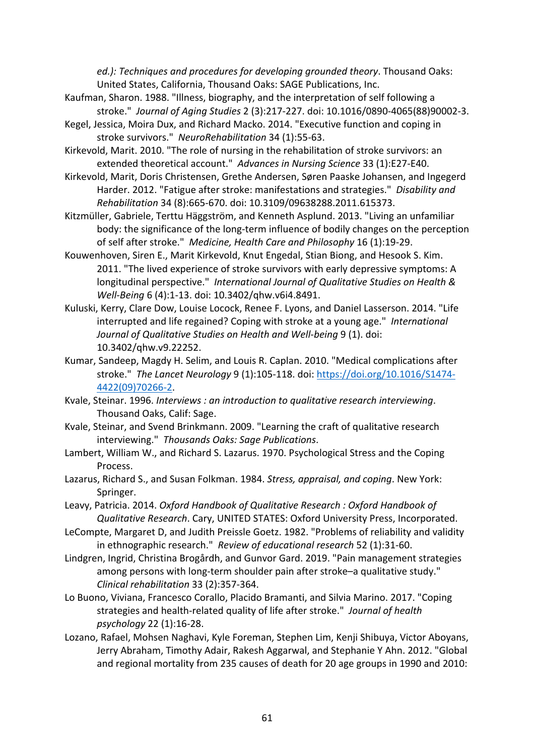ed.): *Techniques and procedures for developing grounded theory*. Thousand Oaks: United States, California, Thousand Oaks: SAGE Publications, Inc.

Kaufman, Sharon. 1988. "Illness, biography, and the interpretation of self following a stroke." *Journal of Aging Studies* 2 (3):217-227. doi: 10.1016/0890-4065(88)90002-3.

Kegel, Jessica, Moira Dux, and Richard Macko. 2014. "Executive function and coping in stroke survivors." *NeuroRehabilitation* 34 (1):55-63.

Kirkevold, Marit. 2010. "The role of nursing in the rehabilitation of stroke survivors: an extended theoretical account." *Advances in Nursing Science* 33 (1):E27-E40.

Kirkevold, Marit, Doris Christensen, Grethe Andersen, Søren Paaske Johansen, and Ingegerd Harder. 2012. "Fatigue after stroke: manifestations and strategies." *Disability and Rehabilitation* 34 (8):665-670. doi: 10.3109/09638288.2011.615373.

Kitzmüller, Gabriele, Terttu Häggström, and Kenneth Asplund. 2013. "Living an unfamiliar body: the significance of the long-term influence of bodily changes on the perception of self after stroke." *Medicine, Health Care and Philosophy* 16 (1):19-29.

Kouwenhoven, Siren E., Marit Kirkevold, Knut Engedal, Stian Biong, and Hesook S. Kim. 2011. "The lived experience of stroke survivors with early depressive symptoms: A longitudinal perspective." *International Journal of Qualitative Studies on Health & Well-Being* 6 (4):1-13. doi: 10.3402/qhw.v6i4.8491.

Kuluski, Kerry, Clare Dow, Louise Locock, Renee F. Lyons, and Daniel Lasserson. 2014. "Life interrupted and life regained? Coping with stroke at a young age." *International Journal of Qualitative Studies on Health and Well-being* 9 (1). doi: 10.3402/qhw.v9.22252.

Kumar, Sandeep, Magdy H. Selim, and Louis R. Caplan. 2010. "Medical complications after stroke." *The Lancet Neurology* 9 (1):105-118. doi: https://doi.org/10.1016/S1474-4422(09)70266-2.

Kvale, Steinar. 1996. *Interviews : an introduction to qualitative research interviewing*. Thousand Oaks, Calif: Sage.

Kvale, Steinar, and Svend Brinkmann. 2009. "Learning the craft of qualitative research interviewing." *Thousands Oaks: Sage Publications*.

Lambert, William W., and Richard S. Lazarus. 1970. Psychological Stress and the Coping Process.

Lazarus, Richard S., and Susan Folkman. 1984. *Stress, appraisal, and coping*. New York: Springer.

Leavy, Patricia. 2014. *Oxford Handbook of Qualitative Research : Oxford Handbook of Qualitative Research*. Cary, UNITED STATES: Oxford University Press, Incorporated.

LeCompte, Margaret D, and Judith Preissle Goetz. 1982. "Problems of reliability and validity in ethnographic research." *Review of educational research* 52 (1):31-60.

Lindgren, Ingrid, Christina Brogårdh, and Gunvor Gard. 2019. "Pain management strategies among persons with long-term shoulder pain after stroke–a qualitative study." *Clinical rehabilitation* 33 (2):357-364.

Lo Buono, Viviana, Francesco Corallo, Placido Bramanti, and Silvia Marino. 2017. "Coping strategies and health-related quality of life after stroke." *Journal of health psychology* 22 (1):16-28.

Lozano, Rafael, Mohsen Naghavi, Kyle Foreman, Stephen Lim, Kenji Shibuya, Victor Aboyans, Jerry Abraham, Timothy Adair, Rakesh Aggarwal, and Stephanie Y Ahn. 2012. "Global and regional mortality from 235 causes of death for 20 age groups in 1990 and 2010: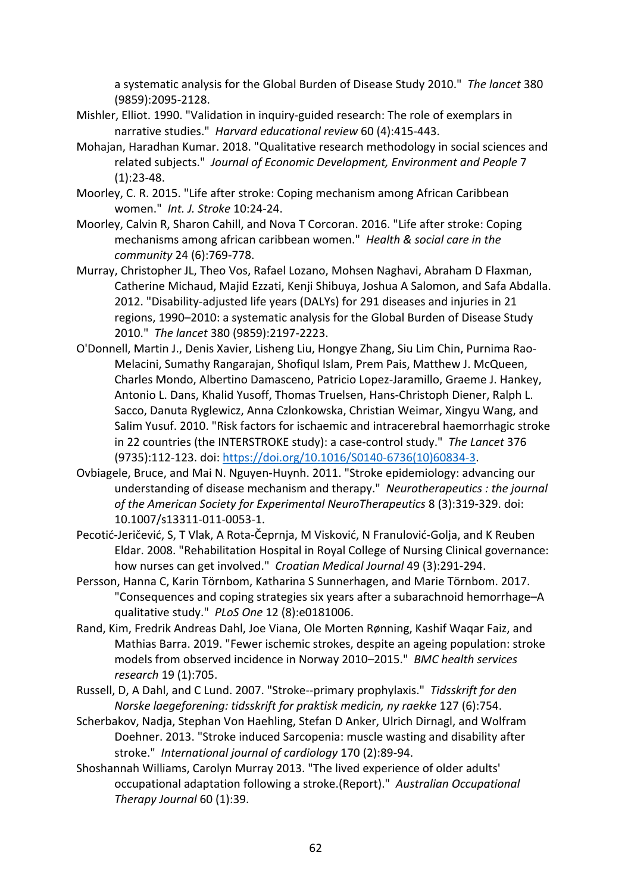a systematic analysis for the Global Burden of Disease Study 2010." *The lancet* 380 (9859):2095-2128.

Mishler, Elliot. 1990. "Validation in inquiry-guided research: The role of exemplars in narrative studies." *Harvard educational review* 60 (4):415-443.

Mohajan, Haradhan Kumar. 2018. "Qualitative research methodology in social sciences and related subjects." *Journal of Economic Development, Environment and People* 7 (1):23-48.

Moorley, C. R. 2015. "Life after stroke: Coping mechanism among African Caribbean women." *Int. J. Stroke* 10:24-24.

Moorley, Calvin R, Sharon Cahill, and Nova T Corcoran. 2016. "Life after stroke: Coping mechanisms among african caribbean women." *Health & social care in the community* 24 (6):769-778.

Murray, Christopher JL, Theo Vos, Rafael Lozano, Mohsen Naghavi, Abraham D Flaxman, Catherine Michaud, Majid Ezzati, Kenji Shibuya, Joshua A Salomon, and Safa Abdalla. 2012. "Disability-adjusted life years (DALYs) for 291 diseases and injuries in 21 regions, 1990–2010: a systematic analysis for the Global Burden of Disease Study 2010." *The lancet* 380 (9859):2197-2223.

O'Donnell, Martin J., Denis Xavier, Lisheng Liu, Hongye Zhang, Siu Lim Chin, Purnima Rao-Melacini, Sumathy Rangarajan, Shofiqul Islam, Prem Pais, Matthew J. McQueen, Charles Mondo, Albertino Damasceno, Patricio Lopez-Jaramillo, Graeme J. Hankey, Antonio L. Dans, Khalid Yusoff, Thomas Truelsen, Hans-Christoph Diener, Ralph L. Sacco, Danuta Ryglewicz, Anna Czlonkowska, Christian Weimar, Xingyu Wang, and Salim Yusuf. 2010. "Risk factors for ischaemic and intracerebral haemorrhagic stroke in 22 countries (the INTERSTROKE study): a case-control study." *The Lancet* 376 (9735):112-123. doi: https://doi.org/10.1016/S0140-6736(10)60834-3.

Ovbiagele, Bruce, and Mai N. Nguyen-Huynh. 2011. "Stroke epidemiology: advancing our understanding of disease mechanism and therapy." *Neurotherapeutics : the journal of the American Society for Experimental NeuroTherapeutics* 8 (3):319-329. doi: 10.1007/s13311-011-0053-1.

Pecotić-Jeričević, S, T Vlak, A Rota-Čeprnja, M Visković, N Franulović-Golja, and K Reuben Eldar. 2008. "Rehabilitation Hospital in Royal College of Nursing Clinical governance: how nurses can get involved." *Croatian Medical Journal* 49 (3):291-294.

Persson, Hanna C, Karin Törnbom, Katharina S Sunnerhagen, and Marie Törnbom. 2017. "Consequences and coping strategies six years after a subarachnoid hemorrhage–A qualitative study." *PLoS One* 12 (8):e0181006.

Rand, Kim, Fredrik Andreas Dahl, Joe Viana, Ole Morten Rønning, Kashif Waqar Faiz, and Mathias Barra. 2019. "Fewer ischemic strokes, despite an ageing population: stroke models from observed incidence in Norway 2010–2015." *BMC health services research* 19 (1):705.

Russell, D, A Dahl, and C Lund. 2007. "Stroke--primary prophylaxis." *Tidsskrift for den Norske laegeforening: tidsskrift for praktisk medicin, ny raekke* 127 (6):754.

Scherbakov, Nadja, Stephan Von Haehling, Stefan D Anker, Ulrich Dirnagl, and Wolfram Doehner. 2013. "Stroke induced Sarcopenia: muscle wasting and disability after stroke." *International journal of cardiology* 170 (2):89-94.

Shoshannah Williams, Carolyn Murray 2013. "The lived experience of older adults' occupational adaptation following a stroke.(Report)." *Australian Occupational Therapy Journal* 60 (1):39.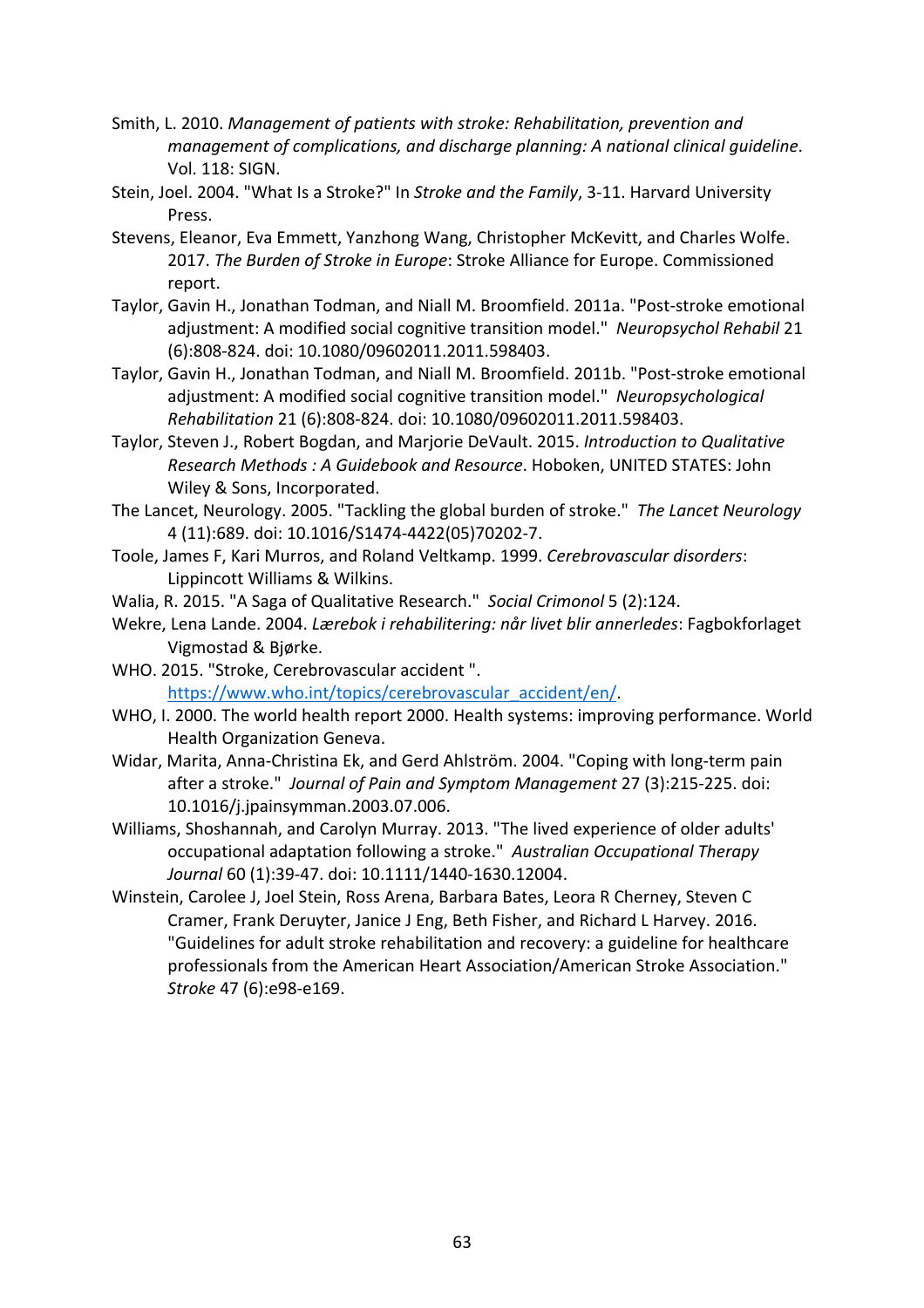Smith, L. 2010. *Management of patients with stroke: Rehabilitation, prevention and management of complications, and discharge planning: A national clinical guideline*. Vol. 118: SIGN.

Stein, Joel. 2004. "What Is a Stroke?" In *Stroke and the Family*, 3-11. Harvard University Press.

Stevens, Eleanor, Eva Emmett, Yanzhong Wang, Christopher McKevitt, and Charles Wolfe. 2017. *The Burden of Stroke in Europe*: Stroke Alliance for Europe. Commissioned report.

Taylor, Gavin H., Jonathan Todman, and Niall M. Broomfield. 2011a. "Post-stroke emotional adjustment: A modified social cognitive transition model." *Neuropsychol Rehabil* 21 (6):808-824. doi: 10.1080/09602011.2011.598403.

Taylor, Gavin H., Jonathan Todman, and Niall M. Broomfield. 2011b. "Post-stroke emotional adjustment: A modified social cognitive transition model." *Neuropsychological Rehabilitation* 21 (6):808-824. doi: 10.1080/09602011.2011.598403.

Taylor, Steven J., Robert Bogdan, and Marjorie DeVault. 2015. *Introduction to Qualitative Research Methods : A Guidebook and Resource*. Hoboken, UNITED STATES: John Wiley & Sons, Incorporated.

The Lancet, Neurology. 2005. "Tackling the global burden of stroke." *The Lancet Neurology* 4 (11):689. doi: 10.1016/S1474-4422(05)70202-7.

Toole, James F, Kari Murros, and Roland Veltkamp. 1999. *Cerebrovascular disorders*: Lippincott Williams & Wilkins.

Walia, R. 2015. "A Saga of Qualitative Research." *Social Crimonol* 5 (2):124.

Wekre, Lena Lande. 2004. *Lærebok i rehabilitering: når livet blir annerledes*: Fagbokforlaget Vigmostad & Bjørke.

WHO. 2015. "Stroke, Cerebrovascular accident ". https://www.who.int/topics/cerebrovascular_accident/en/.

WHO, I. 2000. The world health report 2000. Health systems: improving performance. World Health Organization Geneva.

Widar, Marita, Anna-Christina Ek, and Gerd Ahlström. 2004. "Coping with long-term pain after a stroke." *Journal of Pain and Symptom Management* 27 (3):215-225. doi: 10.1016/j.jpainsymman.2003.07.006.

Williams, Shoshannah, and Carolyn Murray. 2013. "The lived experience of older adults' occupational adaptation following a stroke." *Australian Occupational Therapy Journal* 60 (1):39-47. doi: 10.1111/1440-1630.12004.

Winstein, Carolee J, Joel Stein, Ross Arena, Barbara Bates, Leora R Cherney, Steven C Cramer, Frank Deruyter, Janice J Eng, Beth Fisher, and Richard L Harvey. 2016. "Guidelines for adult stroke rehabilitation and recovery: a guideline for healthcare professionals from the American Heart Association/American Stroke Association." *Stroke* 47 (6):e98-e169.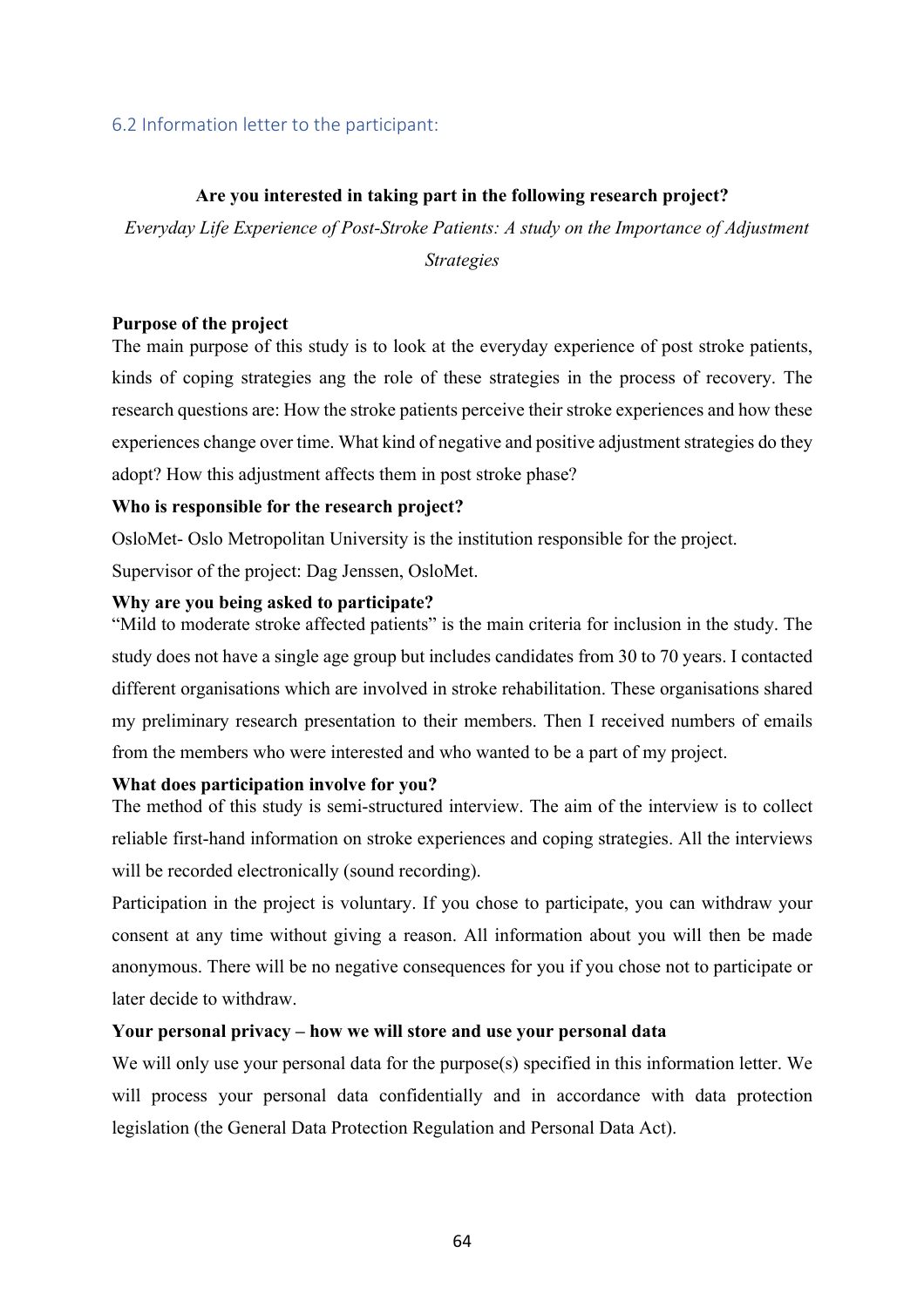### 6.2 Information letter to the participant:

**Are you interested in taking part in the following research project?**

*Everyday Life Experience of Post-Stroke Patients: A study on the Importance of Adjustment Strategies*

**Purpose of the project**

The main purpose of this study is to look at the everyday experience of post stroke patients, kinds of coping strategies ang the role of these strategies in the process of recovery. The research questions are: How the stroke patients perceive their stroke experiences and how these experiences change over time. What kind of negative and positive adjustment strategies do they adopt? How this adjustment affects them in post stroke phase?

**Who is responsible for the research project?**

OsloMet- Oslo Metropolitan University is the institution responsible for the project.

Supervisor of the project: Dag Jenssen, OsloMet.

**Why are you being asked to participate?**

"Mild to moderate stroke affected patients" is the main criteria for inclusion in the study. The study does not have a single age group but includes candidates from 30 to 70 years. I contacted different organisations which are involved in stroke rehabilitation. These organisations shared my preliminary research presentation to their members. Then I received numbers of emails from the members who were interested and who wanted to be a part of my project.

**What does participation involve for you?**

The method of this study is semi-structured interview. The aim of the interview is to collect reliable first-hand information on stroke experiences and coping strategies. All the interviews will be recorded electronically (sound recording).

Participation in the project is voluntary. If you chose to participate, you can withdraw your consent at any time without giving a reason. All information about you will then be made anonymous. There will be no negative consequences for you if you chose not to participate or later decide to withdraw.

**Your personal privacy – how we will store and use your personal data**

We will only use your personal data for the purpose(s) specified in this information letter. We will process your personal data confidentially and in accordance with data protection legislation (the General Data Protection Regulation and Personal Data Act).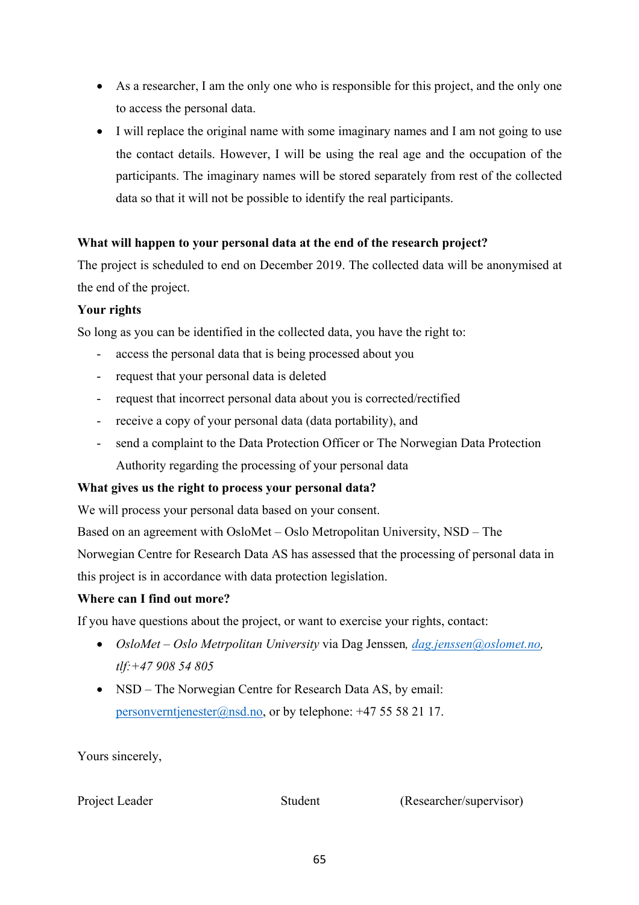- As a researcher, I am the only one who is responsible for this project, and the only one to access the personal data.
- I will replace the original name with some imaginary names and I am not going to use the contact details. However, I will be using the real age and the occupation of the participants. The imaginary names will be stored separately from rest of the collected data so that it will not be possible to identify the real participants.

**What will happen to your personal data at the end of the research project?**

The project is scheduled to end on December 2019. The collected data will be anonymised at the end of the project.

**Your rights**

So long as you can be identified in the collected data, you have the right to:

- access the personal data that is being processed about you
- request that your personal data is deleted
- request that incorrect personal data about you is corrected/rectified
- receive a copy of your personal data (data portability), and
- send a complaint to the Data Protection Officer or The Norwegian Data Protection Authority regarding the processing of your personal data

**What gives us the right to process your personal data?**

We will process your personal data based on your consent.

Based on an agreement with OsloMet – Oslo Metropolitan University, NSD – The Norwegian Centre for Research Data AS has assessed that the processing of personal data in this project is in accordance with data protection legislation.

**Where can I find out more?**

If you have questions about the project, or want to exercise your rights, contact:

- *OsloMet – Oslo Metrpolitan University* via Dag Jenssen*, dag.jenssen@oslomet.no, tlf:+47 908 54 805*
- NSD – The Norwegian Centre for Research Data AS, by email: personverntjenester@nsd.no, or by telephone: +47 55 58 21 17.

Yours sincerely,

Project Leader Student (Researcher/supervisor)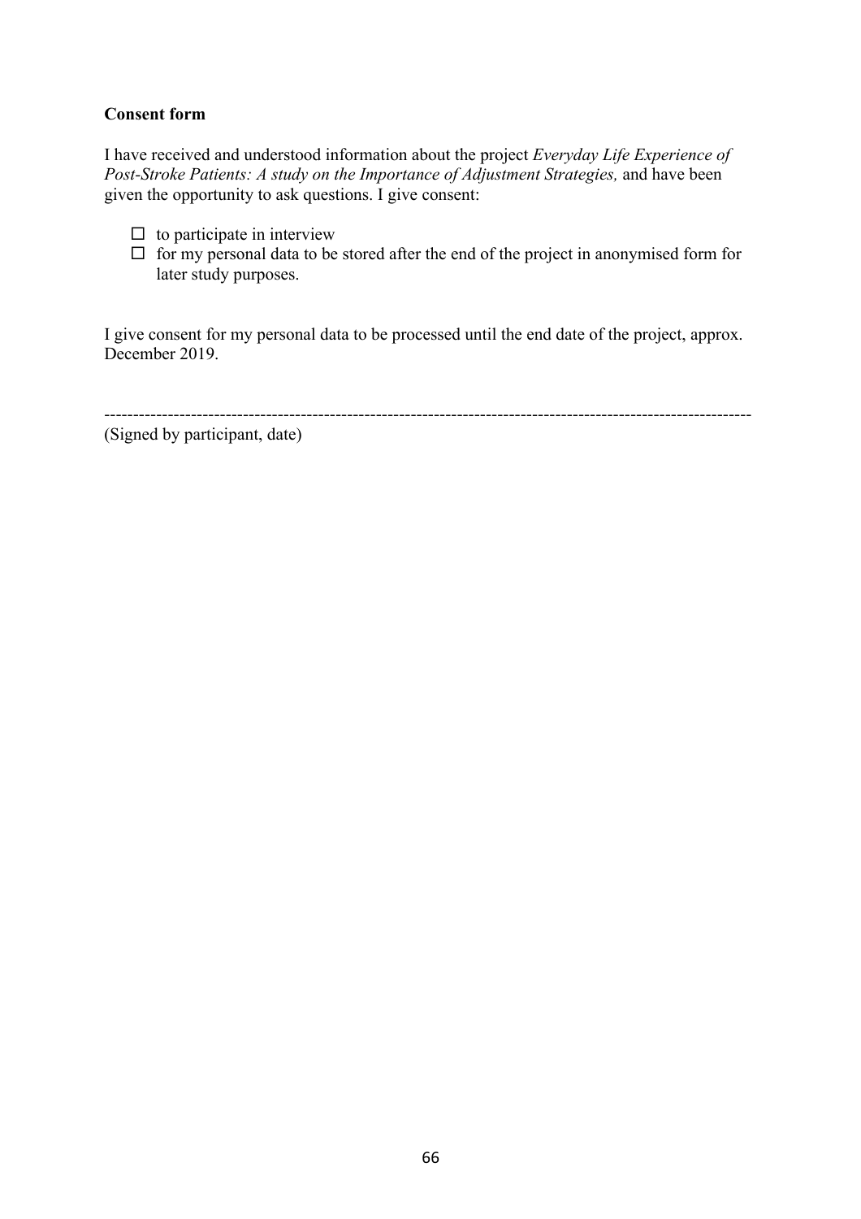**Consent form**

I have received and understood information about the project *Everyday Life Experience of Post-Stroke Patients: A study on the Importance of Adjustment Strategies,* and have been given the opportunity to ask questions. I give consent:

- ☐ to participate in interview
- ☐ for my personal data to be stored after the end of the project in anonymised form for later study purposes.

I give consent for my personal data to be processed until the end date of the project, approx. December 2019.

----------------------------------------------------------------------------------------------------------------

(Signed by participant, date)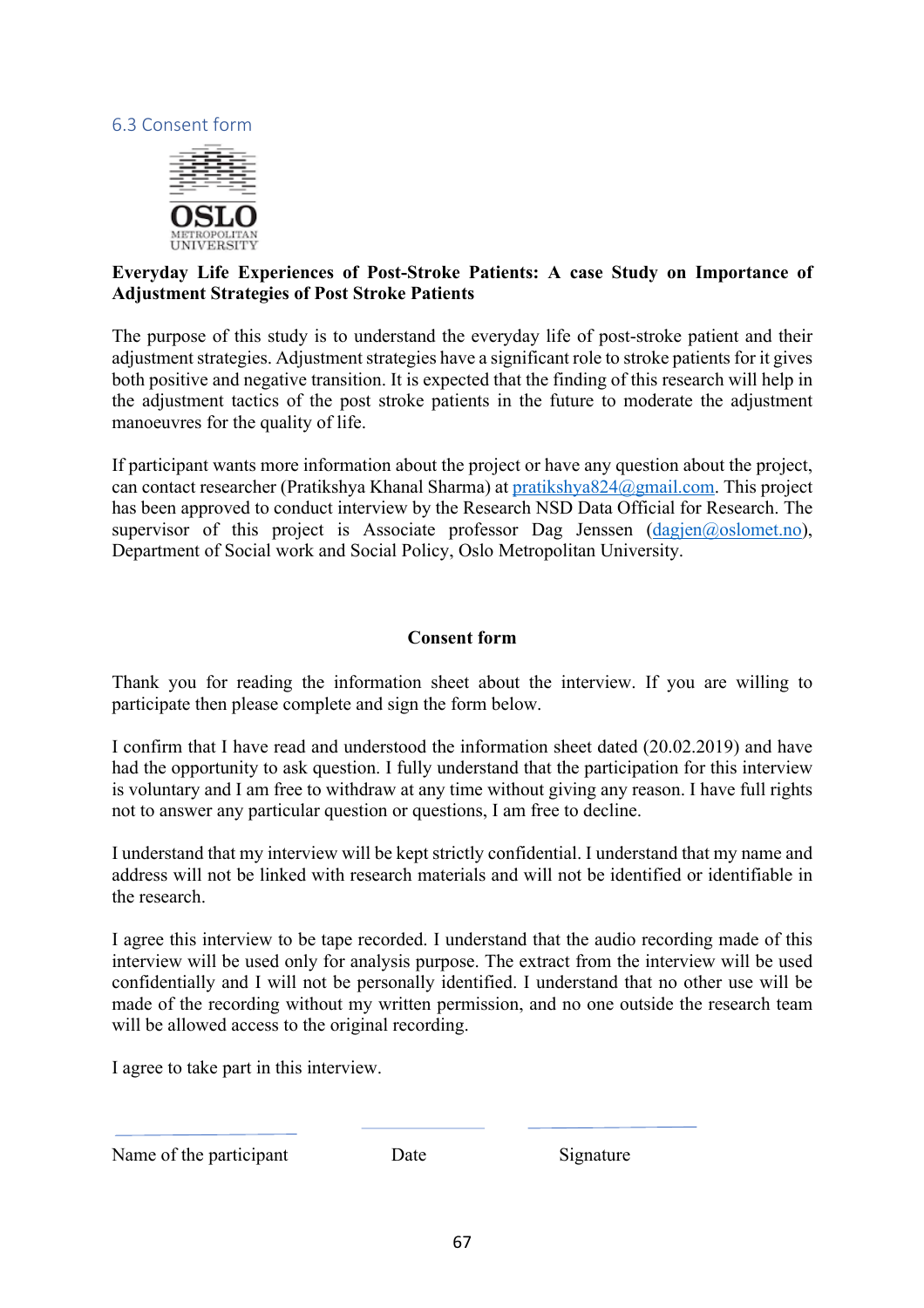## 6.3 Consent form

OSLO METROPOLITAN UNIVERSITY

**Everyday Life Experiences of Post-Stroke Patients: A case Study on Importance of Adjustment Strategies of Post Stroke Patients**

The purpose of this study is to understand the everyday life of post-stroke patient and their adjustment strategies. Adjustment strategies have a significant role to stroke patients for it gives both positive and negative transition. It is expected that the finding of this research will help in the adjustment tactics of the post stroke patients in the future to moderate the adjustment manoeuvres for the quality of life.

If participant wants more information about the project or have any question about the project, can contact researcher (Pratikshya Khanal Sharma) at pratikshya824@gmail.com. This project has been approved to conduct interview by the Research NSD Data Official for Research. The supervisor of this project is Associate professor Dag Jenssen (dagjen@oslomet.no), Department of Social work and Social Policy, Oslo Metropolitan University.

**Consent form**

Thank you for reading the information sheet about the interview. If you are willing to participate then please complete and sign the form below.

I confirm that I have read and understood the information sheet dated (20.02.2019) and have had the opportunity to ask question. I fully understand that the participation for this interview is voluntary and I am free to withdraw at any time without giving any reason. I have full rights not to answer any particular question or questions, I am free to decline.

I understand that my interview will be kept strictly confidential. I understand that my name and address will not be linked with research materials and will not be identified or identifiable in the research.

I agree this interview to be tape recorded. I understand that the audio recording made of this interview will be used only for analysis purpose. The extract from the interview will be used confidentially and I will not be personally identified. I understand that no other use will be made of the recording without my written permission, and no one outside the research team will be allowed access to the original recording.

I agree to take part in this interview.

\_\_\_\_\_\_\_\_\_\_\_\_\_\_\_\_\_\_\_\_ \_\_\_\_\_\_\_\_\_\_\_\_\_\_ \_\_\_\_\_\_\_\_\_\_\_\_\_\_\_\_\_\_

Name of the participant Date Signature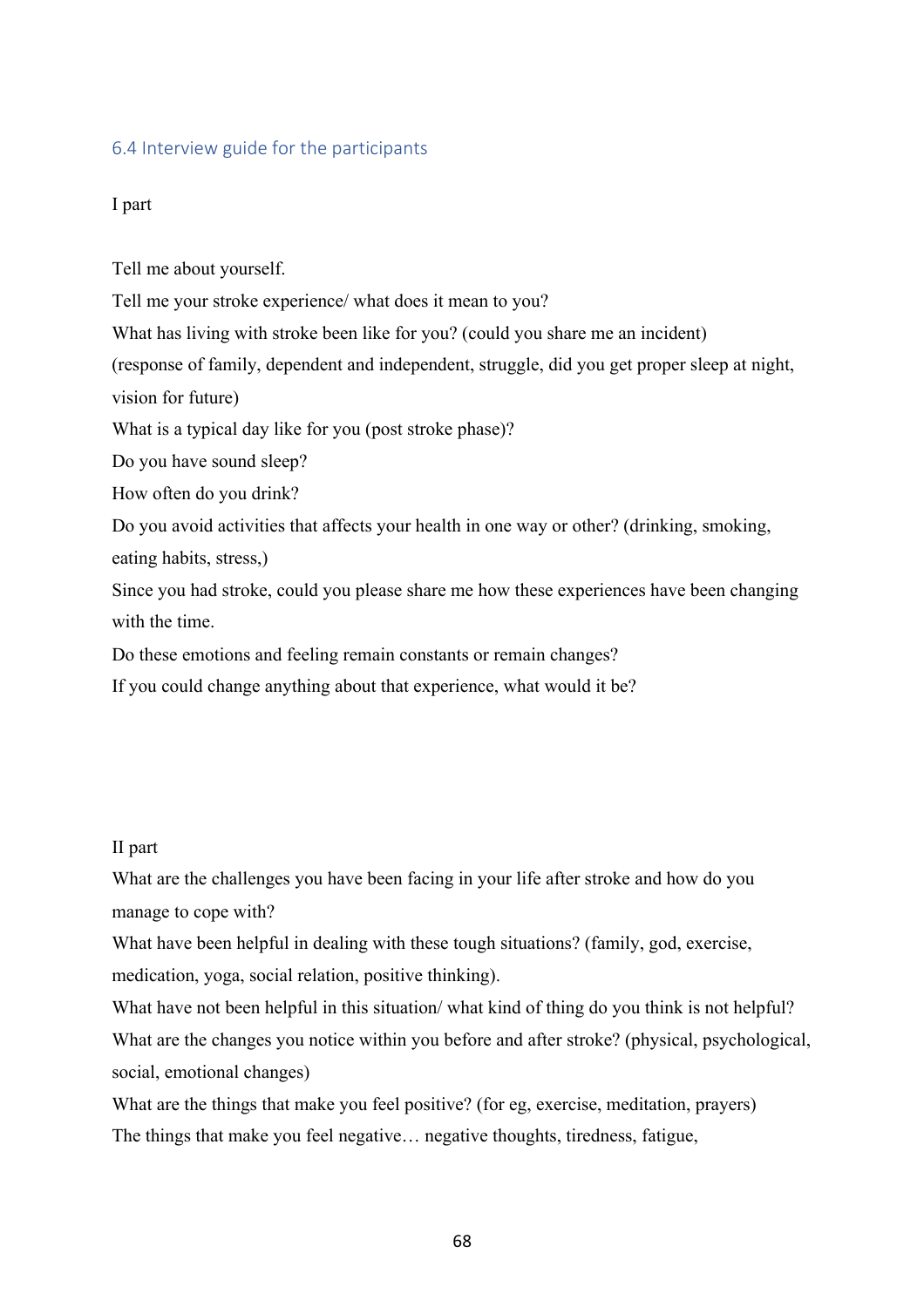## 6.4 Interview guide for the participants

I part

Tell me about yourself.

Tell me your stroke experience/ what does it mean to you?

What has living with stroke been like for you? (could you share me an incident)

(response of family, dependent and independent, struggle, did you get proper sleep at night, vision for future)

What is a typical day like for you (post stroke phase)?

Do you have sound sleep?

How often do you drink?

Do you avoid activities that affects your health in one way or other? (drinking, smoking, eating habits, stress,)

Since you had stroke, could you please share me how these experiences have been changing with the time.

Do these emotions and feeling remain constants or remain changes?

If you could change anything about that experience, what would it be?

II part

What are the challenges you have been facing in your life after stroke and how do you manage to cope with?

What have been helpful in dealing with these tough situations? (family, god, exercise, medication, yoga, social relation, positive thinking).

What have not been helpful in this situation/ what kind of thing do you think is not helpful?

What are the changes you notice within you before and after stroke? (physical, psychological, social, emotional changes)

What are the things that make you feel positive? (for eg, exercise, meditation, prayers)

The things that make you feel negative… negative thoughts, tiredness, fatigue,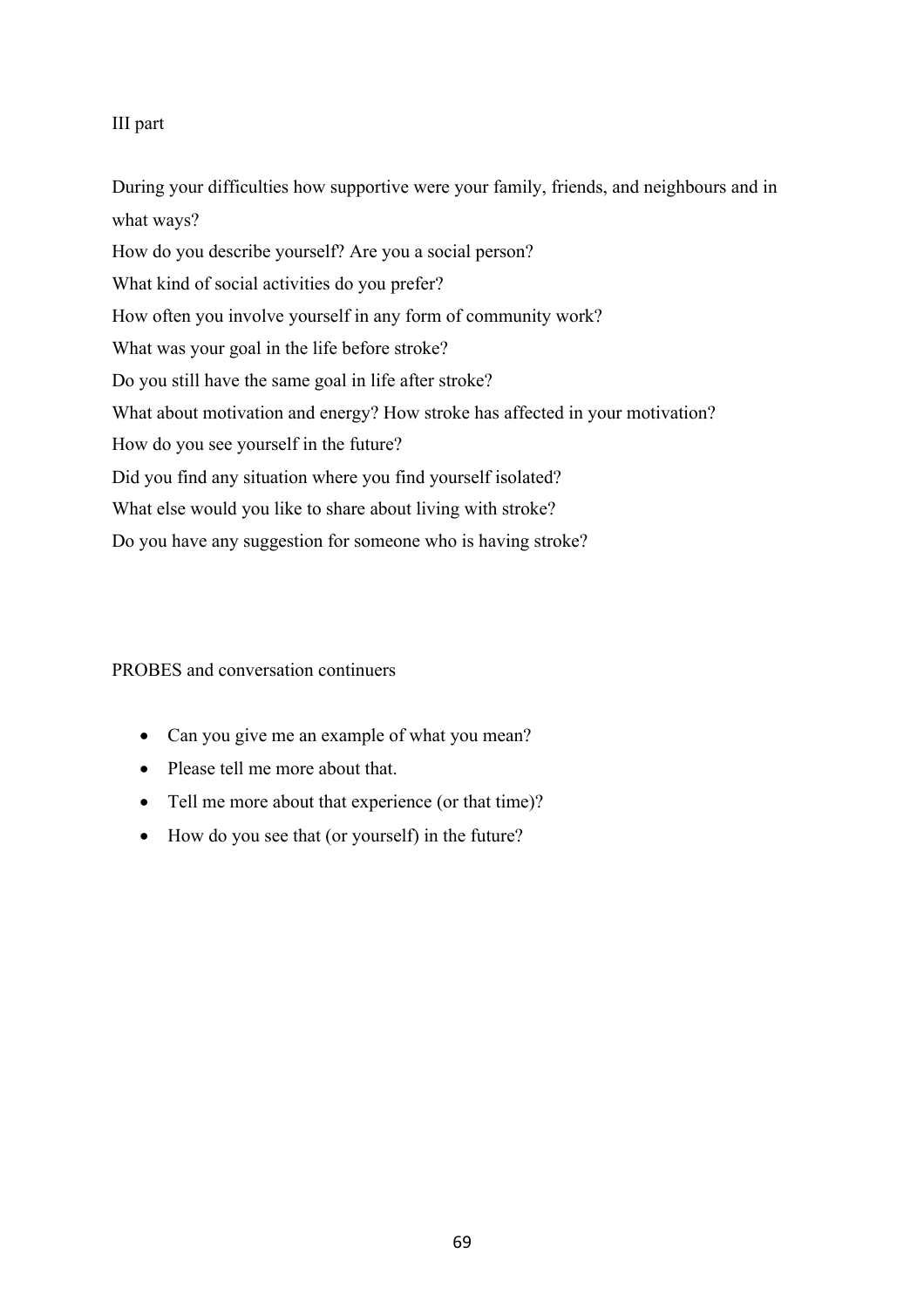III part

During your difficulties how supportive were your family, friends, and neighbours and in what ways?

How do you describe yourself? Are you a social person?

What kind of social activities do you prefer?

How often you involve yourself in any form of community work?

What was your goal in the life before stroke?

Do you still have the same goal in life after stroke?

What about motivation and energy? How stroke has affected in your motivation?

How do you see yourself in the future?

Did you find any situation where you find yourself isolated?

What else would you like to share about living with stroke?

Do you have any suggestion for someone who is having stroke?

PROBES and conversation continuers

- Can you give me an example of what you mean?
- Please tell me more about that.
- Tell me more about that experience (or that time)?
- How do you see that (or yourself) in the future?